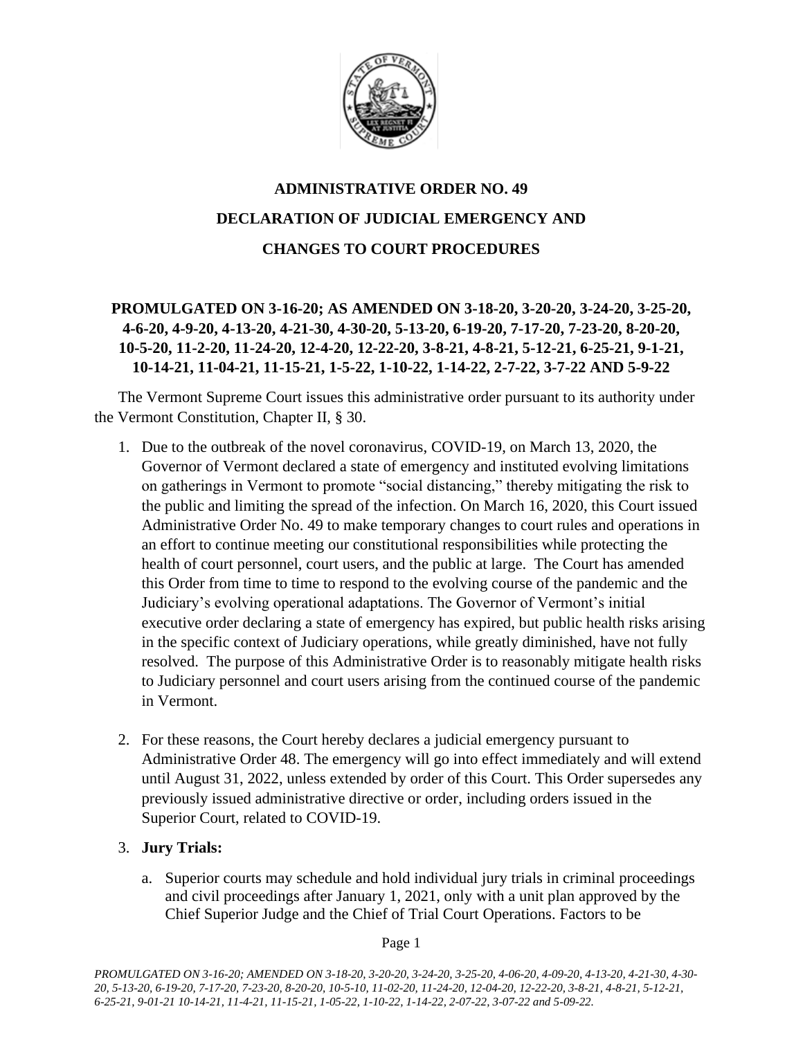# ADMINISTRATIVE ORDER NO. 49

# DECLARATION OF JUDICIAL EMERGENCY AND CHANGES TO COURT PROCEDURES

**PROMULGATED ON 3-16-20; AS AMENDED ON 3-18-20, 3-20-20, 3-24-20, 3-25-20, 4-6-20, 4-9-20, 4-13-20, 4-21-30, 4-30-20, 5-13-20, 6-19-20, 7-17-20, 7-23-20, 8-20-20, 10-5-20, 11-2-20, 11-24-20, 12-4-20, 12-22-20, 3-8-21, 4-8-21, 5-12-21, 6-25-21, 9-1-21, 10-14-21, 11-04-21, 11-15-21, 1-5-22, 1-10-22, 1-14-22, 2-7-22, 3-7-22 AND 5-9-22**

The Vermont Supreme Court issues this administrative order pursuant to its authority under the Vermont Constitution, Chapter II, § 30.

1. Due to the outbreak of the novel coronavirus, COVID-19, on March 13, 2020, the Governor of Vermont declared a state of emergency and instituted evolving limitations on gatherings in Vermont to promote "social distancing," thereby mitigating the risk to the public and limiting the spread of the infection. On March 16, 2020, this Court issued Administrative Order No. 49 to make temporary changes to court rules and operations in an effort to continue meeting our constitutional responsibilities while protecting the health of court personnel, court users, and the public at large. The Court has amended this Order from time to time to respond to the evolving course of the pandemic and the Judiciary's evolving operational adaptations. The Governor of Vermont's initial executive order declaring a state of emergency has expired, but public health risks arising in the specific context of Judiciary operations, while greatly diminished, have not fully resolved. The purpose of this Administrative Order is to reasonably mitigate health risks to Judiciary personnel and court users arising from the continued course of the pandemic in Vermont.

2. For these reasons, the Court hereby declares a judicial emergency pursuant to Administrative Order 48. The emergency will go into effect immediately and will extend until August 31, 2022, unless extended by order of this Court. This Order supersedes any previously issued administrative directive or order, including orders issued in the Superior Court, related to COVID-19.

3. **Jury Trials:**

   a. Superior courts may schedule and hold individual jury trials in criminal proceedings and civil proceedings after January 1, 2021, only with a unit plan approved by the Chief Superior Judge and the Chief of Trial Court Operations. Factors to be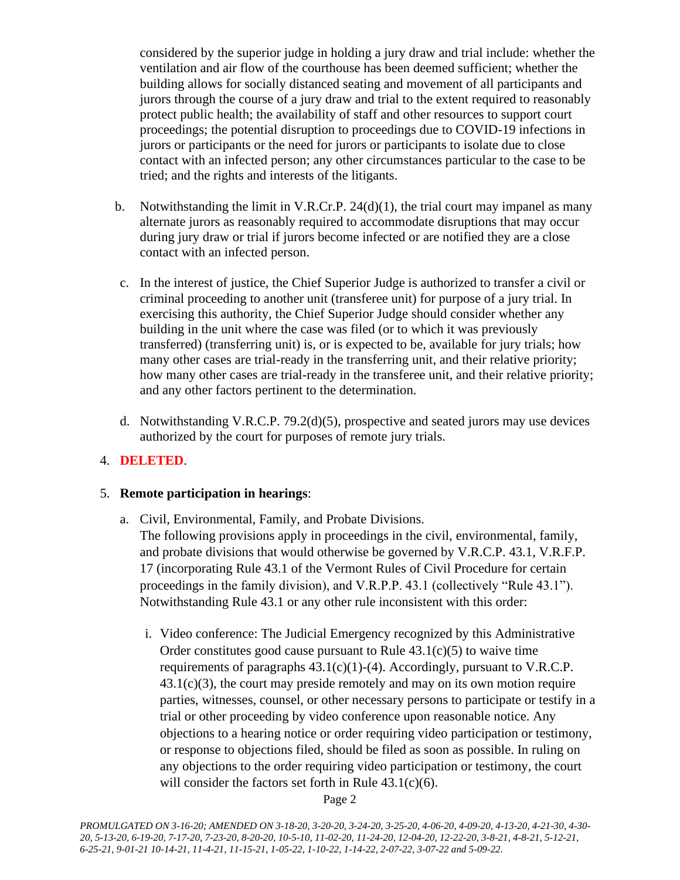considered by the superior judge in holding a jury draw and trial include: whether the ventilation and air flow of the courthouse has been deemed sufficient; whether the building allows for socially distanced seating and movement of all participants and jurors through the course of a jury draw and trial to the extent required to reasonably protect public health; the availability of staff and other resources to support court proceedings; the potential disruption to proceedings due to COVID-19 infections in jurors or participants or the need for jurors or participants to isolate due to close contact with an infected person; any other circumstances particular to the case to be tried; and the rights and interests of the litigants.

b. Notwithstanding the limit in V.R.Cr.P. 24(d)(1), the trial court may impanel as many alternate jurors as reasonably required to accommodate disruptions that may occur during jury draw or trial if jurors become infected or are notified they are a close contact with an infected person.

c. In the interest of justice, the Chief Superior Judge is authorized to transfer a civil or criminal proceeding to another unit (transferee unit) for purpose of a jury trial. In exercising this authority, the Chief Superior Judge should consider whether any building in the unit where the case was filed (or to which it was previously transferred) (transferring unit) is, or is expected to be, available for jury trials; how many other cases are trial-ready in the transferring unit, and their relative priority; how many other cases are trial-ready in the transferee unit, and their relative priority; and any other factors pertinent to the determination.

d. Notwithstanding V.R.C.P. 79.2(d)(5), prospective and seated jurors may use devices authorized by the court for purposes of remote jury trials.

4. **DELETED**.

5. **Remote participation in hearings**:

   a. Civil, Environmental, Family, and Probate Divisions.
   The following provisions apply in proceedings in the civil, environmental, family, and probate divisions that would otherwise be governed by V.R.C.P. 43.1, V.R.F.P. 17 (incorporating Rule 43.1 of the Vermont Rules of Civil Procedure for certain proceedings in the family division), and V.R.P.P. 43.1 (collectively "Rule 43.1"). Notwithstanding Rule 43.1 or any other rule inconsistent with this order:

      i. Video conference: The Judicial Emergency recognized by this Administrative Order constitutes good cause pursuant to Rule 43.1(c)(5) to waive time requirements of paragraphs 43.1(c)(1)-(4). Accordingly, pursuant to V.R.C.P. 43.1(c)(3), the court may preside remotely and may on its own motion require parties, witnesses, counsel, or other necessary persons to participate or testify in a trial or other proceeding by video conference upon reasonable notice. Any objections to a hearing notice or order requiring video participation or testimony, or response to objections filed, should be filed as soon as possible. In ruling on any objections to the order requiring video participation or testimony, the court will consider the factors set forth in Rule 43.1(c)(6).

*PROMULGATED ON 3-16-20; AMENDED ON 3-18-20, 3-20-20, 3-24-20, 3-25-20, 4-06-20, 4-09-20, 4-13-20, 4-21-30, 4-30-20, 5-13-20, 6-19-20, 7-17-20, 7-23-20, 8-20-20, 10-5-10, 11-02-20, 11-24-20, 12-04-20, 12-22-20, 3-8-21, 4-8-21, 5-12-21, 6-25-21, 9-01-21 10-14-21, 11-4-21, 11-15-21, 1-05-22, 1-10-22, 1-14-22, 2-07-22, 3-07-22 and 5-09-22.*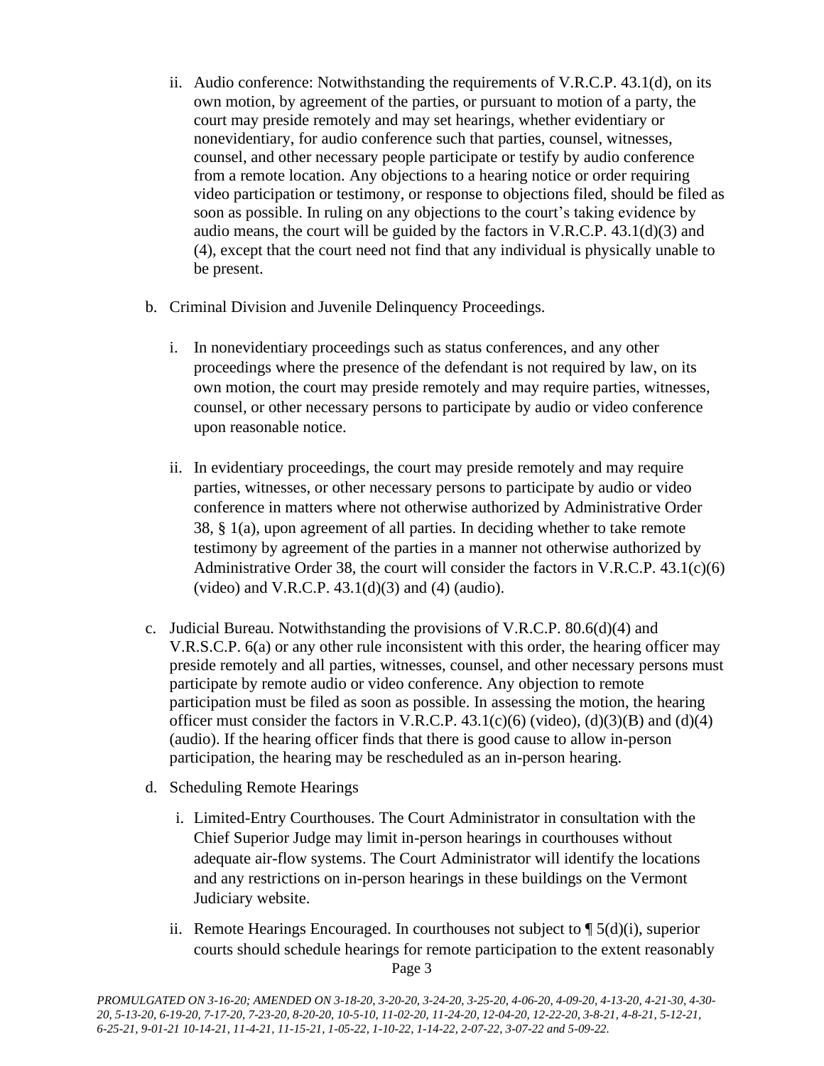ii. Audio conference: Notwithstanding the requirements of V.R.C.P. 43.1(d), on its own motion, by agreement of the parties, or pursuant to motion of a party, the court may preside remotely and may set hearings, whether evidentiary or nonevidentiary, for audio conference such that parties, counsel, witnesses, counsel, and other necessary people participate or testify by audio conference from a remote location. Any objections to a hearing notice or order requiring video participation or testimony, or response to objections filed, should be filed as soon as possible. In ruling on any objections to the court's taking evidence by audio means, the court will be guided by the factors in V.R.C.P. 43.1(d)(3) and (4), except that the court need not find that any individual is physically unable to be present.

b. Criminal Division and Juvenile Delinquency Proceedings.

   i. In nonevidentiary proceedings such as status conferences, and any other proceedings where the presence of the defendant is not required by law, on its own motion, the court may preside remotely and may require parties, witnesses, counsel, or other necessary persons to participate by audio or video conference upon reasonable notice.

   ii. In evidentiary proceedings, the court may preside remotely and may require parties, witnesses, or other necessary persons to participate by audio or video conference in matters where not otherwise authorized by Administrative Order 38, § 1(a), upon agreement of all parties. In deciding whether to take remote testimony by agreement of the parties in a manner not otherwise authorized by Administrative Order 38, the court will consider the factors in V.R.C.P. 43.1(c)(6) (video) and V.R.C.P. 43.1(d)(3) and (4) (audio).

c. Judicial Bureau. Notwithstanding the provisions of V.R.C.P. 80.6(d)(4) and V.R.S.C.P. 6(a) or any other rule inconsistent with this order, the hearing officer may preside remotely and all parties, witnesses, counsel, and other necessary persons must participate by remote audio or video conference. Any objection to remote participation must be filed as soon as possible. In assessing the motion, the hearing officer must consider the factors in V.R.C.P. 43.1(c)(6) (video), (d)(3)(B) and (d)(4) (audio). If the hearing officer finds that there is good cause to allow in-person participation, the hearing may be rescheduled as an in-person hearing.

d. Scheduling Remote Hearings

   i. Limited-Entry Courthouses. The Court Administrator in consultation with the Chief Superior Judge may limit in-person hearings in courthouses without adequate air-flow systems. The Court Administrator will identify the locations and any restrictions on in-person hearings in these buildings on the Vermont Judiciary website.

   ii. Remote Hearings Encouraged. In courthouses not subject to ¶ 5(d)(i), superior courts should schedule hearings for remote participation to the extent reasonably

*PROMULGATED ON 3-16-20; AMENDED ON 3-18-20, 3-20-20, 3-24-20, 3-25-20, 4-06-20, 4-09-20, 4-13-20, 4-21-30, 4-30-20, 5-13-20, 6-19-20, 7-17-20, 7-23-20, 8-20-20, 10-5-10, 11-02-20, 11-24-20, 12-04-20, 12-22-20, 3-8-21, 4-8-21, 5-12-21, 6-25-21, 9-01-21 10-14-21, 11-4-21, 11-15-21, 1-05-22, 1-10-22, 1-14-22, 2-07-22, 3-07-22 and 5-09-22.*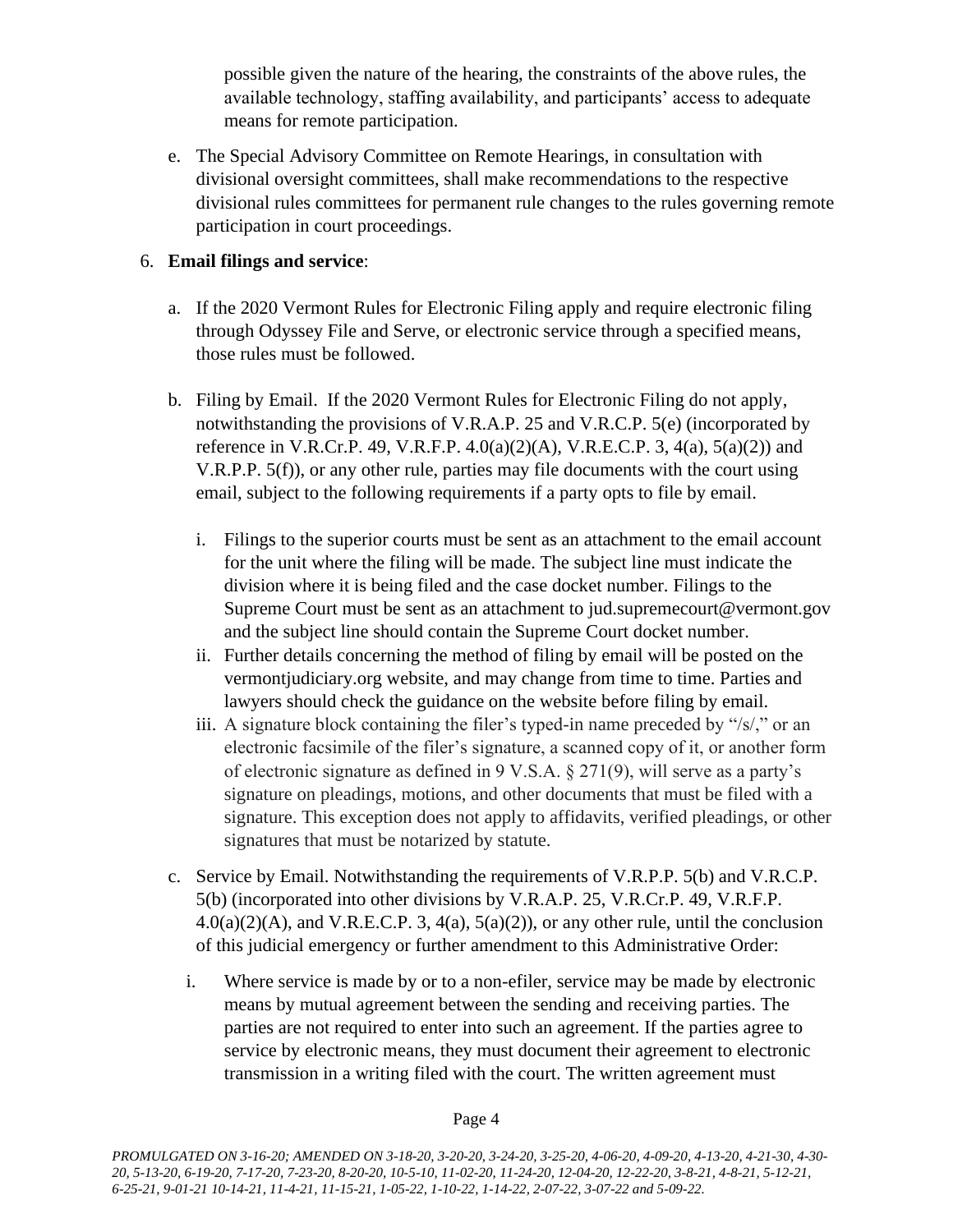possible given the nature of the hearing, the constraints of the above rules, the available technology, staffing availability, and participants' access to adequate means for remote participation.

e. The Special Advisory Committee on Remote Hearings, in consultation with divisional oversight committees, shall make recommendations to the respective divisional rules committees for permanent rule changes to the rules governing remote participation in court proceedings.

6. **Email filings and service**:

   a. If the 2020 Vermont Rules for Electronic Filing apply and require electronic filing through Odyssey File and Serve, or electronic service through a specified means, those rules must be followed.

   b. Filing by Email. If the 2020 Vermont Rules for Electronic Filing do not apply, notwithstanding the provisions of V.R.A.P. 25 and V.R.C.P. 5(e) (incorporated by reference in V.R.Cr.P. 49, V.R.F.P. 4.0(a)(2)(A), V.R.E.C.P. 3, 4(a), 5(a)(2)) and V.R.P.P. 5(f)), or any other rule, parties may file documents with the court using email, subject to the following requirements if a party opts to file by email.

      i. Filings to the superior courts must be sent as an attachment to the email account for the unit where the filing will be made. The subject line must indicate the division where it is being filed and the case docket number. Filings to the Supreme Court must be sent as an attachment to jud.supremecourt@vermont.gov and the subject line should contain the Supreme Court docket number.
      ii. Further details concerning the method of filing by email will be posted on the vermontjudiciary.org website, and may change from time to time. Parties and lawyers should check the guidance on the website before filing by email.
      iii. A signature block containing the filer's typed-in name preceded by "/s/," or an electronic facsimile of the filer's signature, a scanned copy of it, or another form of electronic signature as defined in 9 V.S.A. § 271(9), will serve as a party's signature on pleadings, motions, and other documents that must be filed with a signature. This exception does not apply to affidavits, verified pleadings, or other signatures that must be notarized by statute.

   c. Service by Email. Notwithstanding the requirements of V.R.P.P. 5(b) and V.R.C.P. 5(b) (incorporated into other divisions by V.R.A.P. 25, V.R.Cr.P. 49, V.R.F.P. 4.0(a)(2)(A), and V.R.E.C.P. 3, 4(a), 5(a)(2)), or any other rule, until the conclusion of this judicial emergency or further amendment to this Administrative Order:

      i. Where service is made by or to a non-efiler, service may be made by electronic means by mutual agreement between the sending and receiving parties. The parties are not required to enter into such an agreement. If the parties agree to service by electronic means, they must document their agreement to electronic transmission in a writing filed with the court. The written agreement must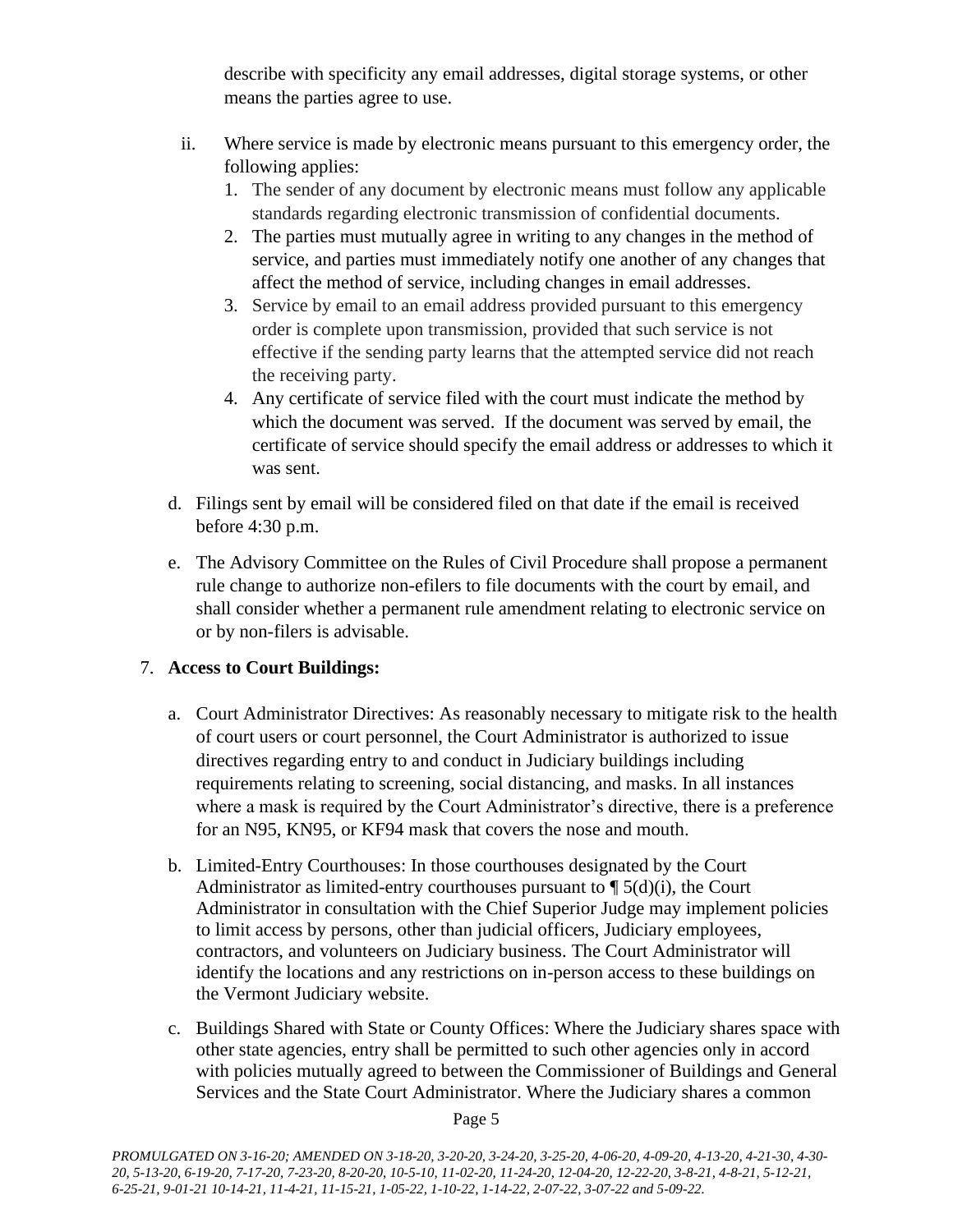describe with specificity any email addresses, digital storage systems, or other means the parties agree to use.

ii. Where service is made by electronic means pursuant to this emergency order, the following applies:
   1. The sender of any document by electronic means must follow any applicable standards regarding electronic transmission of confidential documents.
   2. The parties must mutually agree in writing to any changes in the method of service, and parties must immediately notify one another of any changes that affect the method of service, including changes in email addresses.
   3. Service by email to an email address provided pursuant to this emergency order is complete upon transmission, provided that such service is not effective if the sending party learns that the attempted service did not reach the receiving party.
   4. Any certificate of service filed with the court must indicate the method by which the document was served. If the document was served by email, the certificate of service should specify the email address or addresses to which it was sent.

d. Filings sent by email will be considered filed on that date if the email is received before 4:30 p.m.

e. The Advisory Committee on the Rules of Civil Procedure shall propose a permanent rule change to authorize non-efilers to file documents with the court by email, and shall consider whether a permanent rule amendment relating to electronic service on or by non-filers is advisable.

7. **Access to Court Buildings:**

   a. Court Administrator Directives: As reasonably necessary to mitigate risk to the health of court users or court personnel, the Court Administrator is authorized to issue directives regarding entry to and conduct in Judiciary buildings including requirements relating to screening, social distancing, and masks. In all instances where a mask is required by the Court Administrator's directive, there is a preference for an N95, KN95, or KF94 mask that covers the nose and mouth.

   b. Limited-Entry Courthouses: In those courthouses designated by the Court Administrator as limited-entry courthouses pursuant to ¶ 5(d)(i), the Court Administrator in consultation with the Chief Superior Judge may implement policies to limit access by persons, other than judicial officers, Judiciary employees, contractors, and volunteers on Judiciary business. The Court Administrator will identify the locations and any restrictions on in-person access to these buildings on the Vermont Judiciary website.

   c. Buildings Shared with State or County Offices: Where the Judiciary shares space with other state agencies, entry shall be permitted to such other agencies only in accord with policies mutually agreed to between the Commissioner of Buildings and General Services and the State Court Administrator. Where the Judiciary shares a common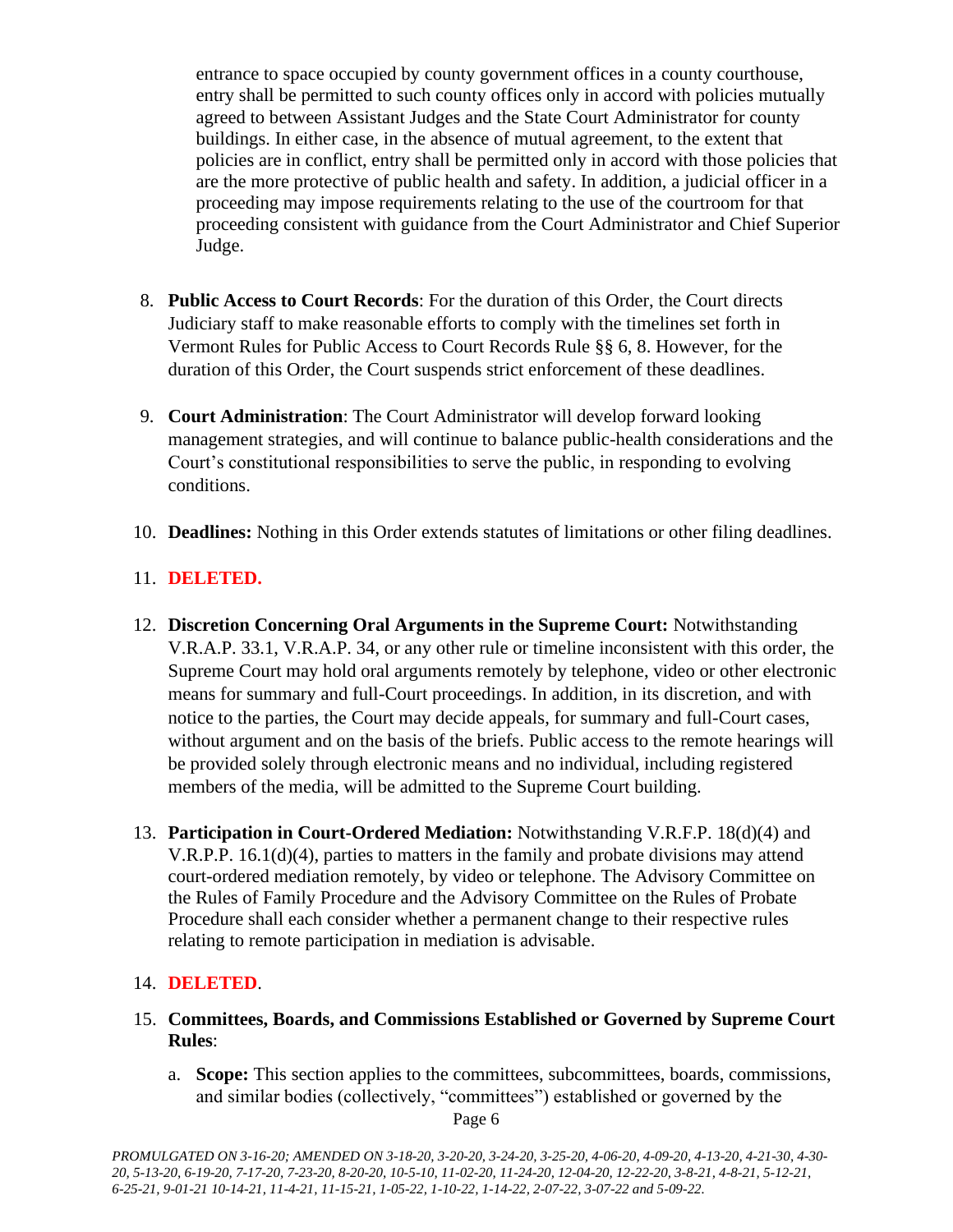entrance to space occupied by county government offices in a county courthouse, entry shall be permitted to such county offices only in accord with policies mutually agreed to between Assistant Judges and the State Court Administrator for county buildings. In either case, in the absence of mutual agreement, to the extent that policies are in conflict, entry shall be permitted only in accord with those policies that are the more protective of public health and safety. In addition, a judicial officer in a proceeding may impose requirements relating to the use of the courtroom for that proceeding consistent with guidance from the Court Administrator and Chief Superior Judge.

8. **Public Access to Court Records**: For the duration of this Order, the Court directs Judiciary staff to make reasonable efforts to comply with the timelines set forth in Vermont Rules for Public Access to Court Records Rule §§ 6, 8. However, for the duration of this Order, the Court suspends strict enforcement of these deadlines.

9. **Court Administration**: The Court Administrator will develop forward looking management strategies, and will continue to balance public-health considerations and the Court's constitutional responsibilities to serve the public, in responding to evolving conditions.

10. **Deadlines:** Nothing in this Order extends statutes of limitations or other filing deadlines.

11. **DELETED.**

12. **Discretion Concerning Oral Arguments in the Supreme Court:** Notwithstanding V.R.A.P. 33.1, V.R.A.P. 34, or any other rule or timeline inconsistent with this order, the Supreme Court may hold oral arguments remotely by telephone, video or other electronic means for summary and full-Court proceedings. In addition, in its discretion, and with notice to the parties, the Court may decide appeals, for summary and full-Court cases, without argument and on the basis of the briefs. Public access to the remote hearings will be provided solely through electronic means and no individual, including registered members of the media, will be admitted to the Supreme Court building.

13. **Participation in Court-Ordered Mediation:** Notwithstanding V.R.F.P. 18(d)(4) and V.R.P.P. 16.1(d)(4), parties to matters in the family and probate divisions may attend court-ordered mediation remotely, by video or telephone. The Advisory Committee on the Rules of Family Procedure and the Advisory Committee on the Rules of Probate Procedure shall each consider whether a permanent change to their respective rules relating to remote participation in mediation is advisable.

14. **DELETED**.

15. **Committees, Boards, and Commissions Established or Governed by Supreme Court Rules**:

    a. **Scope:** This section applies to the committees, subcommittees, boards, commissions, and similar bodies (collectively, "committees") established or governed by the

*PROMULGATED ON 3-16-20; AMENDED ON 3-18-20, 3-20-20, 3-24-20, 3-25-20, 4-06-20, 4-09-20, 4-13-20, 4-21-30, 4-30-20, 5-13-20, 6-19-20, 7-17-20, 7-23-20, 8-20-20, 10-5-10, 11-02-20, 11-24-20, 12-04-20, 12-22-20, 3-8-21, 4-8-21, 5-12-21, 6-25-21, 9-01-21 10-14-21, 11-4-21, 11-15-21, 1-05-22, 1-10-22, 1-14-22, 2-07-22, 3-07-22 and 5-09-22.*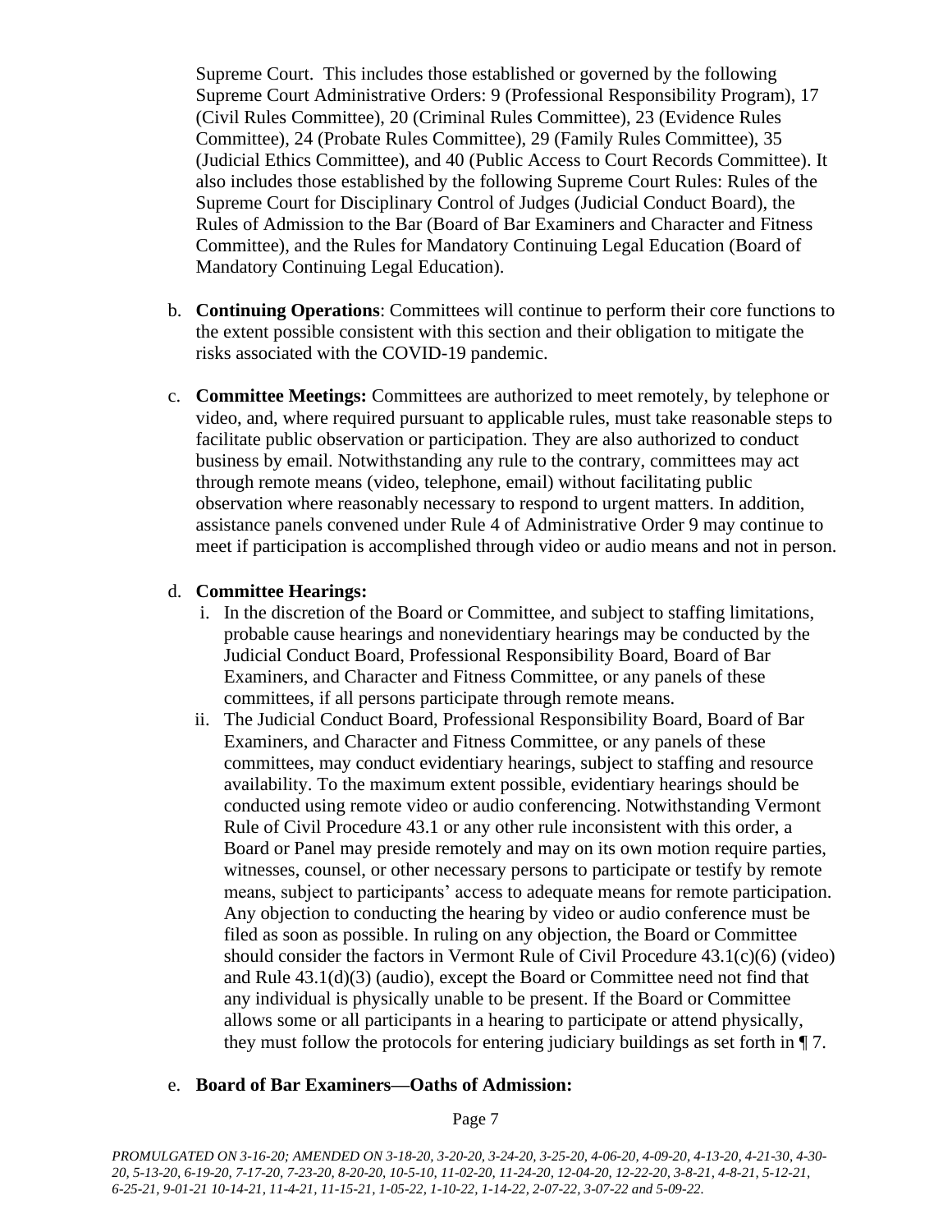Supreme Court. This includes those established or governed by the following Supreme Court Administrative Orders: 9 (Professional Responsibility Program), 17 (Civil Rules Committee), 20 (Criminal Rules Committee), 23 (Evidence Rules Committee), 24 (Probate Rules Committee), 29 (Family Rules Committee), 35 (Judicial Ethics Committee), and 40 (Public Access to Court Records Committee). It also includes those established by the following Supreme Court Rules: Rules of the Supreme Court for Disciplinary Control of Judges (Judicial Conduct Board), the Rules of Admission to the Bar (Board of Bar Examiners and Character and Fitness Committee), and the Rules for Mandatory Continuing Legal Education (Board of Mandatory Continuing Legal Education).

b. **Continuing Operations**: Committees will continue to perform their core functions to the extent possible consistent with this section and their obligation to mitigate the risks associated with the COVID-19 pandemic.

c. **Committee Meetings:** Committees are authorized to meet remotely, by telephone or video, and, where required pursuant to applicable rules, must take reasonable steps to facilitate public observation or participation. They are also authorized to conduct business by email. Notwithstanding any rule to the contrary, committees may act through remote means (video, telephone, email) without facilitating public observation where reasonably necessary to respond to urgent matters. In addition, assistance panels convened under Rule 4 of Administrative Order 9 may continue to meet if participation is accomplished through video or audio means and not in person.

d. **Committee Hearings:**
   i. In the discretion of the Board or Committee, and subject to staffing limitations, probable cause hearings and nonevidentiary hearings may be conducted by the Judicial Conduct Board, Professional Responsibility Board, Board of Bar Examiners, and Character and Fitness Committee, or any panels of these committees, if all persons participate through remote means.
   ii. The Judicial Conduct Board, Professional Responsibility Board, Board of Bar Examiners, and Character and Fitness Committee, or any panels of these committees, may conduct evidentiary hearings, subject to staffing and resource availability. To the maximum extent possible, evidentiary hearings should be conducted using remote video or audio conferencing. Notwithstanding Vermont Rule of Civil Procedure 43.1 or any other rule inconsistent with this order, a Board or Panel may preside remotely and may on its own motion require parties, witnesses, counsel, or other necessary persons to participate or testify by remote means, subject to participants' access to adequate means for remote participation. Any objection to conducting the hearing by video or audio conference must be filed as soon as possible. In ruling on any objection, the Board or Committee should consider the factors in Vermont Rule of Civil Procedure 43.1(c)(6) (video) and Rule 43.1(d)(3) (audio), except the Board or Committee need not find that any individual is physically unable to be present. If the Board or Committee allows some or all participants in a hearing to participate or attend physically, they must follow the protocols for entering judiciary buildings as set forth in ¶ 7.

e. **Board of Bar Examiners—Oaths of Admission:**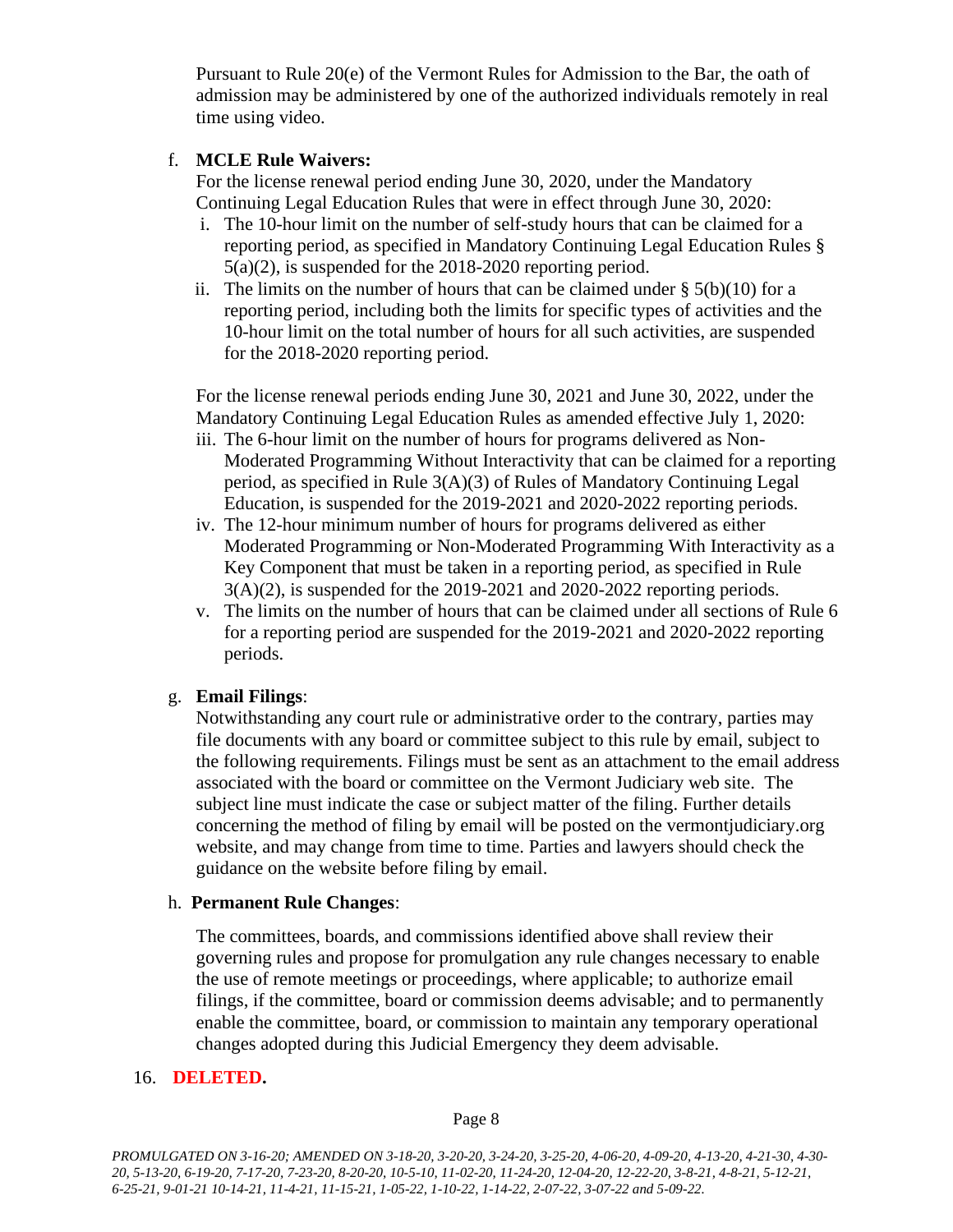Pursuant to Rule 20(e) of the Vermont Rules for Admission to the Bar, the oath of admission may be administered by one of the authorized individuals remotely in real time using video.

f. **MCLE Rule Waivers:**

For the license renewal period ending June 30, 2020, under the Mandatory Continuing Legal Education Rules that were in effect through June 30, 2020:

i. The 10-hour limit on the number of self-study hours that can be claimed for a reporting period, as specified in Mandatory Continuing Legal Education Rules § 5(a)(2), is suspended for the 2018-2020 reporting period.

ii. The limits on the number of hours that can be claimed under § 5(b)(10) for a reporting period, including both the limits for specific types of activities and the 10-hour limit on the total number of hours for all such activities, are suspended for the 2018-2020 reporting period.

For the license renewal periods ending June 30, 2021 and June 30, 2022, under the Mandatory Continuing Legal Education Rules as amended effective July 1, 2020:

iii. The 6-hour limit on the number of hours for programs delivered as Non-Moderated Programming Without Interactivity that can be claimed for a reporting period, as specified in Rule 3(A)(3) of Rules of Mandatory Continuing Legal Education, is suspended for the 2019-2021 and 2020-2022 reporting periods.

iv. The 12-hour minimum number of hours for programs delivered as either Moderated Programming or Non-Moderated Programming With Interactivity as a Key Component that must be taken in a reporting period, as specified in Rule 3(A)(2), is suspended for the 2019-2021 and 2020-2022 reporting periods.

v. The limits on the number of hours that can be claimed under all sections of Rule 6 for a reporting period are suspended for the 2019-2021 and 2020-2022 reporting periods.

g. **Email Filings**:

Notwithstanding any court rule or administrative order to the contrary, parties may file documents with any board or committee subject to this rule by email, subject to the following requirements. Filings must be sent as an attachment to the email address associated with the board or committee on the Vermont Judiciary web site. The subject line must indicate the case or subject matter of the filing. Further details concerning the method of filing by email will be posted on the vermontjudiciary.org website, and may change from time to time. Parties and lawyers should check the guidance on the website before filing by email.

h. **Permanent Rule Changes**:

The committees, boards, and commissions identified above shall review their governing rules and propose for promulgation any rule changes necessary to enable the use of remote meetings or proceedings, where applicable; to authorize email filings, if the committee, board or commission deems advisable; and to permanently enable the committee, board, or commission to maintain any temporary operational changes adopted during this Judicial Emergency they deem advisable.

16. **DELETED.**

*PROMULGATED ON 3-16-20; AMENDED ON 3-18-20, 3-20-20, 3-24-20, 3-25-20, 4-06-20, 4-09-20, 4-13-20, 4-21-30, 4-30-20, 5-13-20, 6-19-20, 7-17-20, 7-23-20, 8-20-20, 10-5-10, 11-02-20, 11-24-20, 12-04-20, 12-22-20, 3-8-21, 4-8-21, 5-12-21, 6-25-21, 9-01-21 10-14-21, 11-4-21, 11-15-21, 1-05-22, 1-10-22, 1-14-22, 2-07-22, 3-07-22 and 5-09-22.*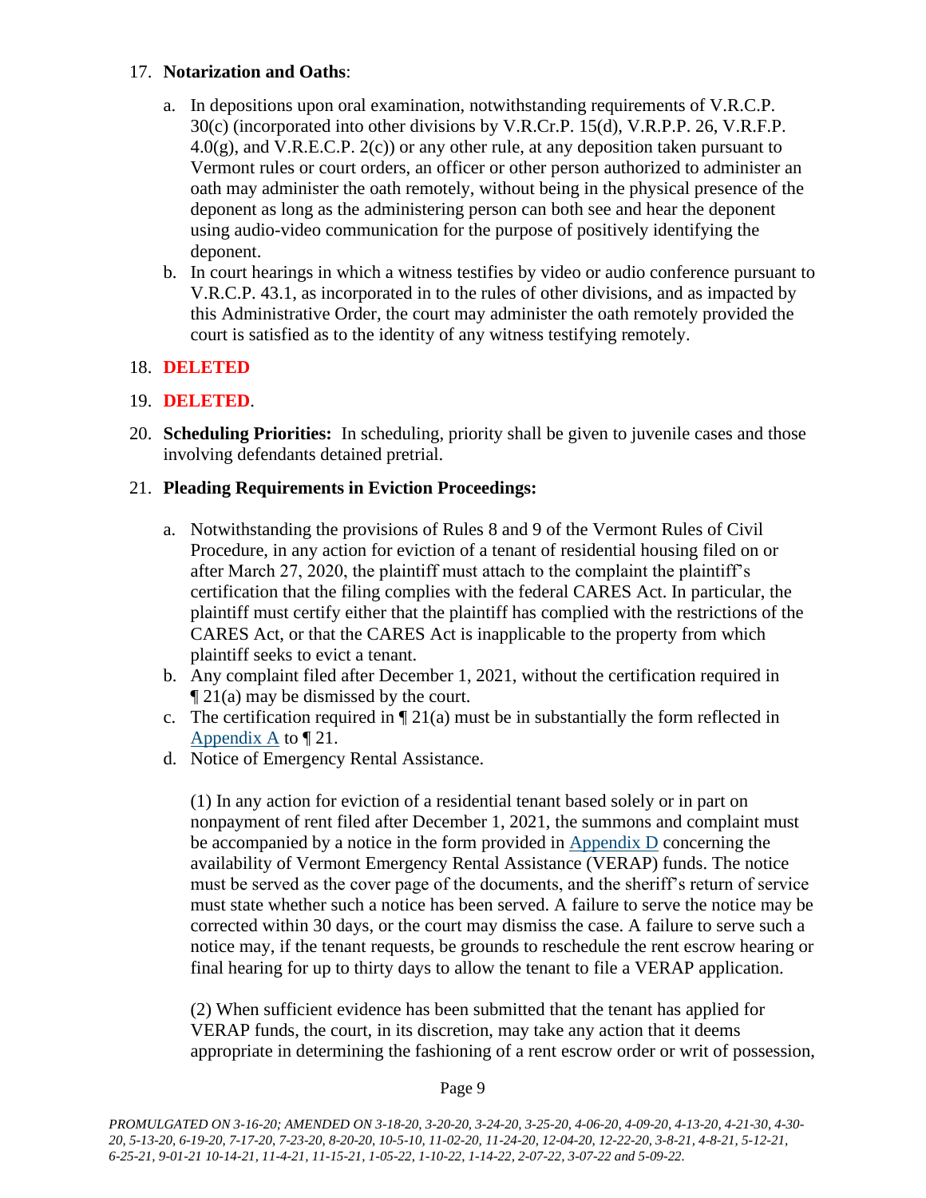17. **Notarization and Oaths**:

    a. In depositions upon oral examination, notwithstanding requirements of V.R.C.P. 30(c) (incorporated into other divisions by V.R.Cr.P. 15(d), V.R.P.P. 26, V.R.F.P. 4.0(g), and V.R.E.C.P. 2(c)) or any other rule, at any deposition taken pursuant to Vermont rules or court orders, an officer or other person authorized to administer an oath may administer the oath remotely, without being in the physical presence of the deponent as long as the administering person can both see and hear the deponent using audio-video communication for the purpose of positively identifying the deponent.

    b. In court hearings in which a witness testifies by video or audio conference pursuant to V.R.C.P. 43.1, as incorporated in to the rules of other divisions, and as impacted by this Administrative Order, the court may administer the oath remotely provided the court is satisfied as to the identity of any witness testifying remotely.

18. **DELETED**

19. **DELETED**.

20. **Scheduling Priorities:** In scheduling, priority shall be given to juvenile cases and those involving defendants detained pretrial.

21. **Pleading Requirements in Eviction Proceedings:**

    a. Notwithstanding the provisions of Rules 8 and 9 of the Vermont Rules of Civil Procedure, in any action for eviction of a tenant of residential housing filed on or after March 27, 2020, the plaintiff must attach to the complaint the plaintiff's certification that the filing complies with the federal CARES Act. In particular, the plaintiff must certify either that the plaintiff has complied with the restrictions of the CARES Act, or that the CARES Act is inapplicable to the property from which plaintiff seeks to evict a tenant.

    b. Any complaint filed after December 1, 2021, without the certification required in ¶ 21(a) may be dismissed by the court.

    c. The certification required in ¶ 21(a) must be in substantially the form reflected in Appendix A to ¶ 21.

    d. Notice of Emergency Rental Assistance.

       (1) In any action for eviction of a residential tenant based solely or in part on nonpayment of rent filed after December 1, 2021, the summons and complaint must be accompanied by a notice in the form provided in Appendix D concerning the availability of Vermont Emergency Rental Assistance (VERAP) funds. The notice must be served as the cover page of the documents, and the sheriff's return of service must state whether such a notice has been served. A failure to serve the notice may be corrected within 30 days, or the court may dismiss the case. A failure to serve such a notice may, if the tenant requests, be grounds to reschedule the rent escrow hearing or final hearing for up to thirty days to allow the tenant to file a VERAP application.

       (2) When sufficient evidence has been submitted that the tenant has applied for VERAP funds, the court, in its discretion, may take any action that it deems appropriate in determining the fashioning of a rent escrow order or writ of possession,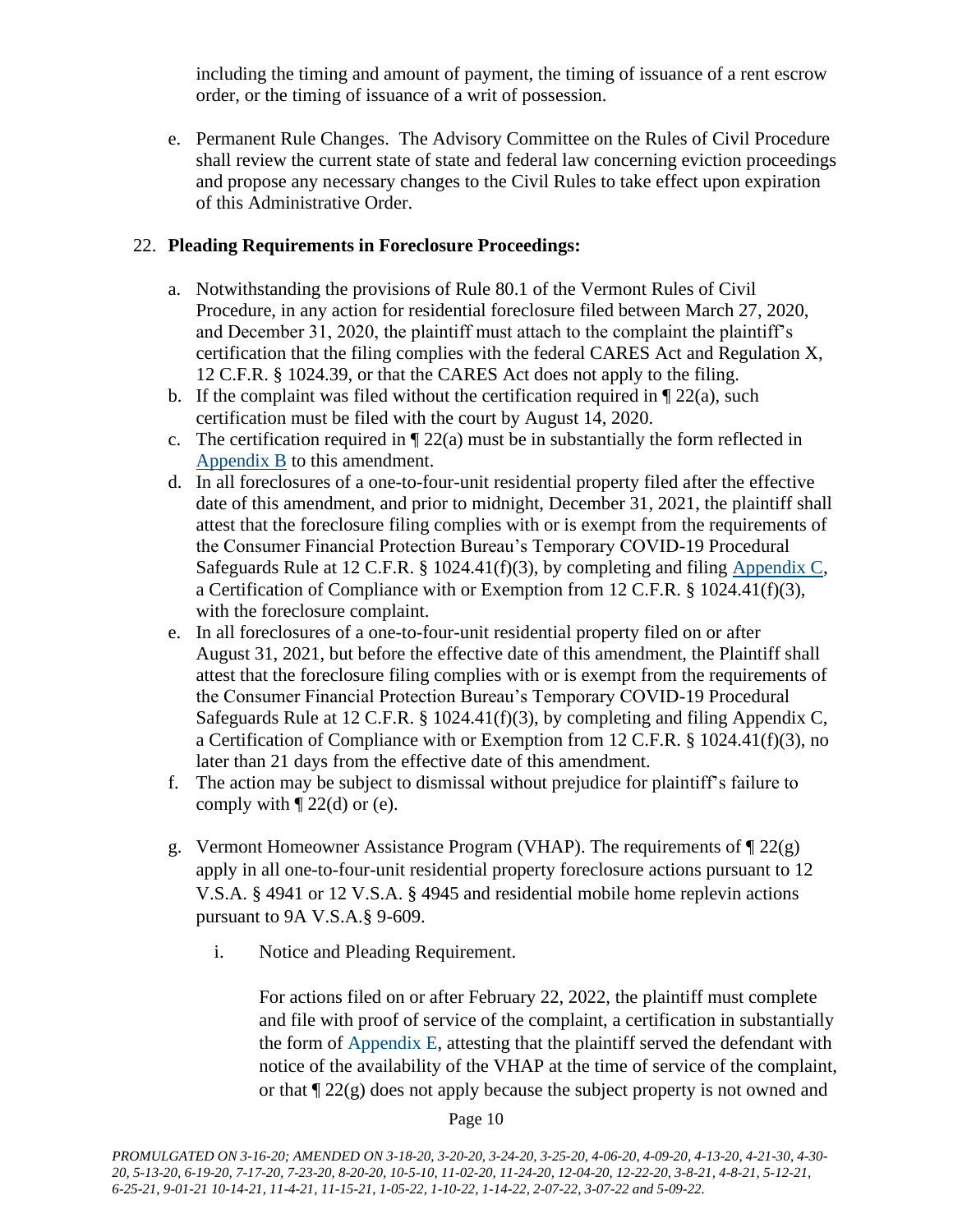including the timing and amount of payment, the timing of issuance of a rent escrow order, or the timing of issuance of a writ of possession.

e. Permanent Rule Changes. The Advisory Committee on the Rules of Civil Procedure shall review the current state of state and federal law concerning eviction proceedings and propose any necessary changes to the Civil Rules to take effect upon expiration of this Administrative Order.

22. **Pleading Requirements in Foreclosure Proceedings:**

a. Notwithstanding the provisions of Rule 80.1 of the Vermont Rules of Civil Procedure, in any action for residential foreclosure filed between March 27, 2020, and December 31, 2020, the plaintiff must attach to the complaint the plaintiff's certification that the filing complies with the federal CARES Act and Regulation X, 12 C.F.R. § 1024.39, or that the CARES Act does not apply to the filing.
b. If the complaint was filed without the certification required in ¶ 22(a), such certification must be filed with the court by August 14, 2020.
c. The certification required in ¶ 22(a) must be in substantially the form reflected in Appendix B to this amendment.
d. In all foreclosures of a one-to-four-unit residential property filed after the effective date of this amendment, and prior to midnight, December 31, 2021, the plaintiff shall attest that the foreclosure filing complies with or is exempt from the requirements of the Consumer Financial Protection Bureau's Temporary COVID-19 Procedural Safeguards Rule at 12 C.F.R. § 1024.41(f)(3), by completing and filing Appendix C, a Certification of Compliance with or Exemption from 12 C.F.R. § 1024.41(f)(3), with the foreclosure complaint.
e. In all foreclosures of a one-to-four-unit residential property filed on or after August 31, 2021, but before the effective date of this amendment, the Plaintiff shall attest that the foreclosure filing complies with or is exempt from the requirements of the Consumer Financial Protection Bureau's Temporary COVID-19 Procedural Safeguards Rule at 12 C.F.R. § 1024.41(f)(3), by completing and filing Appendix C, a Certification of Compliance with or Exemption from 12 C.F.R. § 1024.41(f)(3), no later than 21 days from the effective date of this amendment.
f. The action may be subject to dismissal without prejudice for plaintiff's failure to comply with ¶ 22(d) or (e).

g. Vermont Homeowner Assistance Program (VHAP). The requirements of ¶ 22(g) apply in all one-to-four-unit residential property foreclosure actions pursuant to 12 V.S.A. § 4941 or 12 V.S.A. § 4945 and residential mobile home replevin actions pursuant to 9A V.S.A.§ 9-609.

   i. Notice and Pleading Requirement.

   For actions filed on or after February 22, 2022, the plaintiff must complete and file with proof of service of the complaint, a certification in substantially the form of Appendix E, attesting that the plaintiff served the defendant with notice of the availability of the VHAP at the time of service of the complaint, or that ¶ 22(g) does not apply because the subject property is not owned and

*PROMULGATED ON 3-16-20; AMENDED ON 3-18-20, 3-20-20, 3-24-20, 3-25-20, 4-06-20, 4-09-20, 4-13-20, 4-21-30, 4-30-20, 5-13-20, 6-19-20, 7-17-20, 7-23-20, 8-20-20, 10-5-10, 11-02-20, 11-24-20, 12-04-20, 12-22-20, 3-8-21, 4-8-21, 5-12-21, 6-25-21, 9-01-21 10-14-21, 11-4-21, 11-15-21, 1-05-22, 1-10-22, 1-14-22, 2-07-22, 3-07-22 and 5-09-22.*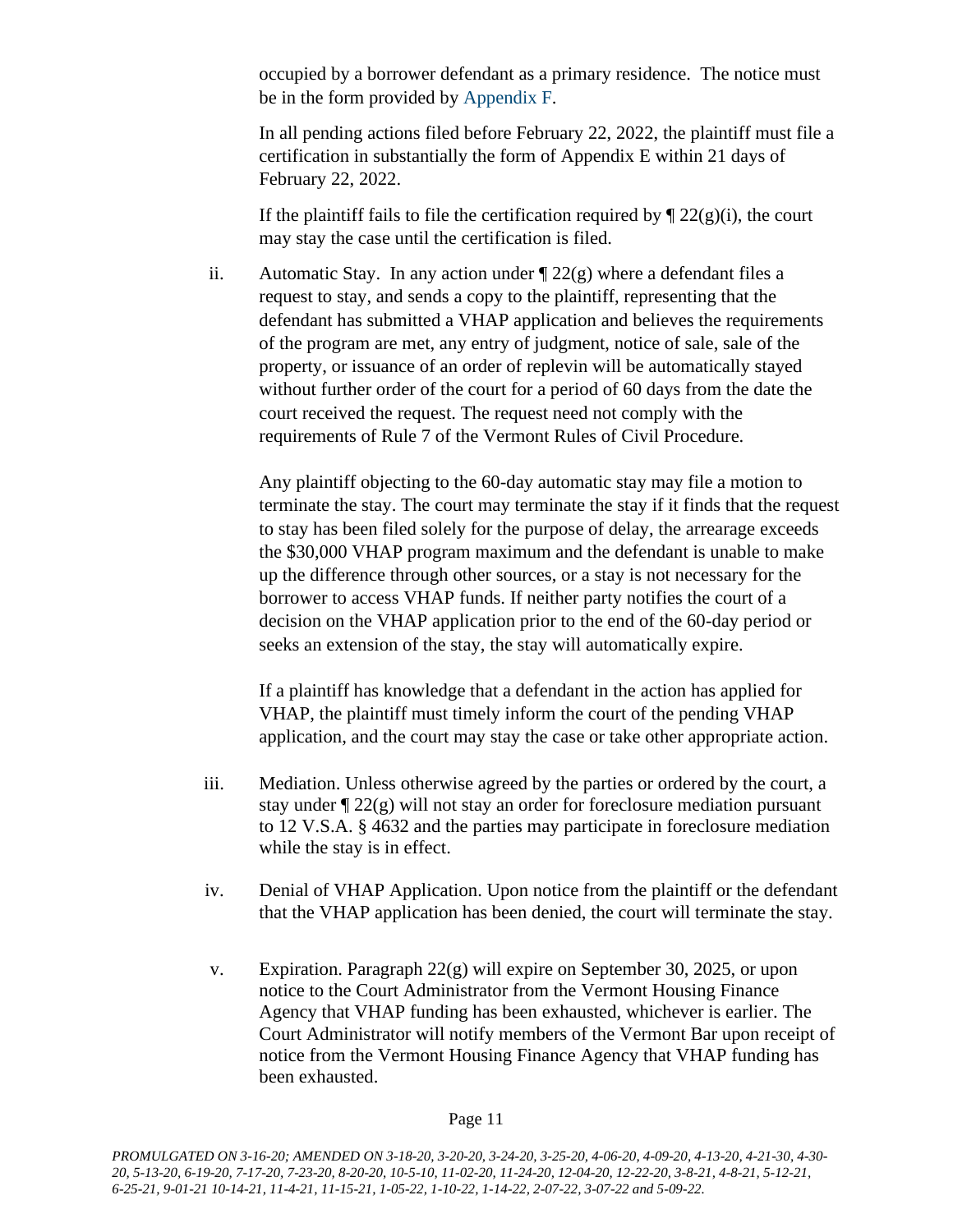occupied by a borrower defendant as a primary residence. The notice must be in the form provided by Appendix F.

In all pending actions filed before February 22, 2022, the plaintiff must file a certification in substantially the form of Appendix E within 21 days of February 22, 2022.

If the plaintiff fails to file the certification required by ¶ 22(g)(i), the court may stay the case until the certification is filed.

ii. Automatic Stay. In any action under ¶ 22(g) where a defendant files a request to stay, and sends a copy to the plaintiff, representing that the defendant has submitted a VHAP application and believes the requirements of the program are met, any entry of judgment, notice of sale, sale of the property, or issuance of an order of replevin will be automatically stayed without further order of the court for a period of 60 days from the date the court received the request. The request need not comply with the requirements of Rule 7 of the Vermont Rules of Civil Procedure.

Any plaintiff objecting to the 60-day automatic stay may file a motion to terminate the stay. The court may terminate the stay if it finds that the request to stay has been filed solely for the purpose of delay, the arrearage exceeds the $30,000 VHAP program maximum and the defendant is unable to make up the difference through other sources, or a stay is not necessary for the borrower to access VHAP funds. If neither party notifies the court of a decision on the VHAP application prior to the end of the 60-day period or seeks an extension of the stay, the stay will automatically expire.

If a plaintiff has knowledge that a defendant in the action has applied for VHAP, the plaintiff must timely inform the court of the pending VHAP application, and the court may stay the case or take other appropriate action.

iii. Mediation. Unless otherwise agreed by the parties or ordered by the court, a stay under ¶ 22(g) will not stay an order for foreclosure mediation pursuant to 12 V.S.A. § 4632 and the parties may participate in foreclosure mediation while the stay is in effect.

iv. Denial of VHAP Application. Upon notice from the plaintiff or the defendant that the VHAP application has been denied, the court will terminate the stay.

v. Expiration. Paragraph 22(g) will expire on September 30, 2025, or upon notice to the Court Administrator from the Vermont Housing Finance Agency that VHAP funding has been exhausted, whichever is earlier. The Court Administrator will notify members of the Vermont Bar upon receipt of notice from the Vermont Housing Finance Agency that VHAP funding has been exhausted.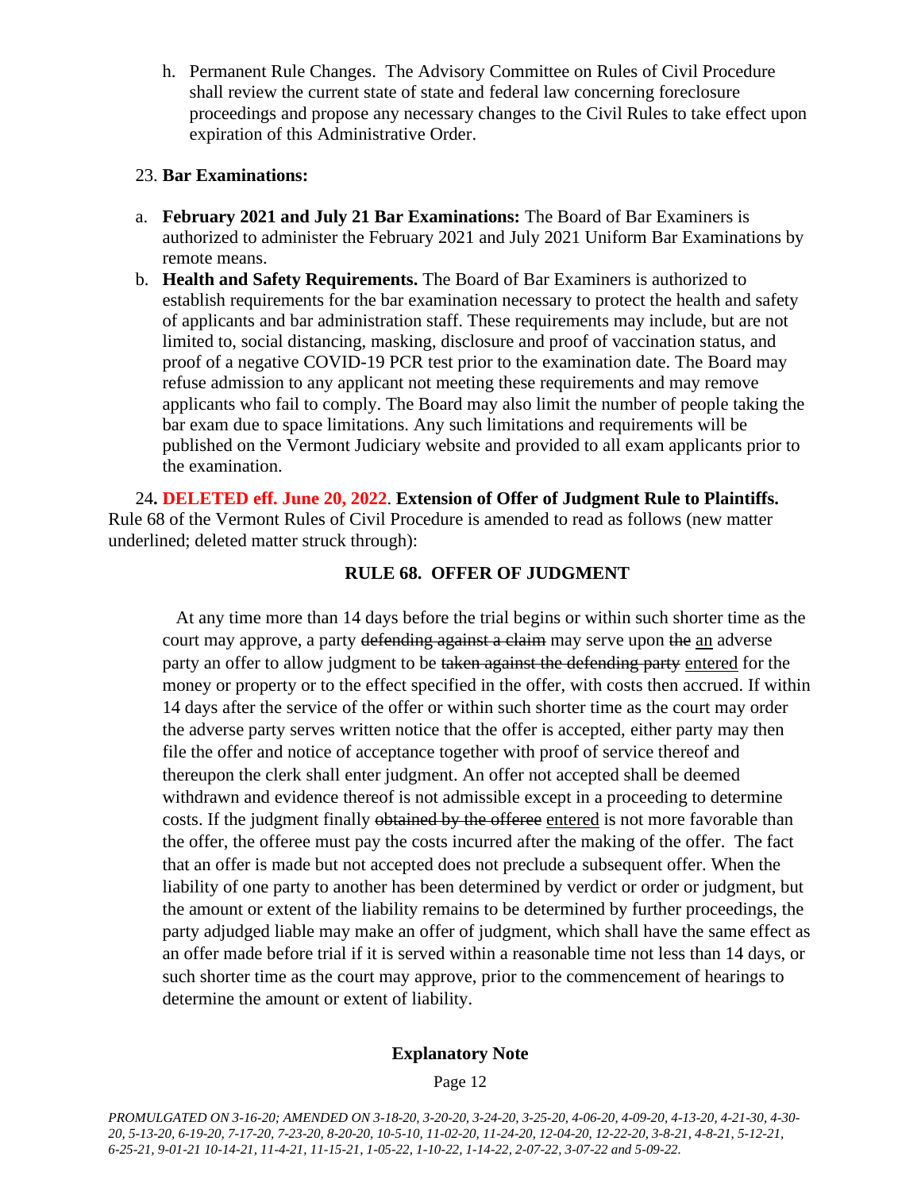h. Permanent Rule Changes. The Advisory Committee on Rules of Civil Procedure shall review the current state of state and federal law concerning foreclosure proceedings and propose any necessary changes to the Civil Rules to take effect upon expiration of this Administrative Order.

23. **Bar Examinations:**

a. **February 2021 and July 21 Bar Examinations:** The Board of Bar Examiners is authorized to administer the February 2021 and July 2021 Uniform Bar Examinations by remote means.

b. **Health and Safety Requirements.** The Board of Bar Examiners is authorized to establish requirements for the bar examination necessary to protect the health and safety of applicants and bar administration staff. These requirements may include, but are not limited to, social distancing, masking, disclosure and proof of vaccination status, and proof of a negative COVID-19 PCR test prior to the examination date. The Board may refuse admission to any applicant not meeting these requirements and may remove applicants who fail to comply. The Board may also limit the number of people taking the bar exam due to space limitations. Any such limitations and requirements will be published on the Vermont Judiciary website and provided to all exam applicants prior to the examination.

24**. DELETED eff. June 20, 2022**. **Extension of Offer of Judgment Rule to Plaintiffs.** Rule 68 of the Vermont Rules of Civil Procedure is amended to read as follows (new matter underlined; deleted matter struck through):

**RULE 68. OFFER OF JUDGMENT**

At any time more than 14 days before the trial begins or within such shorter time as the court may approve, a party ~~defending against a claim~~ may serve upon ~~the~~ <u>an</u> adverse party an offer to allow judgment to be ~~taken against the defending party~~ <u>entered</u> for the money or property or to the effect specified in the offer, with costs then accrued. If within 14 days after the service of the offer or within such shorter time as the court may order the adverse party serves written notice that the offer is accepted, either party may then file the offer and notice of acceptance together with proof of service thereof and thereupon the clerk shall enter judgment. An offer not accepted shall be deemed withdrawn and evidence thereof is not admissible except in a proceeding to determine costs. If the judgment finally ~~obtained by the offeree~~ <u>entered</u> is not more favorable than the offer, the offeree must pay the costs incurred after the making of the offer. The fact that an offer is made but not accepted does not preclude a subsequent offer. When the liability of one party to another has been determined by verdict or order or judgment, but the amount or extent of the liability remains to be determined by further proceedings, the party adjudged liable may make an offer of judgment, which shall have the same effect as an offer made before trial if it is served within a reasonable time not less than 14 days, or such shorter time as the court may approve, prior to the commencement of hearings to determine the amount or extent of liability.

**Explanatory Note**

*PROMULGATED ON 3-16-20; AMENDED ON 3-18-20, 3-20-20, 3-24-20, 3-25-20, 4-06-20, 4-09-20, 4-13-20, 4-21-30, 4-30-20, 5-13-20, 6-19-20, 7-17-20, 7-23-20, 8-20-20, 10-5-10, 11-02-20, 11-24-20, 12-04-20, 12-22-20, 3-8-21, 4-8-21, 5-12-21, 6-25-21, 9-01-21 10-14-21, 11-4-21, 11-15-21, 1-05-22, 1-10-22, 1-14-22, 2-07-22, 3-07-22 and 5-09-22.*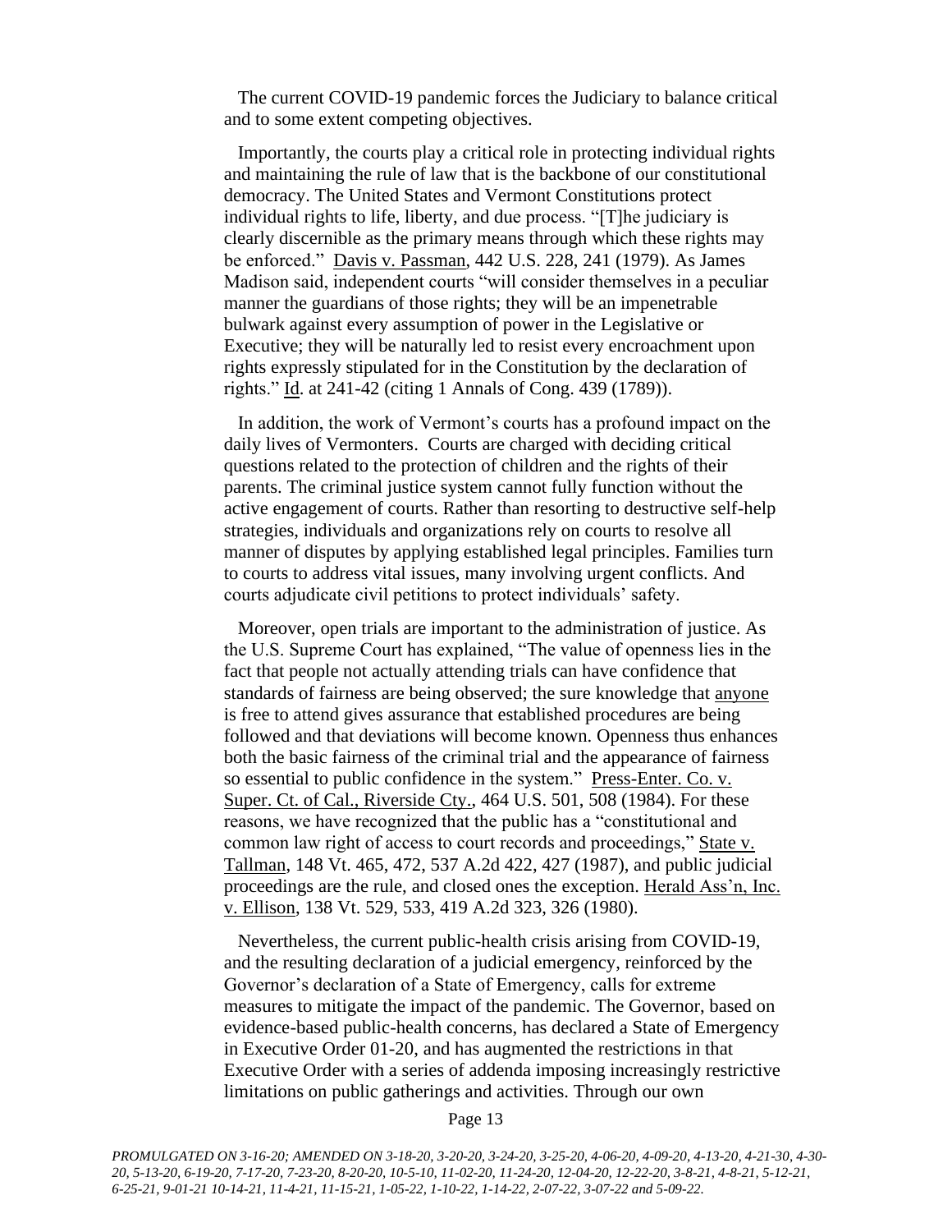The current COVID-19 pandemic forces the Judiciary to balance critical and to some extent competing objectives.

Importantly, the courts play a critical role in protecting individual rights and maintaining the rule of law that is the backbone of our constitutional democracy. The United States and Vermont Constitutions protect individual rights to life, liberty, and due process. "[T]he judiciary is clearly discernible as the primary means through which these rights may be enforced." Davis v. Passman, 442 U.S. 228, 241 (1979). As James Madison said, independent courts "will consider themselves in a peculiar manner the guardians of those rights; they will be an impenetrable bulwark against every assumption of power in the Legislative or Executive; they will be naturally led to resist every encroachment upon rights expressly stipulated for in the Constitution by the declaration of rights." Id. at 241-42 (citing 1 Annals of Cong. 439 (1789)).

In addition, the work of Vermont's courts has a profound impact on the daily lives of Vermonters. Courts are charged with deciding critical questions related to the protection of children and the rights of their parents. The criminal justice system cannot fully function without the active engagement of courts. Rather than resorting to destructive self-help strategies, individuals and organizations rely on courts to resolve all manner of disputes by applying established legal principles. Families turn to courts to address vital issues, many involving urgent conflicts. And courts adjudicate civil petitions to protect individuals' safety.

Moreover, open trials are important to the administration of justice. As the U.S. Supreme Court has explained, "The value of openness lies in the fact that people not actually attending trials can have confidence that standards of fairness are being observed; the sure knowledge that anyone is free to attend gives assurance that established procedures are being followed and that deviations will become known. Openness thus enhances both the basic fairness of the criminal trial and the appearance of fairness so essential to public confidence in the system." Press-Enter. Co. v. Super. Ct. of Cal., Riverside Cty., 464 U.S. 501, 508 (1984). For these reasons, we have recognized that the public has a "constitutional and common law right of access to court records and proceedings," State v. Tallman, 148 Vt. 465, 472, 537 A.2d 422, 427 (1987), and public judicial proceedings are the rule, and closed ones the exception. Herald Ass'n, Inc. v. Ellison, 138 Vt. 529, 533, 419 A.2d 323, 326 (1980).

Nevertheless, the current public-health crisis arising from COVID-19, and the resulting declaration of a judicial emergency, reinforced by the Governor's declaration of a State of Emergency, calls for extreme measures to mitigate the impact of the pandemic. The Governor, based on evidence-based public-health concerns, has declared a State of Emergency in Executive Order 01-20, and has augmented the restrictions in that Executive Order with a series of addenda imposing increasingly restrictive limitations on public gatherings and activities. Through our own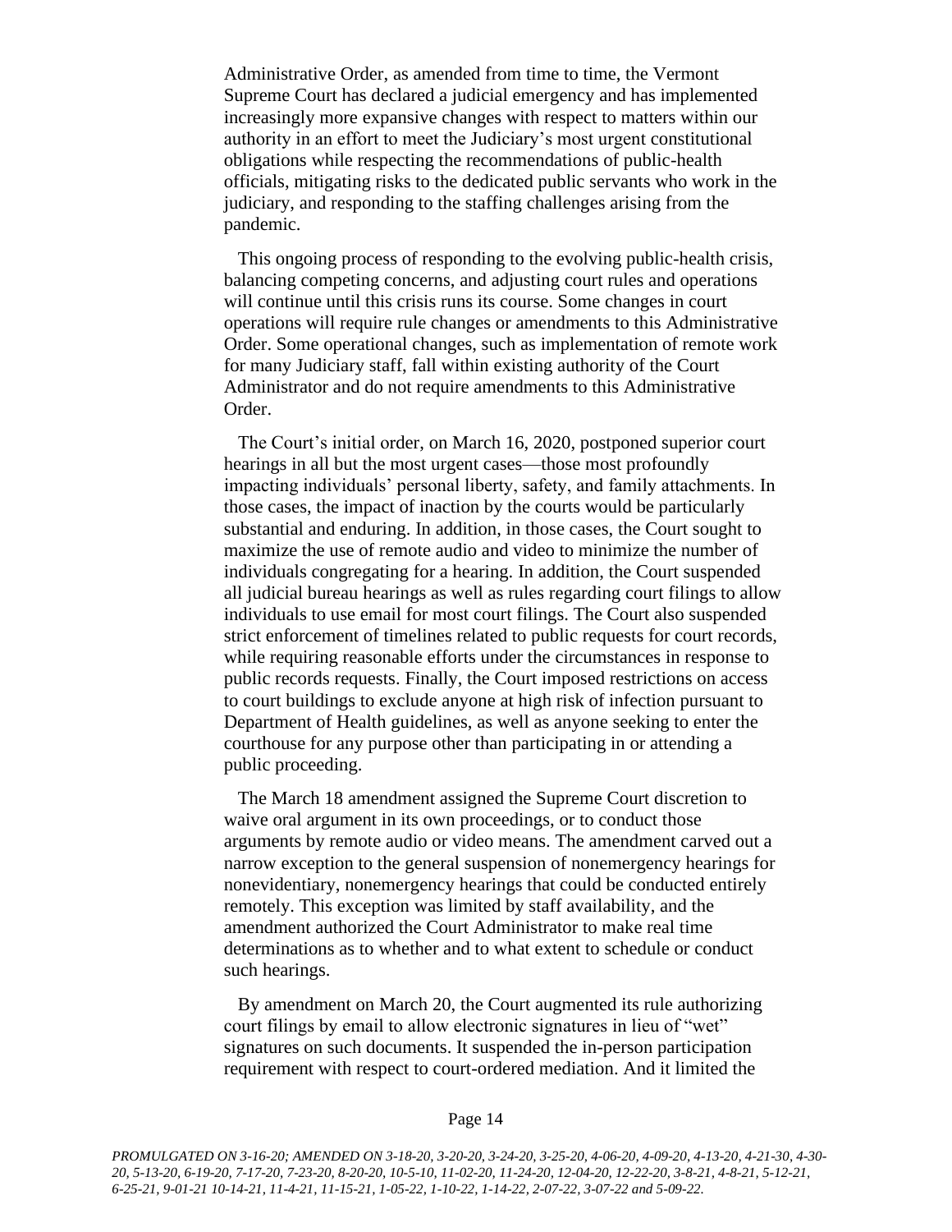Administrative Order, as amended from time to time, the Vermont Supreme Court has declared a judicial emergency and has implemented increasingly more expansive changes with respect to matters within our authority in an effort to meet the Judiciary's most urgent constitutional obligations while respecting the recommendations of public-health officials, mitigating risks to the dedicated public servants who work in the judiciary, and responding to the staffing challenges arising from the pandemic.

This ongoing process of responding to the evolving public-health crisis, balancing competing concerns, and adjusting court rules and operations will continue until this crisis runs its course. Some changes in court operations will require rule changes or amendments to this Administrative Order. Some operational changes, such as implementation of remote work for many Judiciary staff, fall within existing authority of the Court Administrator and do not require amendments to this Administrative Order.

The Court's initial order, on March 16, 2020, postponed superior court hearings in all but the most urgent cases—those most profoundly impacting individuals' personal liberty, safety, and family attachments. In those cases, the impact of inaction by the courts would be particularly substantial and enduring. In addition, in those cases, the Court sought to maximize the use of remote audio and video to minimize the number of individuals congregating for a hearing. In addition, the Court suspended all judicial bureau hearings as well as rules regarding court filings to allow individuals to use email for most court filings. The Court also suspended strict enforcement of timelines related to public requests for court records, while requiring reasonable efforts under the circumstances in response to public records requests. Finally, the Court imposed restrictions on access to court buildings to exclude anyone at high risk of infection pursuant to Department of Health guidelines, as well as anyone seeking to enter the courthouse for any purpose other than participating in or attending a public proceeding.

The March 18 amendment assigned the Supreme Court discretion to waive oral argument in its own proceedings, or to conduct those arguments by remote audio or video means. The amendment carved out a narrow exception to the general suspension of nonemergency hearings for nonevidentiary, nonemergency hearings that could be conducted entirely remotely. This exception was limited by staff availability, and the amendment authorized the Court Administrator to make real time determinations as to whether and to what extent to schedule or conduct such hearings.

By amendment on March 20, the Court augmented its rule authorizing court filings by email to allow electronic signatures in lieu of "wet" signatures on such documents. It suspended the in-person participation requirement with respect to court-ordered mediation. And it limited the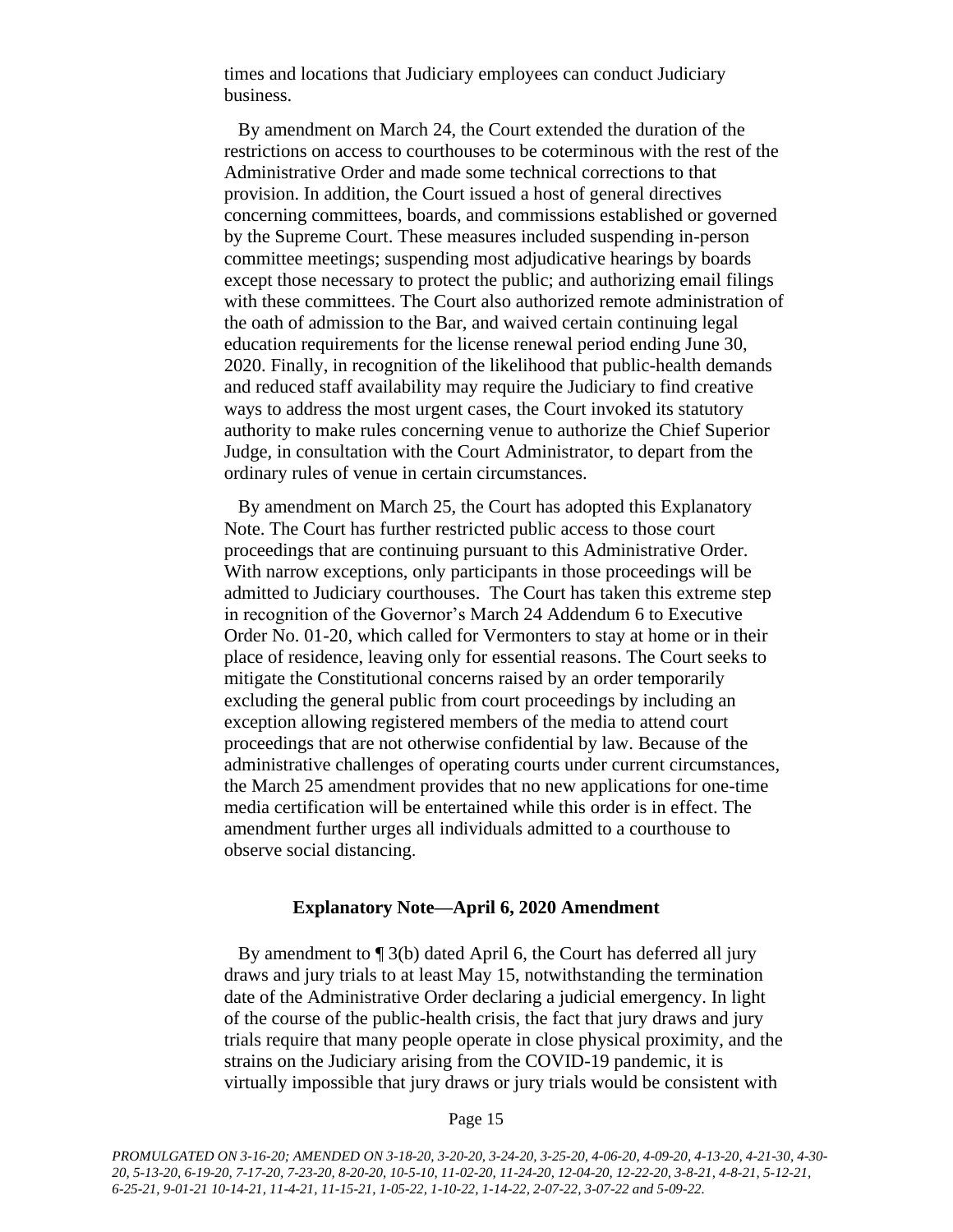times and locations that Judiciary employees can conduct Judiciary business.

By amendment on March 24, the Court extended the duration of the restrictions on access to courthouses to be coterminous with the rest of the Administrative Order and made some technical corrections to that provision. In addition, the Court issued a host of general directives concerning committees, boards, and commissions established or governed by the Supreme Court. These measures included suspending in-person committee meetings; suspending most adjudicative hearings by boards except those necessary to protect the public; and authorizing email filings with these committees. The Court also authorized remote administration of the oath of admission to the Bar, and waived certain continuing legal education requirements for the license renewal period ending June 30, 2020. Finally, in recognition of the likelihood that public-health demands and reduced staff availability may require the Judiciary to find creative ways to address the most urgent cases, the Court invoked its statutory authority to make rules concerning venue to authorize the Chief Superior Judge, in consultation with the Court Administrator, to depart from the ordinary rules of venue in certain circumstances.

By amendment on March 25, the Court has adopted this Explanatory Note. The Court has further restricted public access to those court proceedings that are continuing pursuant to this Administrative Order. With narrow exceptions, only participants in those proceedings will be admitted to Judiciary courthouses. The Court has taken this extreme step in recognition of the Governor's March 24 Addendum 6 to Executive Order No. 01-20, which called for Vermonters to stay at home or in their place of residence, leaving only for essential reasons. The Court seeks to mitigate the Constitutional concerns raised by an order temporarily excluding the general public from court proceedings by including an exception allowing registered members of the media to attend court proceedings that are not otherwise confidential by law. Because of the administrative challenges of operating courts under current circumstances, the March 25 amendment provides that no new applications for one-time media certification will be entertained while this order is in effect. The amendment further urges all individuals admitted to a courthouse to observe social distancing.

**Explanatory Note—April 6, 2020 Amendment**

By amendment to ¶ 3(b) dated April 6, the Court has deferred all jury draws and jury trials to at least May 15, notwithstanding the termination date of the Administrative Order declaring a judicial emergency. In light of the course of the public-health crisis, the fact that jury draws and jury trials require that many people operate in close physical proximity, and the strains on the Judiciary arising from the COVID-19 pandemic, it is virtually impossible that jury draws or jury trials would be consistent with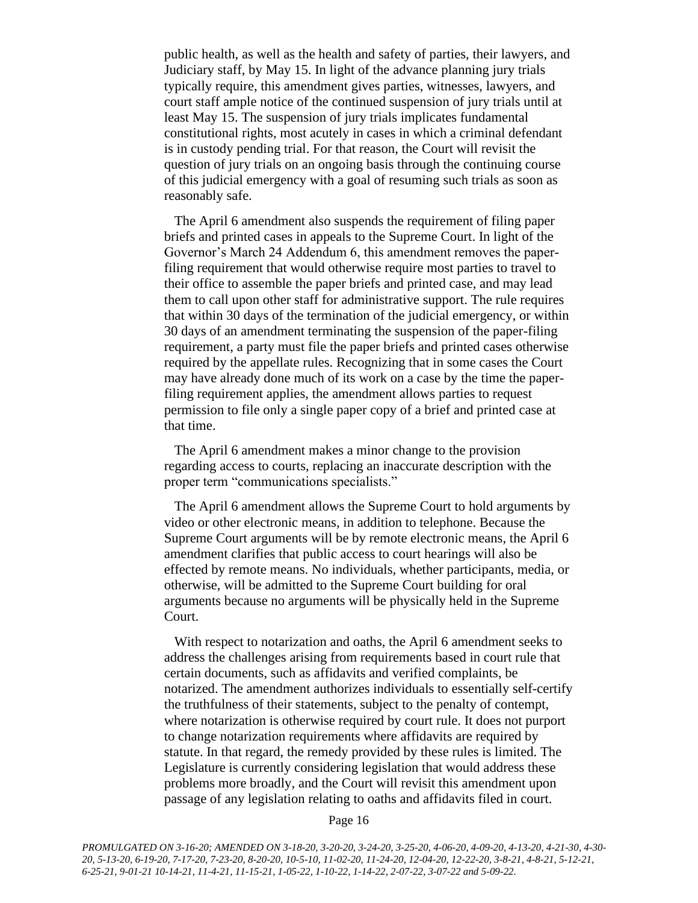public health, as well as the health and safety of parties, their lawyers, and Judiciary staff, by May 15. In light of the advance planning jury trials typically require, this amendment gives parties, witnesses, lawyers, and court staff ample notice of the continued suspension of jury trials until at least May 15. The suspension of jury trials implicates fundamental constitutional rights, most acutely in cases in which a criminal defendant is in custody pending trial. For that reason, the Court will revisit the question of jury trials on an ongoing basis through the continuing course of this judicial emergency with a goal of resuming such trials as soon as reasonably safe.

The April 6 amendment also suspends the requirement of filing paper briefs and printed cases in appeals to the Supreme Court. In light of the Governor's March 24 Addendum 6, this amendment removes the paper-filing requirement that would otherwise require most parties to travel to their office to assemble the paper briefs and printed case, and may lead them to call upon other staff for administrative support. The rule requires that within 30 days of the termination of the judicial emergency, or within 30 days of an amendment terminating the suspension of the paper-filing requirement, a party must file the paper briefs and printed cases otherwise required by the appellate rules. Recognizing that in some cases the Court may have already done much of its work on a case by the time the paper-filing requirement applies, the amendment allows parties to request permission to file only a single paper copy of a brief and printed case at that time.

The April 6 amendment makes a minor change to the provision regarding access to courts, replacing an inaccurate description with the proper term "communications specialists."

The April 6 amendment allows the Supreme Court to hold arguments by video or other electronic means, in addition to telephone. Because the Supreme Court arguments will be by remote electronic means, the April 6 amendment clarifies that public access to court hearings will also be effected by remote means. No individuals, whether participants, media, or otherwise, will be admitted to the Supreme Court building for oral arguments because no arguments will be physically held in the Supreme Court.

With respect to notarization and oaths, the April 6 amendment seeks to address the challenges arising from requirements based in court rule that certain documents, such as affidavits and verified complaints, be notarized. The amendment authorizes individuals to essentially self-certify the truthfulness of their statements, subject to the penalty of contempt, where notarization is otherwise required by court rule. It does not purport to change notarization requirements where affidavits are required by statute. In that regard, the remedy provided by these rules is limited. The Legislature is currently considering legislation that would address these problems more broadly, and the Court will revisit this amendment upon passage of any legislation relating to oaths and affidavits filed in court.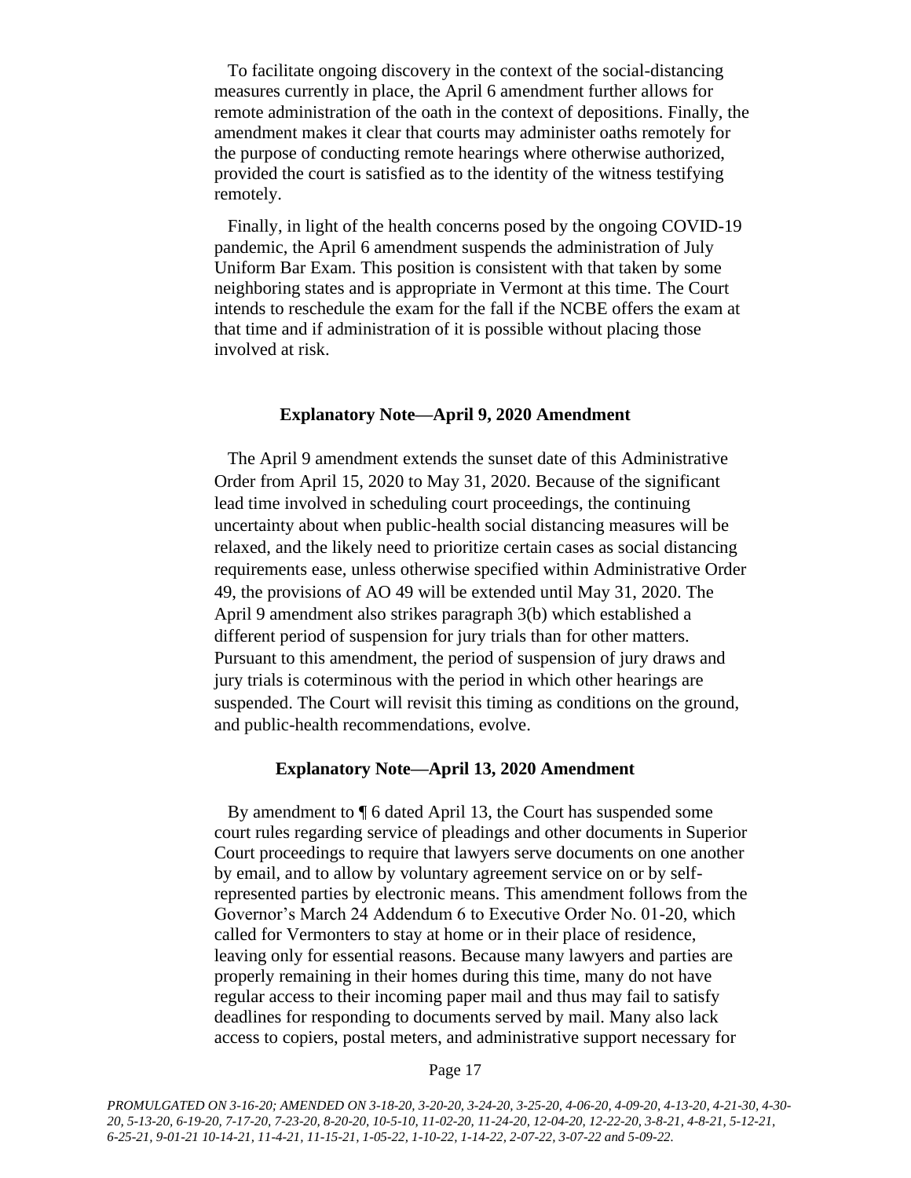To facilitate ongoing discovery in the context of the social-distancing measures currently in place, the April 6 amendment further allows for remote administration of the oath in the context of depositions. Finally, the amendment makes it clear that courts may administer oaths remotely for the purpose of conducting remote hearings where otherwise authorized, provided the court is satisfied as to the identity of the witness testifying remotely.

Finally, in light of the health concerns posed by the ongoing COVID-19 pandemic, the April 6 amendment suspends the administration of July Uniform Bar Exam. This position is consistent with that taken by some neighboring states and is appropriate in Vermont at this time. The Court intends to reschedule the exam for the fall if the NCBE offers the exam at that time and if administration of it is possible without placing those involved at risk.

**Explanatory Note—April 9, 2020 Amendment**

The April 9 amendment extends the sunset date of this Administrative Order from April 15, 2020 to May 31, 2020. Because of the significant lead time involved in scheduling court proceedings, the continuing uncertainty about when public-health social distancing measures will be relaxed, and the likely need to prioritize certain cases as social distancing requirements ease, unless otherwise specified within Administrative Order 49, the provisions of AO 49 will be extended until May 31, 2020. The April 9 amendment also strikes paragraph 3(b) which established a different period of suspension for jury trials than for other matters. Pursuant to this amendment, the period of suspension of jury draws and jury trials is coterminous with the period in which other hearings are suspended. The Court will revisit this timing as conditions on the ground, and public-health recommendations, evolve.

**Explanatory Note—April 13, 2020 Amendment**

By amendment to ¶ 6 dated April 13, the Court has suspended some court rules regarding service of pleadings and other documents in Superior Court proceedings to require that lawyers serve documents on one another by email, and to allow by voluntary agreement service on or by self-represented parties by electronic means. This amendment follows from the Governor's March 24 Addendum 6 to Executive Order No. 01-20, which called for Vermonters to stay at home or in their place of residence, leaving only for essential reasons. Because many lawyers and parties are properly remaining in their homes during this time, many do not have regular access to their incoming paper mail and thus may fail to satisfy deadlines for responding to documents served by mail. Many also lack access to copiers, postal meters, and administrative support necessary for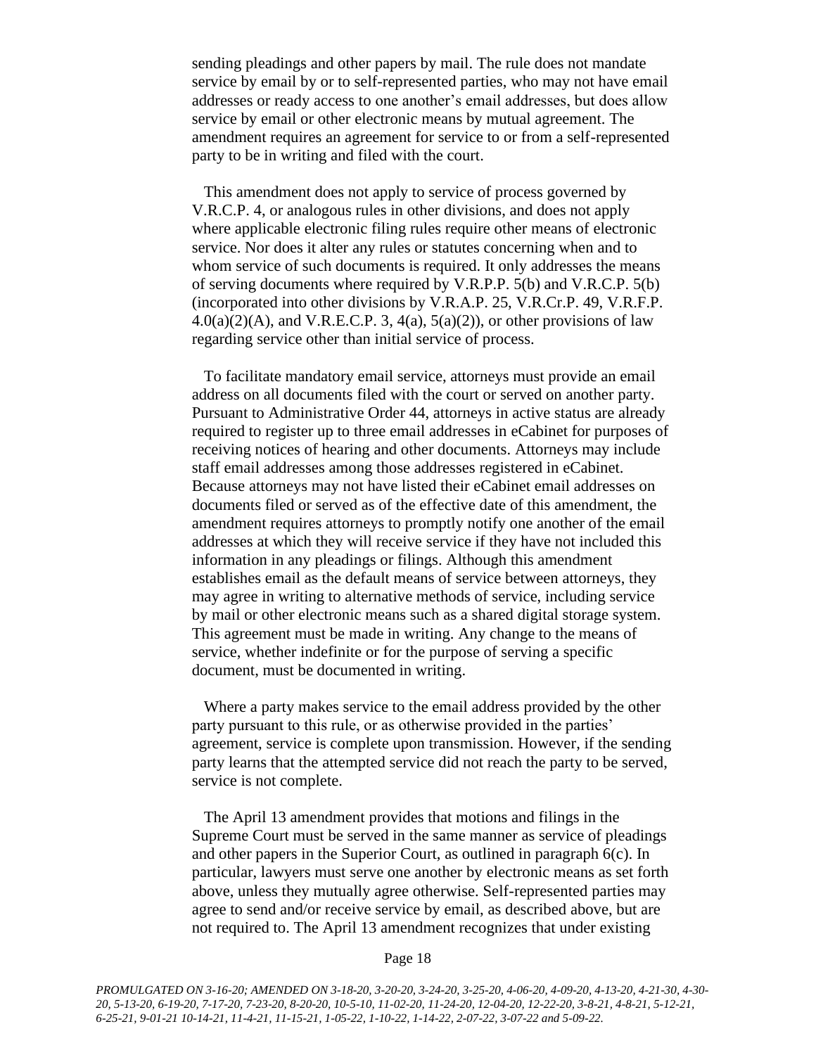sending pleadings and other papers by mail. The rule does not mandate service by email by or to self-represented parties, who may not have email addresses or ready access to one another's email addresses, but does allow service by email or other electronic means by mutual agreement. The amendment requires an agreement for service to or from a self-represented party to be in writing and filed with the court.

This amendment does not apply to service of process governed by V.R.C.P. 4, or analogous rules in other divisions, and does not apply where applicable electronic filing rules require other means of electronic service. Nor does it alter any rules or statutes concerning when and to whom service of such documents is required. It only addresses the means of serving documents where required by V.R.P.P. 5(b) and V.R.C.P. 5(b) (incorporated into other divisions by V.R.A.P. 25, V.R.Cr.P. 49, V.R.F.P. 4.0(a)(2)(A), and V.R.E.C.P. 3, 4(a), 5(a)(2)), or other provisions of law regarding service other than initial service of process.

To facilitate mandatory email service, attorneys must provide an email address on all documents filed with the court or served on another party. Pursuant to Administrative Order 44, attorneys in active status are already required to register up to three email addresses in eCabinet for purposes of receiving notices of hearing and other documents. Attorneys may include staff email addresses among those addresses registered in eCabinet. Because attorneys may not have listed their eCabinet email addresses on documents filed or served as of the effective date of this amendment, the amendment requires attorneys to promptly notify one another of the email addresses at which they will receive service if they have not included this information in any pleadings or filings. Although this amendment establishes email as the default means of service between attorneys, they may agree in writing to alternative methods of service, including service by mail or other electronic means such as a shared digital storage system. This agreement must be made in writing. Any change to the means of service, whether indefinite or for the purpose of serving a specific document, must be documented in writing.

Where a party makes service to the email address provided by the other party pursuant to this rule, or as otherwise provided in the parties' agreement, service is complete upon transmission. However, if the sending party learns that the attempted service did not reach the party to be served, service is not complete.

The April 13 amendment provides that motions and filings in the Supreme Court must be served in the same manner as service of pleadings and other papers in the Superior Court, as outlined in paragraph 6(c). In particular, lawyers must serve one another by electronic means as set forth above, unless they mutually agree otherwise. Self-represented parties may agree to send and/or receive service by email, as described above, but are not required to. The April 13 amendment recognizes that under existing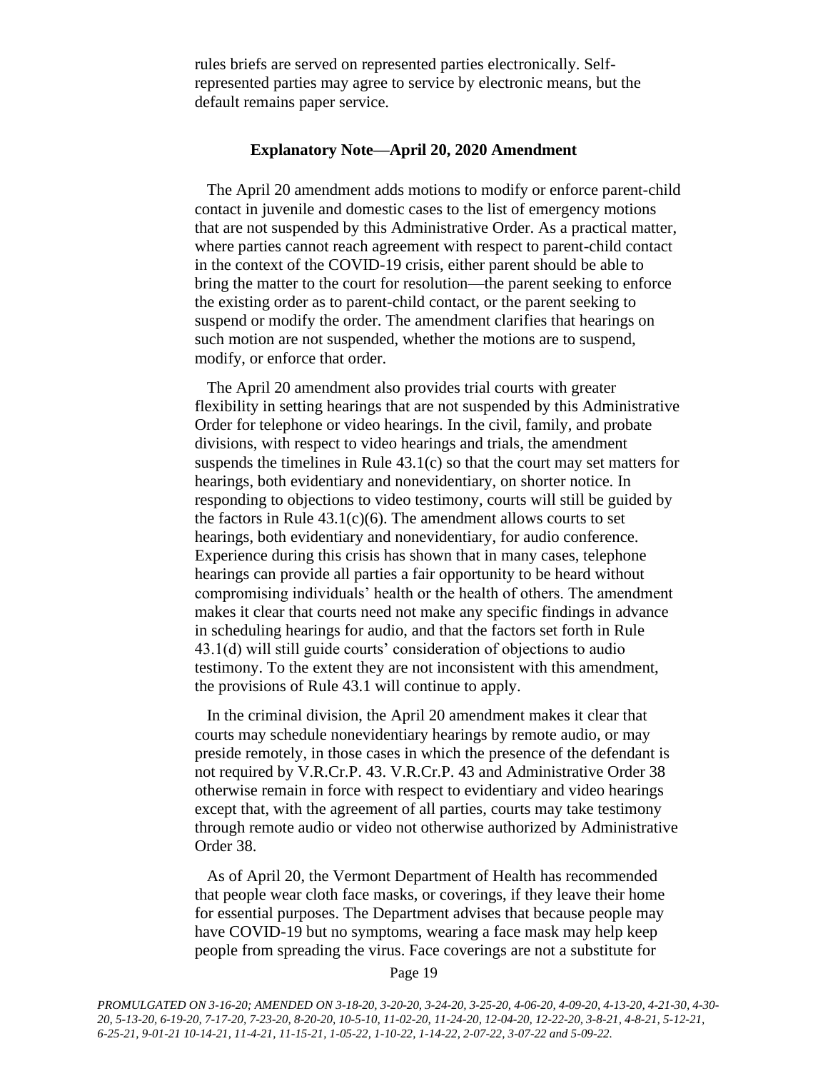rules briefs are served on represented parties electronically. Self-represented parties may agree to service by electronic means, but the default remains paper service.

### Explanatory Note—April 20, 2020 Amendment

The April 20 amendment adds motions to modify or enforce parent-child contact in juvenile and domestic cases to the list of emergency motions that are not suspended by this Administrative Order. As a practical matter, where parties cannot reach agreement with respect to parent-child contact in the context of the COVID-19 crisis, either parent should be able to bring the matter to the court for resolution—the parent seeking to enforce the existing order as to parent-child contact, or the parent seeking to suspend or modify the order. The amendment clarifies that hearings on such motion are not suspended, whether the motions are to suspend, modify, or enforce that order.

The April 20 amendment also provides trial courts with greater flexibility in setting hearings that are not suspended by this Administrative Order for telephone or video hearings. In the civil, family, and probate divisions, with respect to video hearings and trials, the amendment suspends the timelines in Rule 43.1(c) so that the court may set matters for hearings, both evidentiary and nonevidentiary, on shorter notice. In responding to objections to video testimony, courts will still be guided by the factors in Rule 43.1(c)(6). The amendment allows courts to set hearings, both evidentiary and nonevidentiary, for audio conference. Experience during this crisis has shown that in many cases, telephone hearings can provide all parties a fair opportunity to be heard without compromising individuals' health or the health of others. The amendment makes it clear that courts need not make any specific findings in advance in scheduling hearings for audio, and that the factors set forth in Rule 43.1(d) will still guide courts' consideration of objections to audio testimony. To the extent they are not inconsistent with this amendment, the provisions of Rule 43.1 will continue to apply.

In the criminal division, the April 20 amendment makes it clear that courts may schedule nonevidentiary hearings by remote audio, or may preside remotely, in those cases in which the presence of the defendant is not required by V.R.Cr.P. 43. V.R.Cr.P. 43 and Administrative Order 38 otherwise remain in force with respect to evidentiary and video hearings except that, with the agreement of all parties, courts may take testimony through remote audio or video not otherwise authorized by Administrative Order 38.

As of April 20, the Vermont Department of Health has recommended that people wear cloth face masks, or coverings, if they leave their home for essential purposes. The Department advises that because people may have COVID-19 but no symptoms, wearing a face mask may help keep people from spreading the virus. Face coverings are not a substitute for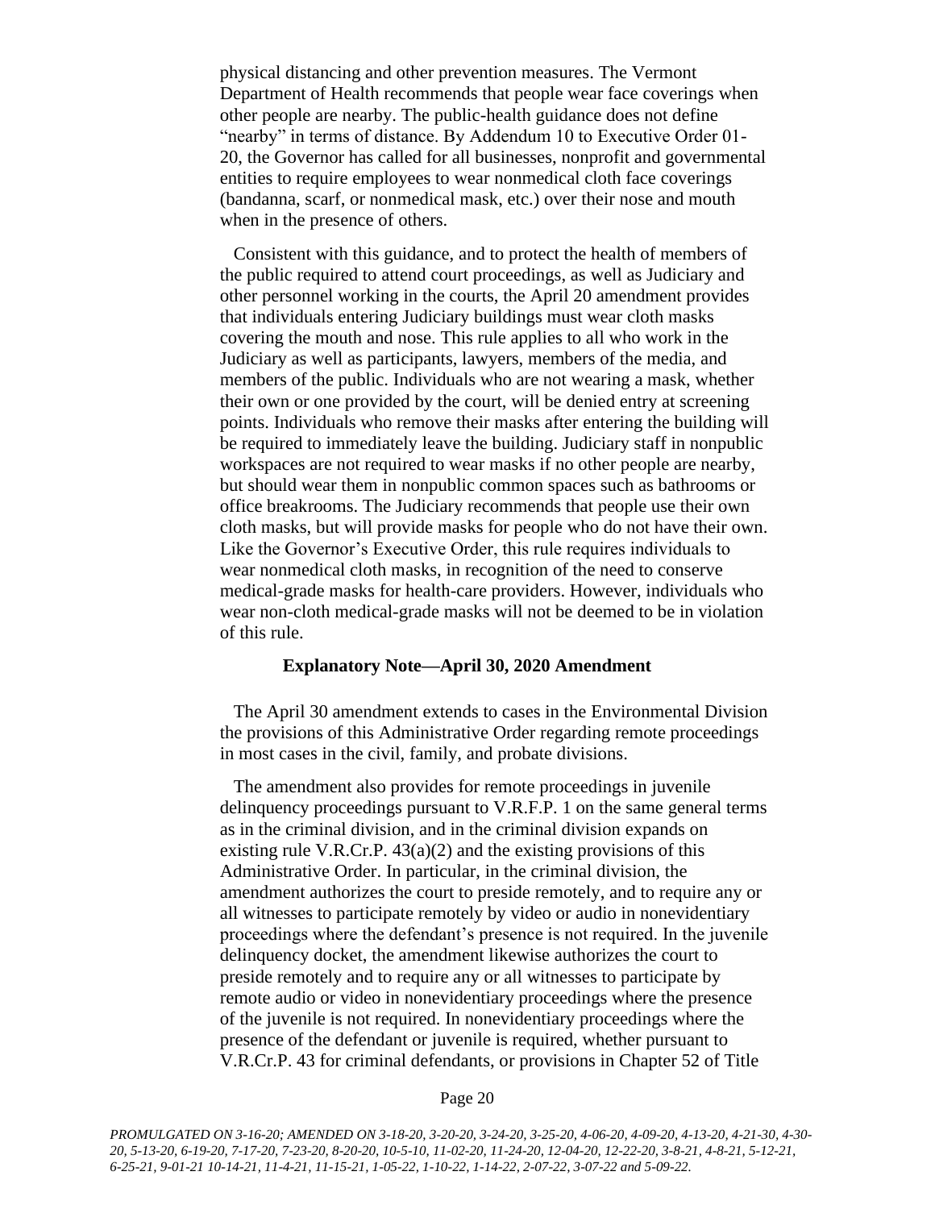physical distancing and other prevention measures. The Vermont Department of Health recommends that people wear face coverings when other people are nearby. The public-health guidance does not define "nearby" in terms of distance. By Addendum 10 to Executive Order 01-20, the Governor has called for all businesses, nonprofit and governmental entities to require employees to wear nonmedical cloth face coverings (bandanna, scarf, or nonmedical mask, etc.) over their nose and mouth when in the presence of others.

Consistent with this guidance, and to protect the health of members of the public required to attend court proceedings, as well as Judiciary and other personnel working in the courts, the April 20 amendment provides that individuals entering Judiciary buildings must wear cloth masks covering the mouth and nose. This rule applies to all who work in the Judiciary as well as participants, lawyers, members of the media, and members of the public. Individuals who are not wearing a mask, whether their own or one provided by the court, will be denied entry at screening points. Individuals who remove their masks after entering the building will be required to immediately leave the building. Judiciary staff in nonpublic workspaces are not required to wear masks if no other people are nearby, but should wear them in nonpublic common spaces such as bathrooms or office breakrooms. The Judiciary recommends that people use their own cloth masks, but will provide masks for people who do not have their own. Like the Governor's Executive Order, this rule requires individuals to wear nonmedical cloth masks, in recognition of the need to conserve medical-grade masks for health-care providers. However, individuals who wear non-cloth medical-grade masks will not be deemed to be in violation of this rule.

**Explanatory Note—April 30, 2020 Amendment**

The April 30 amendment extends to cases in the Environmental Division the provisions of this Administrative Order regarding remote proceedings in most cases in the civil, family, and probate divisions.

The amendment also provides for remote proceedings in juvenile delinquency proceedings pursuant to V.R.F.P. 1 on the same general terms as in the criminal division, and in the criminal division expands on existing rule V.R.Cr.P. 43(a)(2) and the existing provisions of this Administrative Order. In particular, in the criminal division, the amendment authorizes the court to preside remotely, and to require any or all witnesses to participate remotely by video or audio in nonevidentiary proceedings where the defendant's presence is not required. In the juvenile delinquency docket, the amendment likewise authorizes the court to preside remotely and to require any or all witnesses to participate by remote audio or video in nonevidentiary proceedings where the presence of the juvenile is not required. In nonevidentiary proceedings where the presence of the defendant or juvenile is required, whether pursuant to V.R.Cr.P. 43 for criminal defendants, or provisions in Chapter 52 of Title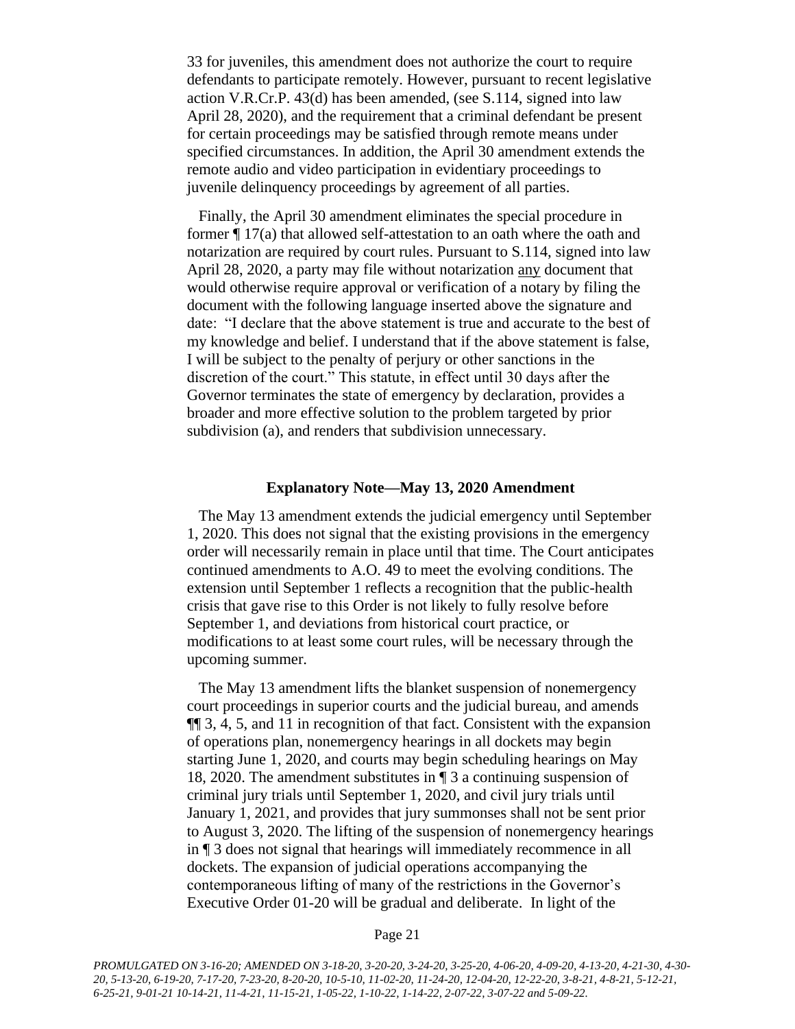33 for juveniles, this amendment does not authorize the court to require defendants to participate remotely. However, pursuant to recent legislative action V.R.Cr.P. 43(d) has been amended, (see S.114, signed into law April 28, 2020), and the requirement that a criminal defendant be present for certain proceedings may be satisfied through remote means under specified circumstances. In addition, the April 30 amendment extends the remote audio and video participation in evidentiary proceedings to juvenile delinquency proceedings by agreement of all parties.

Finally, the April 30 amendment eliminates the special procedure in former ¶ 17(a) that allowed self-attestation to an oath where the oath and notarization are required by court rules. Pursuant to S.114, signed into law April 28, 2020, a party may file without notarization <u>any</u> document that would otherwise require approval or verification of a notary by filing the document with the following language inserted above the signature and date: "I declare that the above statement is true and accurate to the best of my knowledge and belief. I understand that if the above statement is false, I will be subject to the penalty of perjury or other sanctions in the discretion of the court." This statute, in effect until 30 days after the Governor terminates the state of emergency by declaration, provides a broader and more effective solution to the problem targeted by prior subdivision (a), and renders that subdivision unnecessary.

### Explanatory Note—May 13, 2020 Amendment

The May 13 amendment extends the judicial emergency until September 1, 2020. This does not signal that the existing provisions in the emergency order will necessarily remain in place until that time. The Court anticipates continued amendments to A.O. 49 to meet the evolving conditions. The extension until September 1 reflects a recognition that the public-health crisis that gave rise to this Order is not likely to fully resolve before September 1, and deviations from historical court practice, or modifications to at least some court rules, will be necessary through the upcoming summer.

The May 13 amendment lifts the blanket suspension of nonemergency court proceedings in superior courts and the judicial bureau, and amends ¶¶ 3, 4, 5, and 11 in recognition of that fact. Consistent with the expansion of operations plan, nonemergency hearings in all dockets may begin starting June 1, 2020, and courts may begin scheduling hearings on May 18, 2020. The amendment substitutes in ¶ 3 a continuing suspension of criminal jury trials until September 1, 2020, and civil jury trials until January 1, 2021, and provides that jury summonses shall not be sent prior to August 3, 2020. The lifting of the suspension of nonemergency hearings in ¶ 3 does not signal that hearings will immediately recommence in all dockets. The expansion of judicial operations accompanying the contemporaneous lifting of many of the restrictions in the Governor's Executive Order 01-20 will be gradual and deliberate. In light of the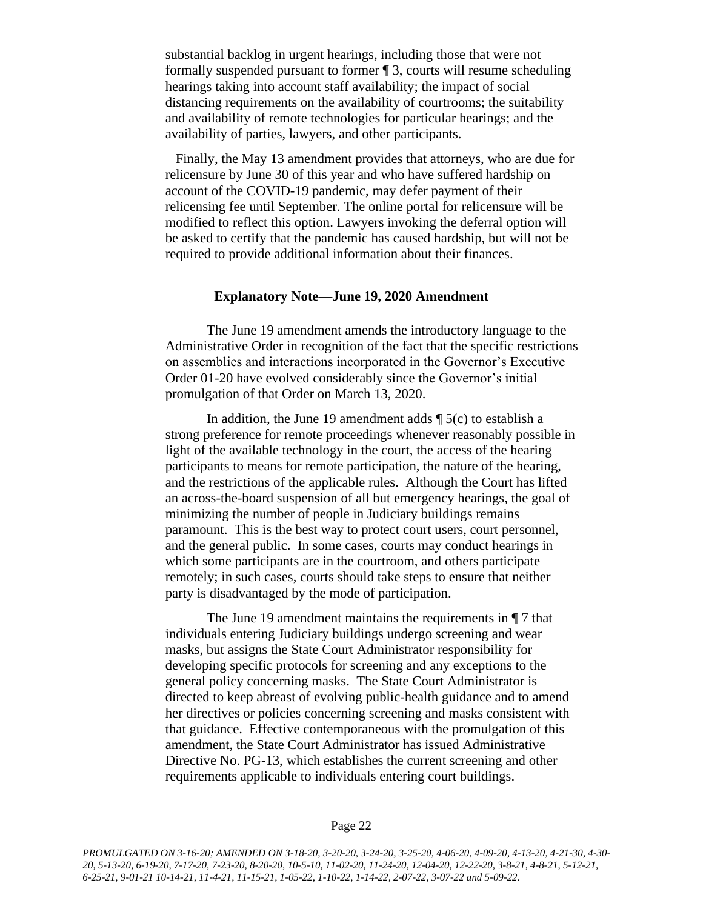substantial backlog in urgent hearings, including those that were not formally suspended pursuant to former ¶ 3, courts will resume scheduling hearings taking into account staff availability; the impact of social distancing requirements on the availability of courtrooms; the suitability and availability of remote technologies for particular hearings; and the availability of parties, lawyers, and other participants.

Finally, the May 13 amendment provides that attorneys, who are due for relicensure by June 30 of this year and who have suffered hardship on account of the COVID-19 pandemic, may defer payment of their relicensing fee until September. The online portal for relicensure will be modified to reflect this option. Lawyers invoking the deferral option will be asked to certify that the pandemic has caused hardship, but will not be required to provide additional information about their finances.

**Explanatory Note—June 19, 2020 Amendment**

The June 19 amendment amends the introductory language to the Administrative Order in recognition of the fact that the specific restrictions on assemblies and interactions incorporated in the Governor's Executive Order 01-20 have evolved considerably since the Governor's initial promulgation of that Order on March 13, 2020.

In addition, the June 19 amendment adds ¶ 5(c) to establish a strong preference for remote proceedings whenever reasonably possible in light of the available technology in the court, the access of the hearing participants to means for remote participation, the nature of the hearing, and the restrictions of the applicable rules. Although the Court has lifted an across-the-board suspension of all but emergency hearings, the goal of minimizing the number of people in Judiciary buildings remains paramount. This is the best way to protect court users, court personnel, and the general public. In some cases, courts may conduct hearings in which some participants are in the courtroom, and others participate remotely; in such cases, courts should take steps to ensure that neither party is disadvantaged by the mode of participation.

The June 19 amendment maintains the requirements in ¶ 7 that individuals entering Judiciary buildings undergo screening and wear masks, but assigns the State Court Administrator responsibility for developing specific protocols for screening and any exceptions to the general policy concerning masks. The State Court Administrator is directed to keep abreast of evolving public-health guidance and to amend her directives or policies concerning screening and masks consistent with that guidance. Effective contemporaneous with the promulgation of this amendment, the State Court Administrator has issued Administrative Directive No. PG-13, which establishes the current screening and other requirements applicable to individuals entering court buildings.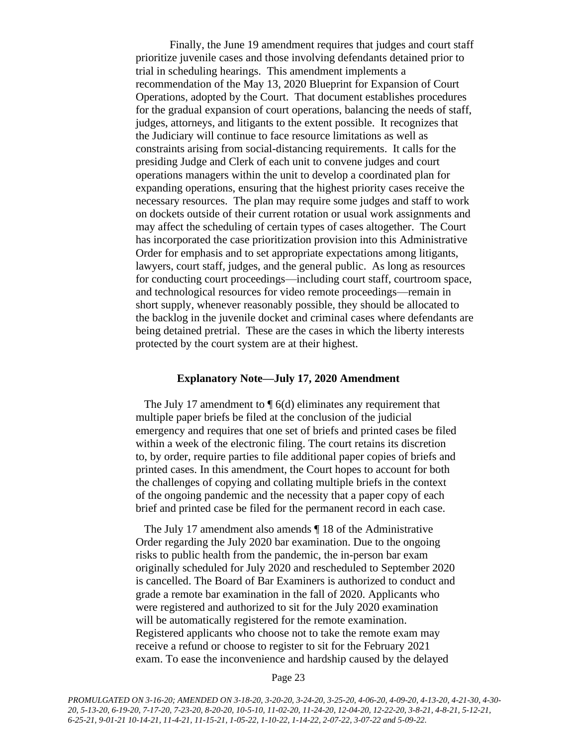Finally, the June 19 amendment requires that judges and court staff prioritize juvenile cases and those involving defendants detained prior to trial in scheduling hearings. This amendment implements a recommendation of the May 13, 2020 Blueprint for Expansion of Court Operations, adopted by the Court. That document establishes procedures for the gradual expansion of court operations, balancing the needs of staff, judges, attorneys, and litigants to the extent possible. It recognizes that the Judiciary will continue to face resource limitations as well as constraints arising from social-distancing requirements. It calls for the presiding Judge and Clerk of each unit to convene judges and court operations managers within the unit to develop a coordinated plan for expanding operations, ensuring that the highest priority cases receive the necessary resources. The plan may require some judges and staff to work on dockets outside of their current rotation or usual work assignments and may affect the scheduling of certain types of cases altogether. The Court has incorporated the case prioritization provision into this Administrative Order for emphasis and to set appropriate expectations among litigants, lawyers, court staff, judges, and the general public. As long as resources for conducting court proceedings—including court staff, courtroom space, and technological resources for video remote proceedings—remain in short supply, whenever reasonably possible, they should be allocated to the backlog in the juvenile docket and criminal cases where defendants are being detained pretrial. These are the cases in which the liberty interests protected by the court system are at their highest.

**Explanatory Note—July 17, 2020 Amendment**

The July 17 amendment to ¶ 6(d) eliminates any requirement that multiple paper briefs be filed at the conclusion of the judicial emergency and requires that one set of briefs and printed cases be filed within a week of the electronic filing. The court retains its discretion to, by order, require parties to file additional paper copies of briefs and printed cases. In this amendment, the Court hopes to account for both the challenges of copying and collating multiple briefs in the context of the ongoing pandemic and the necessity that a paper copy of each brief and printed case be filed for the permanent record in each case.

The July 17 amendment also amends ¶ 18 of the Administrative Order regarding the July 2020 bar examination. Due to the ongoing risks to public health from the pandemic, the in-person bar exam originally scheduled for July 2020 and rescheduled to September 2020 is cancelled. The Board of Bar Examiners is authorized to conduct and grade a remote bar examination in the fall of 2020. Applicants who were registered and authorized to sit for the July 2020 examination will be automatically registered for the remote examination. Registered applicants who choose not to take the remote exam may receive a refund or choose to register to sit for the February 2021 exam. To ease the inconvenience and hardship caused by the delayed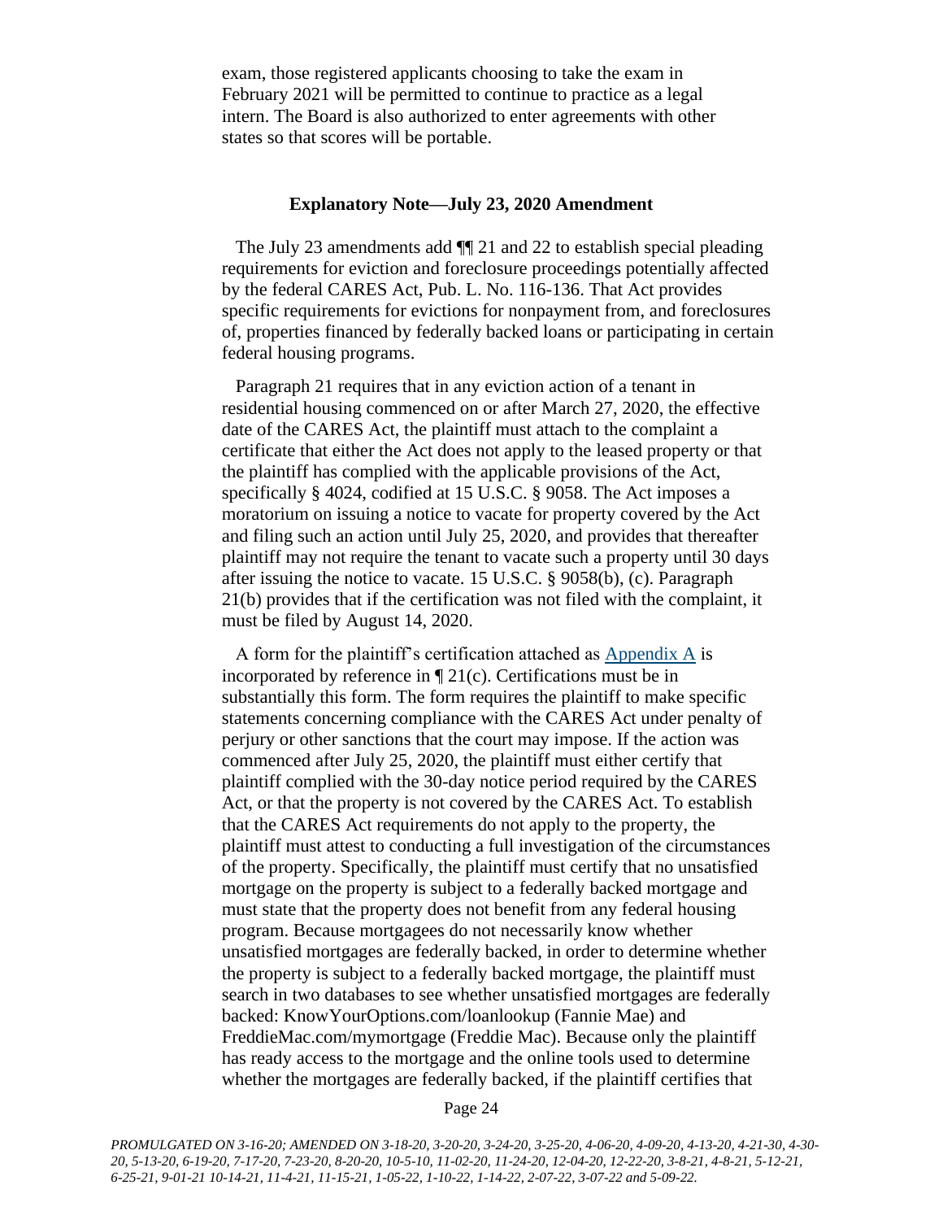exam, those registered applicants choosing to take the exam in February 2021 will be permitted to continue to practice as a legal intern. The Board is also authorized to enter agreements with other states so that scores will be portable.

### Explanatory Note—July 23, 2020 Amendment

The July 23 amendments add ¶¶ 21 and 22 to establish special pleading requirements for eviction and foreclosure proceedings potentially affected by the federal CARES Act, Pub. L. No. 116-136. That Act provides specific requirements for evictions for nonpayment from, and foreclosures of, properties financed by federally backed loans or participating in certain federal housing programs.

Paragraph 21 requires that in any eviction action of a tenant in residential housing commenced on or after March 27, 2020, the effective date of the CARES Act, the plaintiff must attach to the complaint a certificate that either the Act does not apply to the leased property or that the plaintiff has complied with the applicable provisions of the Act, specifically § 4024, codified at 15 U.S.C. § 9058. The Act imposes a moratorium on issuing a notice to vacate for property covered by the Act and filing such an action until July 25, 2020, and provides that thereafter plaintiff may not require the tenant to vacate such a property until 30 days after issuing the notice to vacate. 15 U.S.C. § 9058(b), (c). Paragraph 21(b) provides that if the certification was not filed with the complaint, it must be filed by August 14, 2020.

A form for the plaintiff's certification attached as Appendix A is incorporated by reference in ¶ 21(c). Certifications must be in substantially this form. The form requires the plaintiff to make specific statements concerning compliance with the CARES Act under penalty of perjury or other sanctions that the court may impose. If the action was commenced after July 25, 2020, the plaintiff must either certify that plaintiff complied with the 30-day notice period required by the CARES Act, or that the property is not covered by the CARES Act. To establish that the CARES Act requirements do not apply to the property, the plaintiff must attest to conducting a full investigation of the circumstances of the property. Specifically, the plaintiff must certify that no unsatisfied mortgage on the property is subject to a federally backed mortgage and must state that the property does not benefit from any federal housing program. Because mortgagees do not necessarily know whether unsatisfied mortgages are federally backed, in order to determine whether the property is subject to a federally backed mortgage, the plaintiff must search in two databases to see whether unsatisfied mortgages are federally backed: KnowYourOptions.com/loanlookup (Fannie Mae) and FreddieMac.com/mymortgage (Freddie Mac). Because only the plaintiff has ready access to the mortgage and the online tools used to determine whether the mortgages are federally backed, if the plaintiff certifies that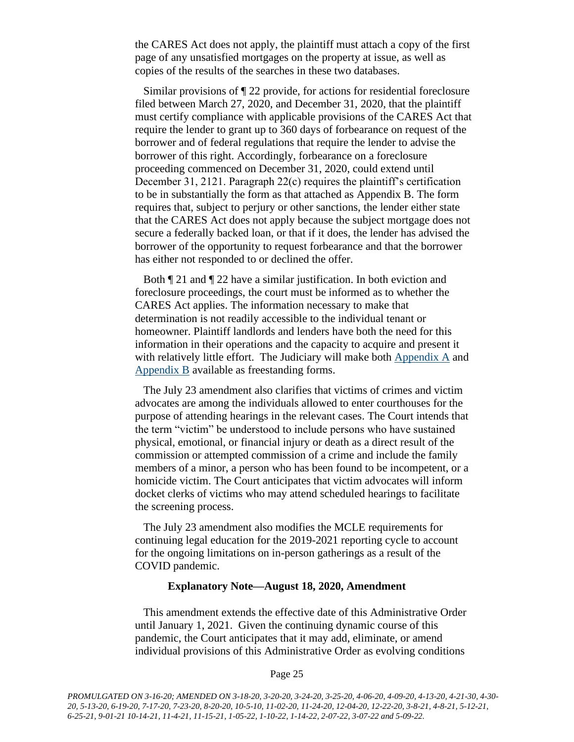the CARES Act does not apply, the plaintiff must attach a copy of the first page of any unsatisfied mortgages on the property at issue, as well as copies of the results of the searches in these two databases.

Similar provisions of ¶ 22 provide, for actions for residential foreclosure filed between March 27, 2020, and December 31, 2020, that the plaintiff must certify compliance with applicable provisions of the CARES Act that require the lender to grant up to 360 days of forbearance on request of the borrower and of federal regulations that require the lender to advise the borrower of this right. Accordingly, forbearance on a foreclosure proceeding commenced on December 31, 2020, could extend until December 31, 2121. Paragraph 22(c) requires the plaintiff's certification to be in substantially the form as that attached as Appendix B. The form requires that, subject to perjury or other sanctions, the lender either state that the CARES Act does not apply because the subject mortgage does not secure a federally backed loan, or that if it does, the lender has advised the borrower of the opportunity to request forbearance and that the borrower has either not responded to or declined the offer.

Both ¶ 21 and ¶ 22 have a similar justification. In both eviction and foreclosure proceedings, the court must be informed as to whether the CARES Act applies. The information necessary to make that determination is not readily accessible to the individual tenant or homeowner. Plaintiff landlords and lenders have both the need for this information in their operations and the capacity to acquire and present it with relatively little effort. The Judiciary will make both Appendix A and Appendix B available as freestanding forms.

The July 23 amendment also clarifies that victims of crimes and victim advocates are among the individuals allowed to enter courthouses for the purpose of attending hearings in the relevant cases. The Court intends that the term "victim" be understood to include persons who have sustained physical, emotional, or financial injury or death as a direct result of the commission or attempted commission of a crime and include the family members of a minor, a person who has been found to be incompetent, or a homicide victim. The Court anticipates that victim advocates will inform docket clerks of victims who may attend scheduled hearings to facilitate the screening process.

The July 23 amendment also modifies the MCLE requirements for continuing legal education for the 2019-2021 reporting cycle to account for the ongoing limitations on in-person gatherings as a result of the COVID pandemic.

**Explanatory Note—August 18, 2020, Amendment**

This amendment extends the effective date of this Administrative Order until January 1, 2021. Given the continuing dynamic course of this pandemic, the Court anticipates that it may add, eliminate, or amend individual provisions of this Administrative Order as evolving conditions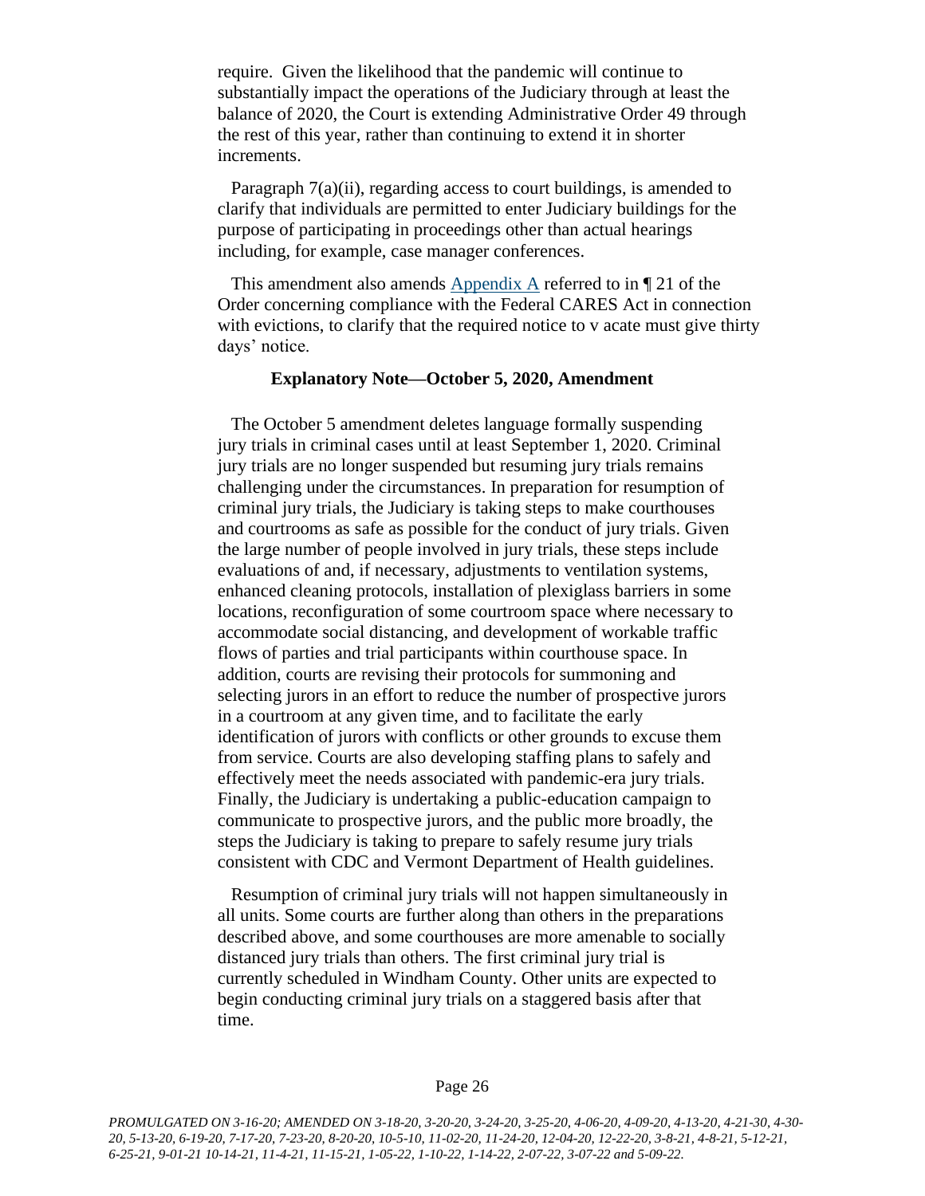require. Given the likelihood that the pandemic will continue to substantially impact the operations of the Judiciary through at least the balance of 2020, the Court is extending Administrative Order 49 through the rest of this year, rather than continuing to extend it in shorter increments.

Paragraph 7(a)(ii), regarding access to court buildings, is amended to clarify that individuals are permitted to enter Judiciary buildings for the purpose of participating in proceedings other than actual hearings including, for example, case manager conferences.

This amendment also amends Appendix A referred to in ¶ 21 of the Order concerning compliance with the Federal CARES Act in connection with evictions, to clarify that the required notice to v acate must give thirty days' notice.

**Explanatory Note—October 5, 2020, Amendment**

The October 5 amendment deletes language formally suspending jury trials in criminal cases until at least September 1, 2020. Criminal jury trials are no longer suspended but resuming jury trials remains challenging under the circumstances. In preparation for resumption of criminal jury trials, the Judiciary is taking steps to make courthouses and courtrooms as safe as possible for the conduct of jury trials. Given the large number of people involved in jury trials, these steps include evaluations of and, if necessary, adjustments to ventilation systems, enhanced cleaning protocols, installation of plexiglass barriers in some locations, reconfiguration of some courtroom space where necessary to accommodate social distancing, and development of workable traffic flows of parties and trial participants within courthouse space. In addition, courts are revising their protocols for summoning and selecting jurors in an effort to reduce the number of prospective jurors in a courtroom at any given time, and to facilitate the early identification of jurors with conflicts or other grounds to excuse them from service. Courts are also developing staffing plans to safely and effectively meet the needs associated with pandemic-era jury trials. Finally, the Judiciary is undertaking a public-education campaign to communicate to prospective jurors, and the public more broadly, the steps the Judiciary is taking to prepare to safely resume jury trials consistent with CDC and Vermont Department of Health guidelines.

Resumption of criminal jury trials will not happen simultaneously in all units. Some courts are further along than others in the preparations described above, and some courthouses are more amenable to socially distanced jury trials than others. The first criminal jury trial is currently scheduled in Windham County. Other units are expected to begin conducting criminal jury trials on a staggered basis after that time.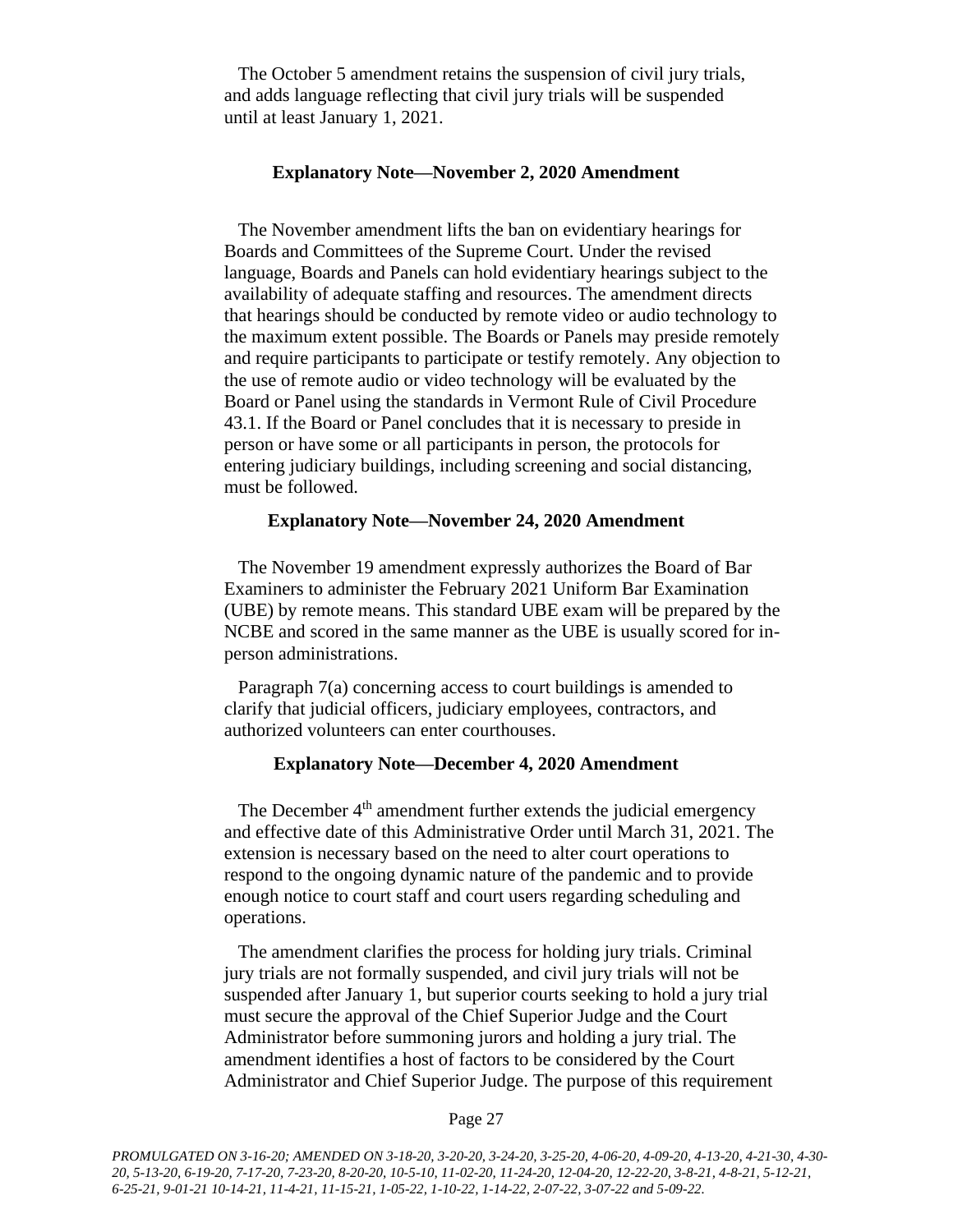The October 5 amendment retains the suspension of civil jury trials, and adds language reflecting that civil jury trials will be suspended until at least January 1, 2021.

### Explanatory Note—November 2, 2020 Amendment

The November amendment lifts the ban on evidentiary hearings for Boards and Committees of the Supreme Court. Under the revised language, Boards and Panels can hold evidentiary hearings subject to the availability of adequate staffing and resources. The amendment directs that hearings should be conducted by remote video or audio technology to the maximum extent possible. The Boards or Panels may preside remotely and require participants to participate or testify remotely. Any objection to the use of remote audio or video technology will be evaluated by the Board or Panel using the standards in Vermont Rule of Civil Procedure 43.1. If the Board or Panel concludes that it is necessary to preside in person or have some or all participants in person, the protocols for entering judiciary buildings, including screening and social distancing, must be followed.

### Explanatory Note—November 24, 2020 Amendment

The November 19 amendment expressly authorizes the Board of Bar Examiners to administer the February 2021 Uniform Bar Examination (UBE) by remote means. This standard UBE exam will be prepared by the NCBE and scored in the same manner as the UBE is usually scored for in-person administrations.

Paragraph 7(a) concerning access to court buildings is amended to clarify that judicial officers, judiciary employees, contractors, and authorized volunteers can enter courthouses.

### Explanatory Note—December 4, 2020 Amendment

The December 4th amendment further extends the judicial emergency and effective date of this Administrative Order until March 31, 2021. The extension is necessary based on the need to alter court operations to respond to the ongoing dynamic nature of the pandemic and to provide enough notice to court staff and court users regarding scheduling and operations.

The amendment clarifies the process for holding jury trials. Criminal jury trials are not formally suspended, and civil jury trials will not be suspended after January 1, but superior courts seeking to hold a jury trial must secure the approval of the Chief Superior Judge and the Court Administrator before summoning jurors and holding a jury trial. The amendment identifies a host of factors to be considered by the Court Administrator and Chief Superior Judge. The purpose of this requirement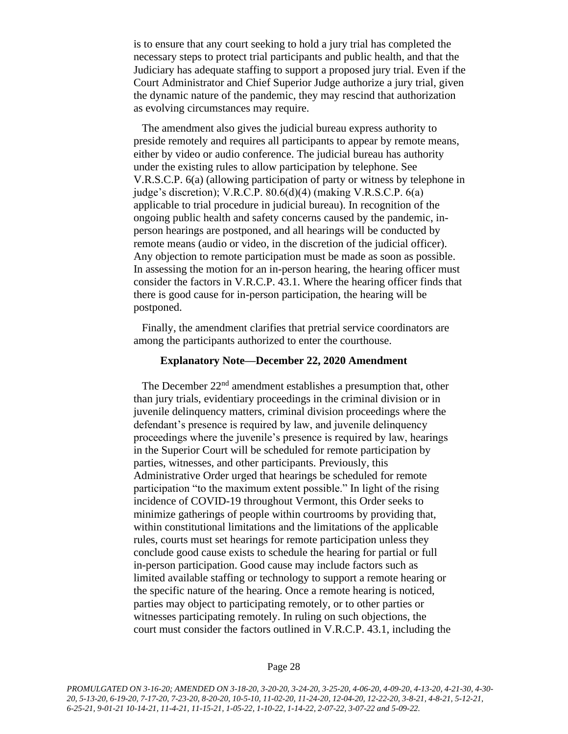is to ensure that any court seeking to hold a jury trial has completed the necessary steps to protect trial participants and public health, and that the Judiciary has adequate staffing to support a proposed jury trial. Even if the Court Administrator and Chief Superior Judge authorize a jury trial, given the dynamic nature of the pandemic, they may rescind that authorization as evolving circumstances may require.

The amendment also gives the judicial bureau express authority to preside remotely and requires all participants to appear by remote means, either by video or audio conference. The judicial bureau has authority under the existing rules to allow participation by telephone. See V.R.S.C.P. 6(a) (allowing participation of party or witness by telephone in judge's discretion); V.R.C.P. 80.6(d)(4) (making V.R.S.C.P. 6(a) applicable to trial procedure in judicial bureau). In recognition of the ongoing public health and safety concerns caused by the pandemic, in-person hearings are postponed, and all hearings will be conducted by remote means (audio or video, in the discretion of the judicial officer). Any objection to remote participation must be made as soon as possible. In assessing the motion for an in-person hearing, the hearing officer must consider the factors in V.R.C.P. 43.1. Where the hearing officer finds that there is good cause for in-person participation, the hearing will be postponed.

Finally, the amendment clarifies that pretrial service coordinators are among the participants authorized to enter the courthouse.

### Explanatory Note—December 22, 2020 Amendment

The December 22nd amendment establishes a presumption that, other than jury trials, evidentiary proceedings in the criminal division or in juvenile delinquency matters, criminal division proceedings where the defendant's presence is required by law, and juvenile delinquency proceedings where the juvenile's presence is required by law, hearings in the Superior Court will be scheduled for remote participation by parties, witnesses, and other participants. Previously, this Administrative Order urged that hearings be scheduled for remote participation "to the maximum extent possible." In light of the rising incidence of COVID-19 throughout Vermont, this Order seeks to minimize gatherings of people within courtrooms by providing that, within constitutional limitations and the limitations of the applicable rules, courts must set hearings for remote participation unless they conclude good cause exists to schedule the hearing for partial or full in-person participation. Good cause may include factors such as limited available staffing or technology to support a remote hearing or the specific nature of the hearing. Once a remote hearing is noticed, parties may object to participating remotely, or to other parties or witnesses participating remotely. In ruling on such objections, the court must consider the factors outlined in V.R.C.P. 43.1, including the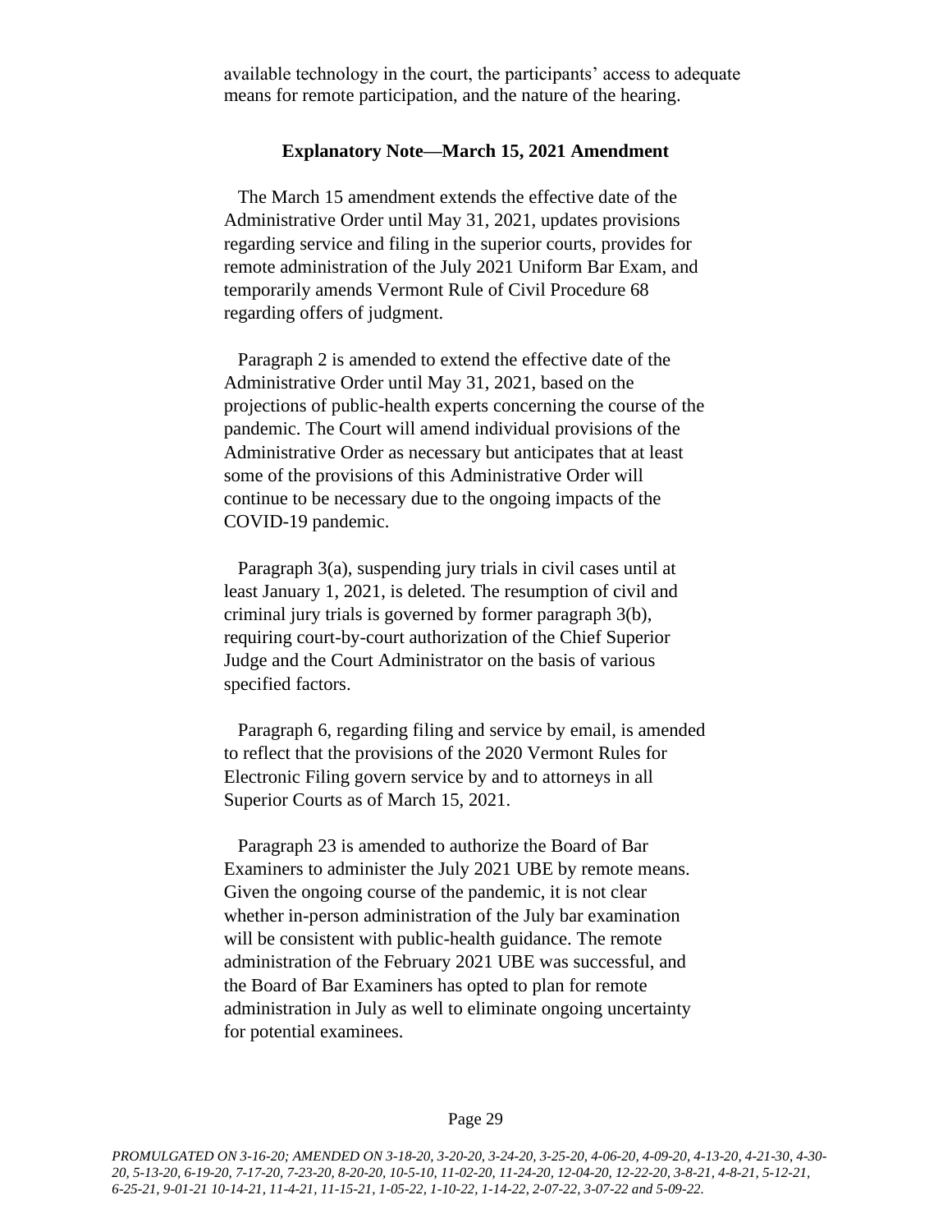available technology in the court, the participants' access to adequate means for remote participation, and the nature of the hearing.

**Explanatory Note—March 15, 2021 Amendment**

The March 15 amendment extends the effective date of the Administrative Order until May 31, 2021, updates provisions regarding service and filing in the superior courts, provides for remote administration of the July 2021 Uniform Bar Exam, and temporarily amends Vermont Rule of Civil Procedure 68 regarding offers of judgment.

Paragraph 2 is amended to extend the effective date of the Administrative Order until May 31, 2021, based on the projections of public-health experts concerning the course of the pandemic. The Court will amend individual provisions of the Administrative Order as necessary but anticipates that at least some of the provisions of this Administrative Order will continue to be necessary due to the ongoing impacts of the COVID-19 pandemic.

Paragraph 3(a), suspending jury trials in civil cases until at least January 1, 2021, is deleted. The resumption of civil and criminal jury trials is governed by former paragraph 3(b), requiring court-by-court authorization of the Chief Superior Judge and the Court Administrator on the basis of various specified factors.

Paragraph 6, regarding filing and service by email, is amended to reflect that the provisions of the 2020 Vermont Rules for Electronic Filing govern service by and to attorneys in all Superior Courts as of March 15, 2021.

Paragraph 23 is amended to authorize the Board of Bar Examiners to administer the July 2021 UBE by remote means. Given the ongoing course of the pandemic, it is not clear whether in-person administration of the July bar examination will be consistent with public-health guidance. The remote administration of the February 2021 UBE was successful, and the Board of Bar Examiners has opted to plan for remote administration in July as well to eliminate ongoing uncertainty for potential examinees.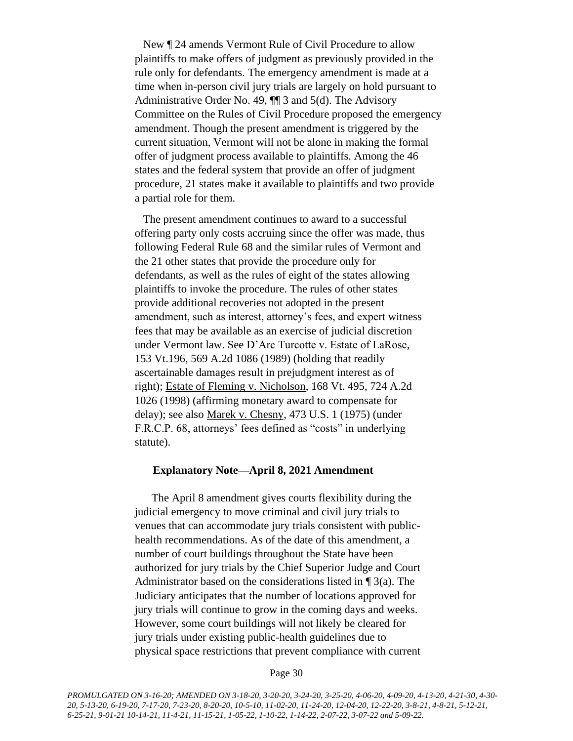New ¶ 24 amends Vermont Rule of Civil Procedure to allow plaintiffs to make offers of judgment as previously provided in the rule only for defendants. The emergency amendment is made at a time when in-person civil jury trials are largely on hold pursuant to Administrative Order No. 49, ¶¶ 3 and 5(d). The Advisory Committee on the Rules of Civil Procedure proposed the emergency amendment. Though the present amendment is triggered by the current situation, Vermont will not be alone in making the formal offer of judgment process available to plaintiffs. Among the 46 states and the federal system that provide an offer of judgment procedure, 21 states make it available to plaintiffs and two provide a partial role for them.

The present amendment continues to award to a successful offering party only costs accruing since the offer was made, thus following Federal Rule 68 and the similar rules of Vermont and the 21 other states that provide the procedure only for defendants, as well as the rules of eight of the states allowing plaintiffs to invoke the procedure. The rules of other states provide additional recoveries not adopted in the present amendment, such as interest, attorney's fees, and expert witness fees that may be available as an exercise of judicial discretion under Vermont law. See D'Arc Turcotte v. Estate of LaRose, 153 Vt.196, 569 A.2d 1086 (1989) (holding that readily ascertainable damages result in prejudgment interest as of right); Estate of Fleming v. Nicholson, 168 Vt. 495, 724 A.2d 1026 (1998) (affirming monetary award to compensate for delay); see also Marek v. Chesny, 473 U.S. 1 (1975) (under F.R.C.P. 68, attorneys' fees defined as "costs" in underlying statute).

**Explanatory Note—April 8, 2021 Amendment**

The April 8 amendment gives courts flexibility during the judicial emergency to move criminal and civil jury trials to venues that can accommodate jury trials consistent with public-health recommendations. As of the date of this amendment, a number of court buildings throughout the State have been authorized for jury trials by the Chief Superior Judge and Court Administrator based on the considerations listed in ¶ 3(a). The Judiciary anticipates that the number of locations approved for jury trials will continue to grow in the coming days and weeks. However, some court buildings will not likely be cleared for jury trials under existing public-health guidelines due to physical space restrictions that prevent compliance with current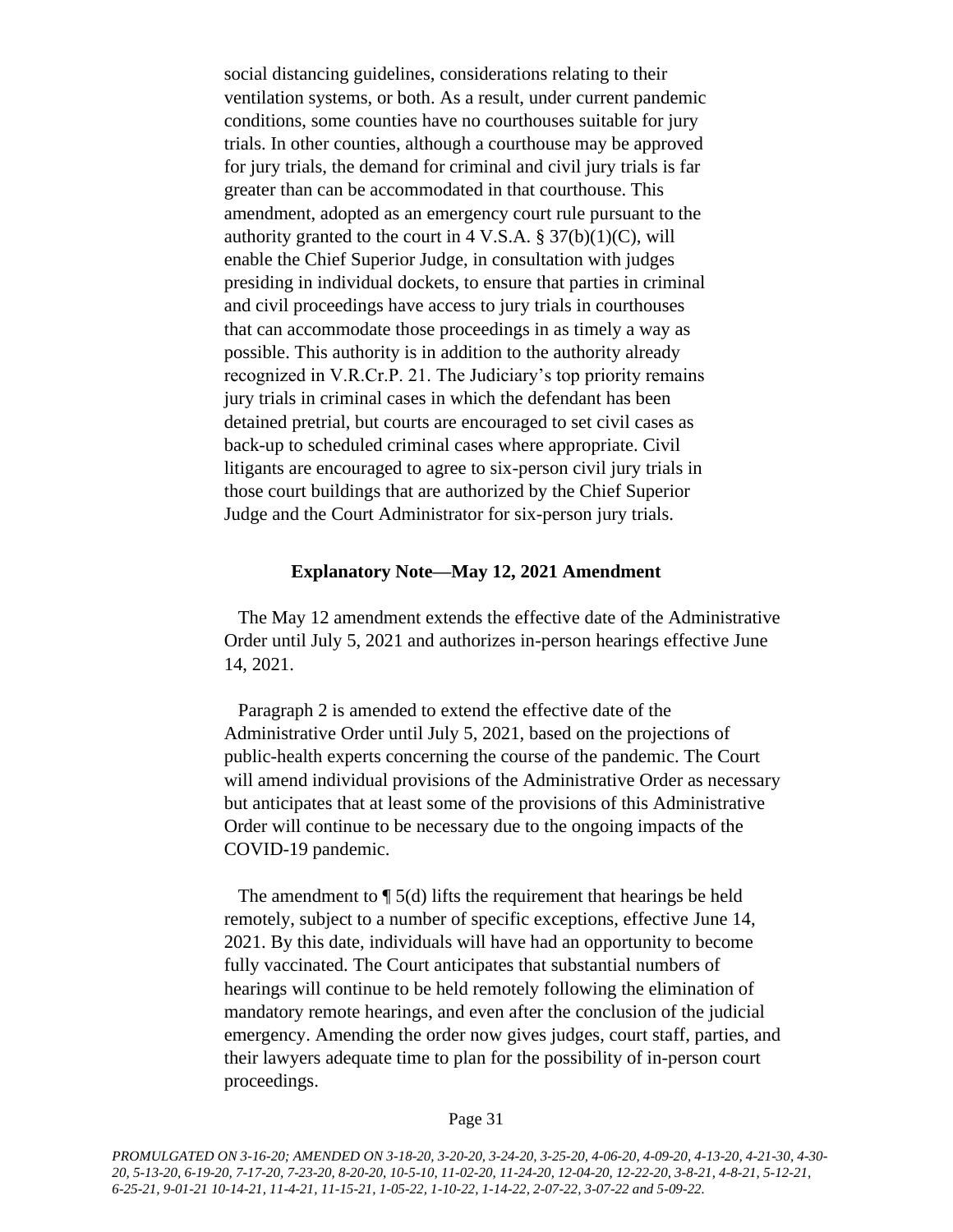social distancing guidelines, considerations relating to their ventilation systems, or both. As a result, under current pandemic conditions, some counties have no courthouses suitable for jury trials. In other counties, although a courthouse may be approved for jury trials, the demand for criminal and civil jury trials is far greater than can be accommodated in that courthouse. This amendment, adopted as an emergency court rule pursuant to the authority granted to the court in 4 V.S.A. § 37(b)(1)(C), will enable the Chief Superior Judge, in consultation with judges presiding in individual dockets, to ensure that parties in criminal and civil proceedings have access to jury trials in courthouses that can accommodate those proceedings in as timely a way as possible. This authority is in addition to the authority already recognized in V.R.Cr.P. 21. The Judiciary's top priority remains jury trials in criminal cases in which the defendant has been detained pretrial, but courts are encouraged to set civil cases as back-up to scheduled criminal cases where appropriate. Civil litigants are encouraged to agree to six-person civil jury trials in those court buildings that are authorized by the Chief Superior Judge and the Court Administrator for six-person jury trials.

**Explanatory Note—May 12, 2021 Amendment**

The May 12 amendment extends the effective date of the Administrative Order until July 5, 2021 and authorizes in-person hearings effective June 14, 2021.

Paragraph 2 is amended to extend the effective date of the Administrative Order until July 5, 2021, based on the projections of public-health experts concerning the course of the pandemic. The Court will amend individual provisions of the Administrative Order as necessary but anticipates that at least some of the provisions of this Administrative Order will continue to be necessary due to the ongoing impacts of the COVID-19 pandemic.

The amendment to ¶ 5(d) lifts the requirement that hearings be held remotely, subject to a number of specific exceptions, effective June 14, 2021. By this date, individuals will have had an opportunity to become fully vaccinated. The Court anticipates that substantial numbers of hearings will continue to be held remotely following the elimination of mandatory remote hearings, and even after the conclusion of the judicial emergency. Amending the order now gives judges, court staff, parties, and their lawyers adequate time to plan for the possibility of in-person court proceedings.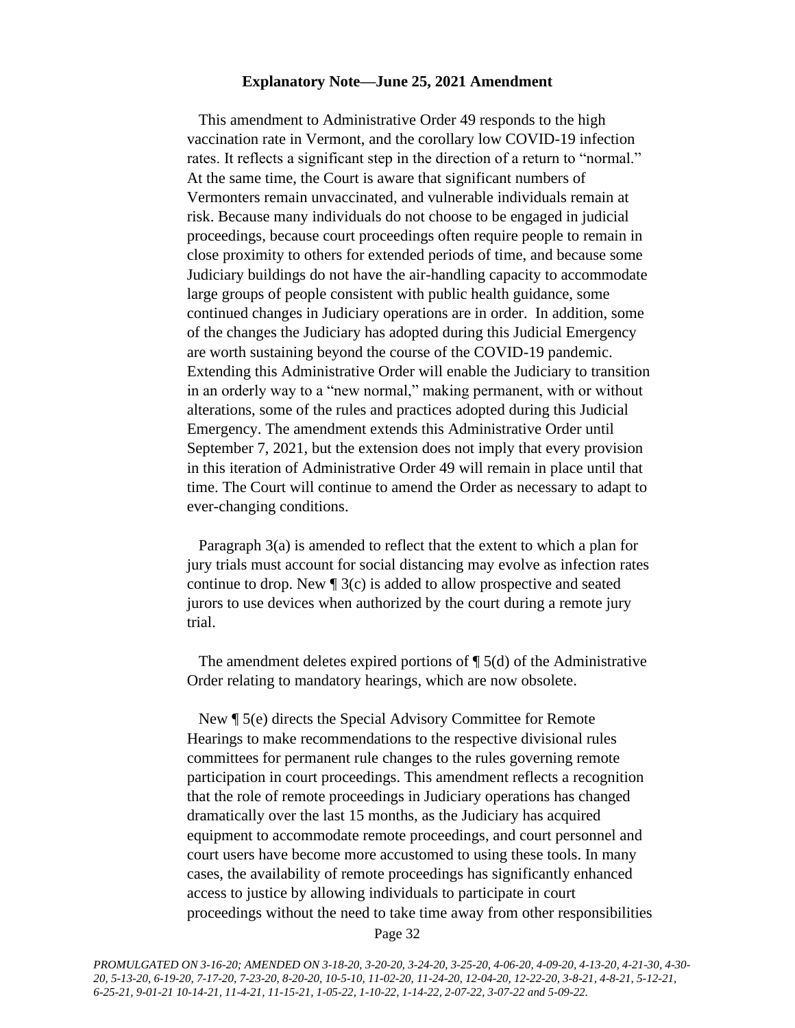### Explanatory Note—June 25, 2021 Amendment

This amendment to Administrative Order 49 responds to the high vaccination rate in Vermont, and the corollary low COVID-19 infection rates. It reflects a significant step in the direction of a return to "normal." At the same time, the Court is aware that significant numbers of Vermonters remain unvaccinated, and vulnerable individuals remain at risk. Because many individuals do not choose to be engaged in judicial proceedings, because court proceedings often require people to remain in close proximity to others for extended periods of time, and because some Judiciary buildings do not have the air-handling capacity to accommodate large groups of people consistent with public health guidance, some continued changes in Judiciary operations are in order. In addition, some of the changes the Judiciary has adopted during this Judicial Emergency are worth sustaining beyond the course of the COVID-19 pandemic. Extending this Administrative Order will enable the Judiciary to transition in an orderly way to a "new normal," making permanent, with or without alterations, some of the rules and practices adopted during this Judicial Emergency. The amendment extends this Administrative Order until September 7, 2021, but the extension does not imply that every provision in this iteration of Administrative Order 49 will remain in place until that time. The Court will continue to amend the Order as necessary to adapt to ever-changing conditions.

Paragraph 3(a) is amended to reflect that the extent to which a plan for jury trials must account for social distancing may evolve as infection rates continue to drop. New ¶ 3(c) is added to allow prospective and seated jurors to use devices when authorized by the court during a remote jury trial.

The amendment deletes expired portions of ¶ 5(d) of the Administrative Order relating to mandatory hearings, which are now obsolete.

New ¶ 5(e) directs the Special Advisory Committee for Remote Hearings to make recommendations to the respective divisional rules committees for permanent rule changes to the rules governing remote participation in court proceedings. This amendment reflects a recognition that the role of remote proceedings in Judiciary operations has changed dramatically over the last 15 months, as the Judiciary has acquired equipment to accommodate remote proceedings, and court personnel and court users have become more accustomed to using these tools. In many cases, the availability of remote proceedings has significantly enhanced access to justice by allowing individuals to participate in court proceedings without the need to take time away from other responsibilities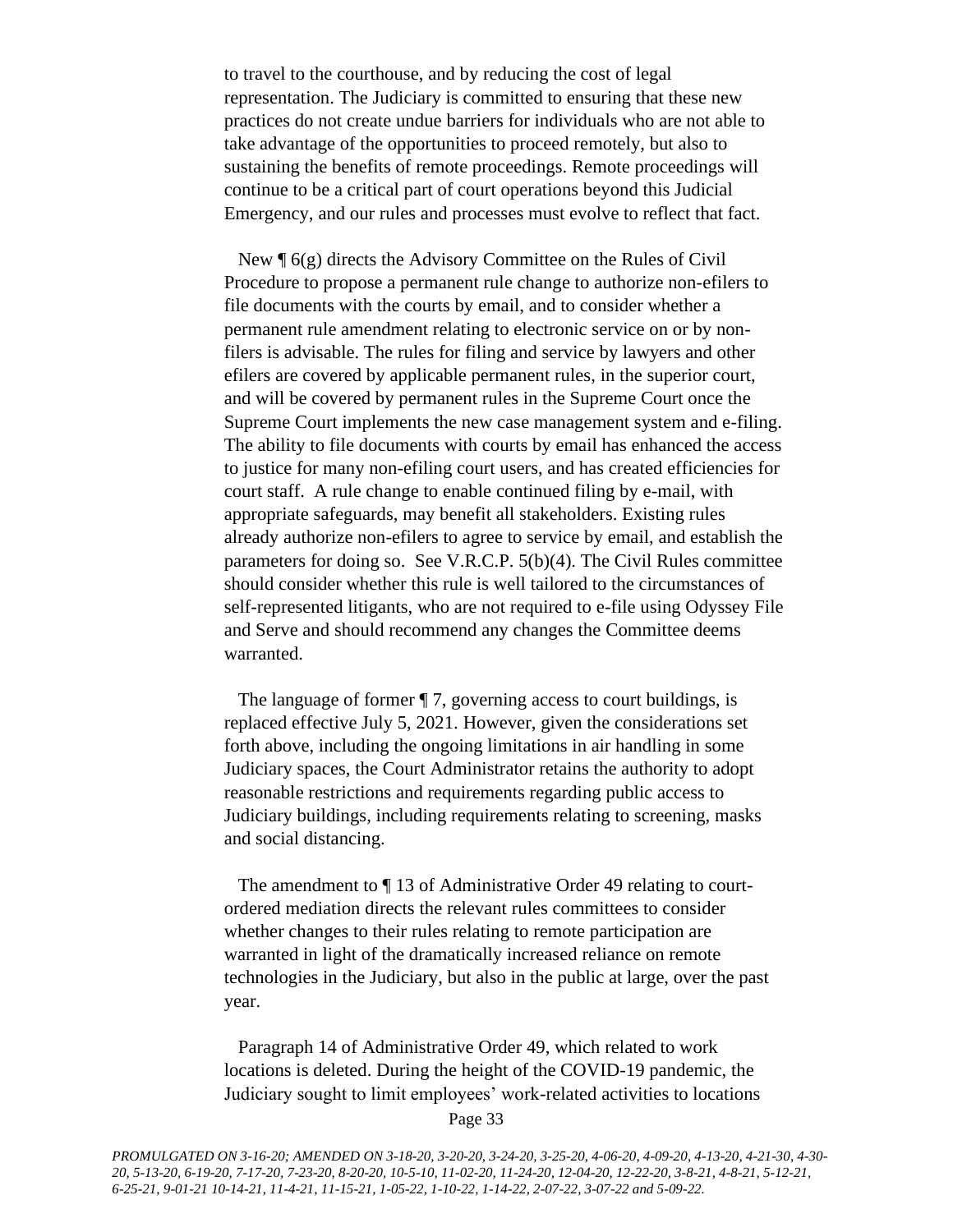to travel to the courthouse, and by reducing the cost of legal representation. The Judiciary is committed to ensuring that these new practices do not create undue barriers for individuals who are not able to take advantage of the opportunities to proceed remotely, but also to sustaining the benefits of remote proceedings. Remote proceedings will continue to be a critical part of court operations beyond this Judicial Emergency, and our rules and processes must evolve to reflect that fact.

New ¶ 6(g) directs the Advisory Committee on the Rules of Civil Procedure to propose a permanent rule change to authorize non-efilers to file documents with the courts by email, and to consider whether a permanent rule amendment relating to electronic service on or by non-filers is advisable. The rules for filing and service by lawyers and other efilers are covered by applicable permanent rules, in the superior court, and will be covered by permanent rules in the Supreme Court once the Supreme Court implements the new case management system and e-filing. The ability to file documents with courts by email has enhanced the access to justice for many non-efiling court users, and has created efficiencies for court staff. A rule change to enable continued filing by e-mail, with appropriate safeguards, may benefit all stakeholders. Existing rules already authorize non-efilers to agree to service by email, and establish the parameters for doing so. See V.R.C.P. 5(b)(4). The Civil Rules committee should consider whether this rule is well tailored to the circumstances of self-represented litigants, who are not required to e-file using Odyssey File and Serve and should recommend any changes the Committee deems warranted.

The language of former ¶ 7, governing access to court buildings, is replaced effective July 5, 2021. However, given the considerations set forth above, including the ongoing limitations in air handling in some Judiciary spaces, the Court Administrator retains the authority to adopt reasonable restrictions and requirements regarding public access to Judiciary buildings, including requirements relating to screening, masks and social distancing.

The amendment to ¶ 13 of Administrative Order 49 relating to court-ordered mediation directs the relevant rules committees to consider whether changes to their rules relating to remote participation are warranted in light of the dramatically increased reliance on remote technologies in the Judiciary, but also in the public at large, over the past year.

Paragraph 14 of Administrative Order 49, which related to work locations is deleted. During the height of the COVID-19 pandemic, the Judiciary sought to limit employees' work-related activities to locations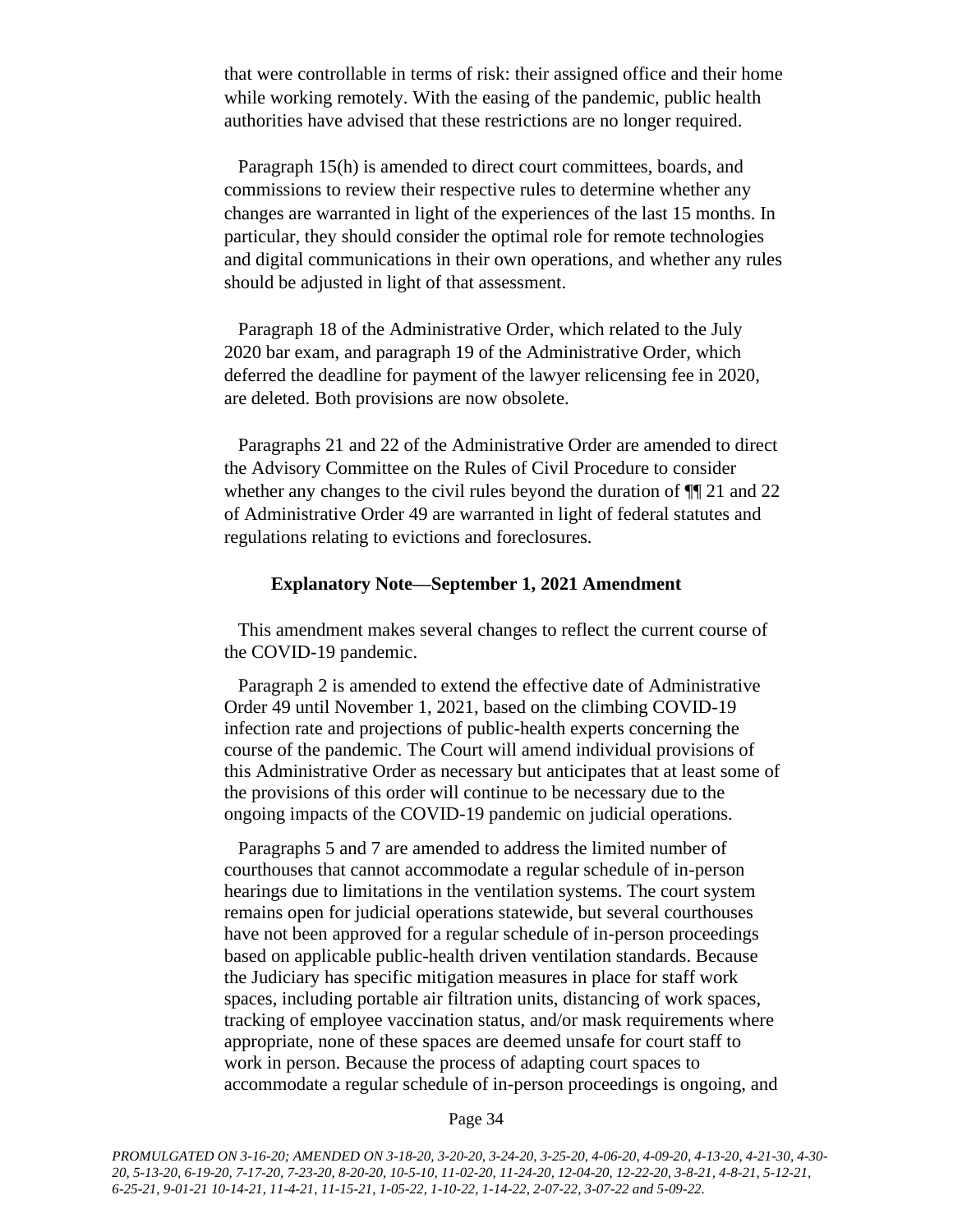that were controllable in terms of risk: their assigned office and their home while working remotely. With the easing of the pandemic, public health authorities have advised that these restrictions are no longer required.

Paragraph 15(h) is amended to direct court committees, boards, and commissions to review their respective rules to determine whether any changes are warranted in light of the experiences of the last 15 months. In particular, they should consider the optimal role for remote technologies and digital communications in their own operations, and whether any rules should be adjusted in light of that assessment.

Paragraph 18 of the Administrative Order, which related to the July 2020 bar exam, and paragraph 19 of the Administrative Order, which deferred the deadline for payment of the lawyer relicensing fee in 2020, are deleted. Both provisions are now obsolete.

Paragraphs 21 and 22 of the Administrative Order are amended to direct the Advisory Committee on the Rules of Civil Procedure to consider whether any changes to the civil rules beyond the duration of ¶¶ 21 and 22 of Administrative Order 49 are warranted in light of federal statutes and regulations relating to evictions and foreclosures.

**Explanatory Note—September 1, 2021 Amendment**

This amendment makes several changes to reflect the current course of the COVID-19 pandemic.

Paragraph 2 is amended to extend the effective date of Administrative Order 49 until November 1, 2021, based on the climbing COVID-19 infection rate and projections of public-health experts concerning the course of the pandemic. The Court will amend individual provisions of this Administrative Order as necessary but anticipates that at least some of the provisions of this order will continue to be necessary due to the ongoing impacts of the COVID-19 pandemic on judicial operations.

Paragraphs 5 and 7 are amended to address the limited number of courthouses that cannot accommodate a regular schedule of in-person hearings due to limitations in the ventilation systems. The court system remains open for judicial operations statewide, but several courthouses have not been approved for a regular schedule of in-person proceedings based on applicable public-health driven ventilation standards. Because the Judiciary has specific mitigation measures in place for staff work spaces, including portable air filtration units, distancing of work spaces, tracking of employee vaccination status, and/or mask requirements where appropriate, none of these spaces are deemed unsafe for court staff to work in person. Because the process of adapting court spaces to accommodate a regular schedule of in-person proceedings is ongoing, and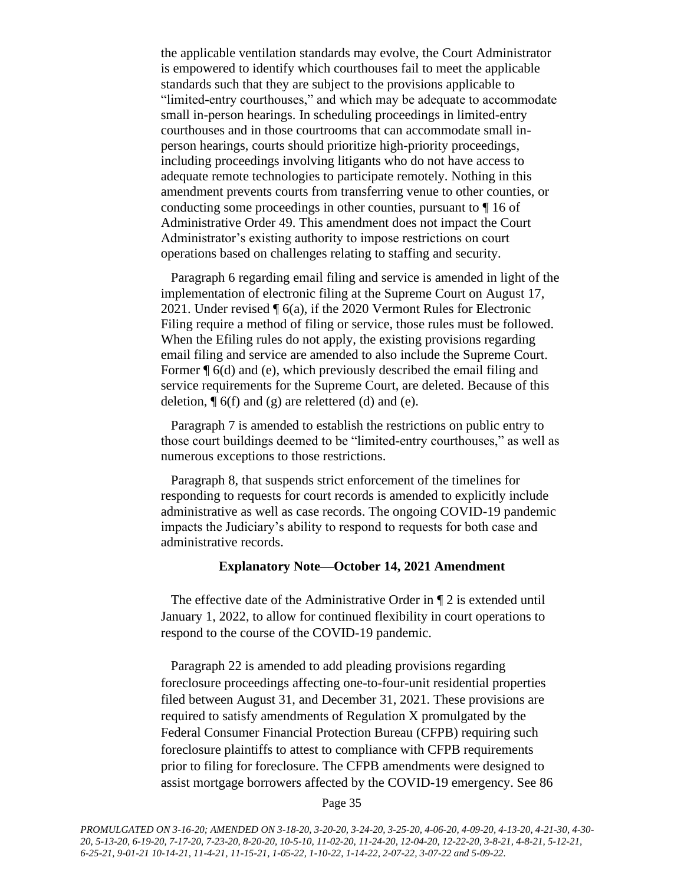the applicable ventilation standards may evolve, the Court Administrator is empowered to identify which courthouses fail to meet the applicable standards such that they are subject to the provisions applicable to "limited-entry courthouses," and which may be adequate to accommodate small in-person hearings. In scheduling proceedings in limited-entry courthouses and in those courtrooms that can accommodate small in-person hearings, courts should prioritize high-priority proceedings, including proceedings involving litigants who do not have access to adequate remote technologies to participate remotely. Nothing in this amendment prevents courts from transferring venue to other counties, or conducting some proceedings in other counties, pursuant to ¶ 16 of Administrative Order 49. This amendment does not impact the Court Administrator's existing authority to impose restrictions on court operations based on challenges relating to staffing and security.

Paragraph 6 regarding email filing and service is amended in light of the implementation of electronic filing at the Supreme Court on August 17, 2021. Under revised ¶ 6(a), if the 2020 Vermont Rules for Electronic Filing require a method of filing or service, those rules must be followed. When the Efiling rules do not apply, the existing provisions regarding email filing and service are amended to also include the Supreme Court. Former ¶ 6(d) and (e), which previously described the email filing and service requirements for the Supreme Court, are deleted. Because of this deletion, ¶ 6(f) and (g) are relettered (d) and (e).

Paragraph 7 is amended to establish the restrictions on public entry to those court buildings deemed to be "limited-entry courthouses," as well as numerous exceptions to those restrictions.

Paragraph 8, that suspends strict enforcement of the timelines for responding to requests for court records is amended to explicitly include administrative as well as case records. The ongoing COVID-19 pandemic impacts the Judiciary's ability to respond to requests for both case and administrative records.

### Explanatory Note—October 14, 2021 Amendment

The effective date of the Administrative Order in ¶ 2 is extended until January 1, 2022, to allow for continued flexibility in court operations to respond to the course of the COVID-19 pandemic.

Paragraph 22 is amended to add pleading provisions regarding foreclosure proceedings affecting one-to-four-unit residential properties filed between August 31, and December 31, 2021. These provisions are required to satisfy amendments of Regulation X promulgated by the Federal Consumer Financial Protection Bureau (CFPB) requiring such foreclosure plaintiffs to attest to compliance with CFPB requirements prior to filing for foreclosure. The CFPB amendments were designed to assist mortgage borrowers affected by the COVID-19 emergency. See 86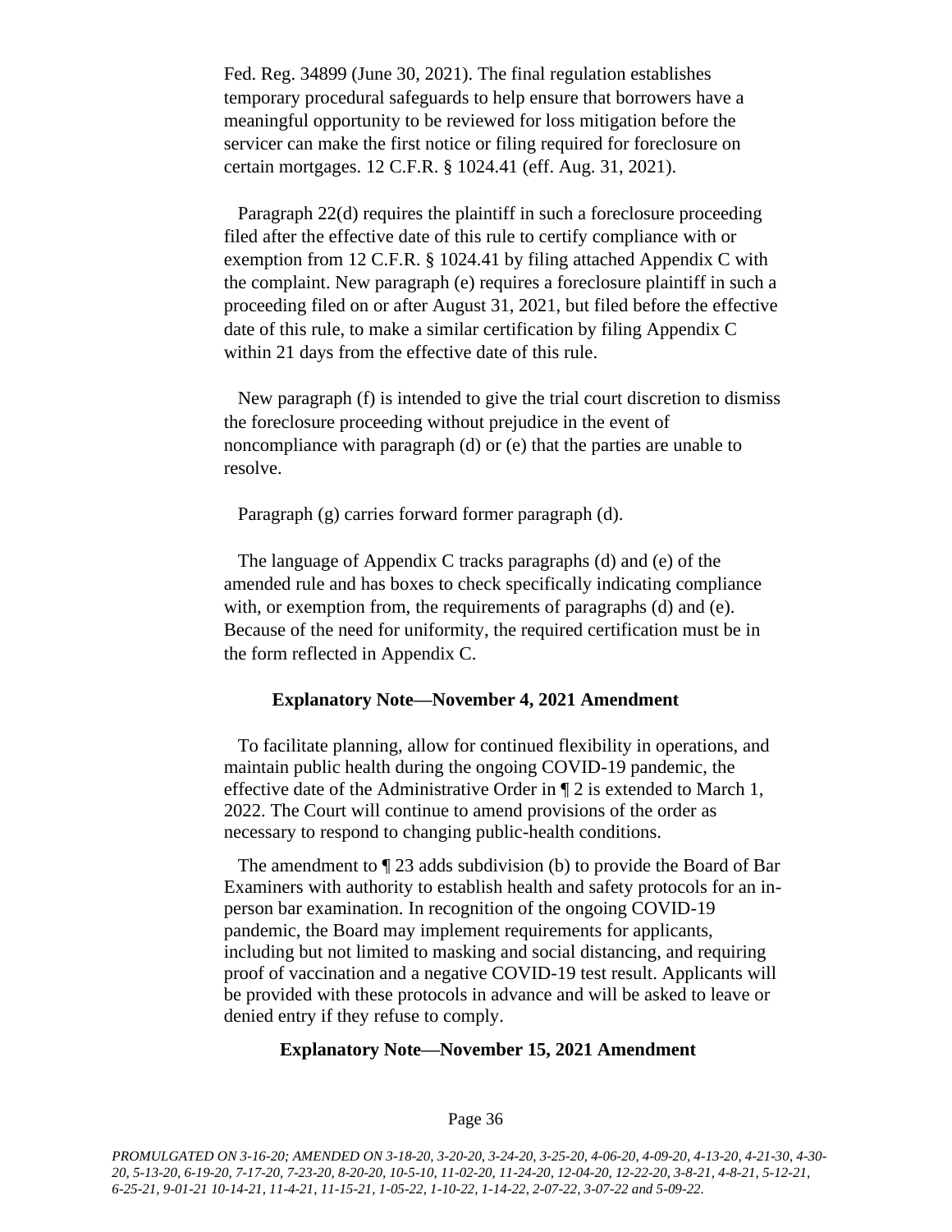Fed. Reg. 34899 (June 30, 2021). The final regulation establishes temporary procedural safeguards to help ensure that borrowers have a meaningful opportunity to be reviewed for loss mitigation before the servicer can make the first notice or filing required for foreclosure on certain mortgages. 12 C.F.R. § 1024.41 (eff. Aug. 31, 2021).

Paragraph 22(d) requires the plaintiff in such a foreclosure proceeding filed after the effective date of this rule to certify compliance with or exemption from 12 C.F.R. § 1024.41 by filing attached Appendix C with the complaint. New paragraph (e) requires a foreclosure plaintiff in such a proceeding filed on or after August 31, 2021, but filed before the effective date of this rule, to make a similar certification by filing Appendix C within 21 days from the effective date of this rule.

New paragraph (f) is intended to give the trial court discretion to dismiss the foreclosure proceeding without prejudice in the event of noncompliance with paragraph (d) or (e) that the parties are unable to resolve.

Paragraph (g) carries forward former paragraph (d).

The language of Appendix C tracks paragraphs (d) and (e) of the amended rule and has boxes to check specifically indicating compliance with, or exemption from, the requirements of paragraphs (d) and (e). Because of the need for uniformity, the required certification must be in the form reflected in Appendix C.

### Explanatory Note—November 4, 2021 Amendment

To facilitate planning, allow for continued flexibility in operations, and maintain public health during the ongoing COVID-19 pandemic, the effective date of the Administrative Order in ¶ 2 is extended to March 1, 2022. The Court will continue to amend provisions of the order as necessary to respond to changing public-health conditions.

The amendment to ¶ 23 adds subdivision (b) to provide the Board of Bar Examiners with authority to establish health and safety protocols for an in-person bar examination. In recognition of the ongoing COVID-19 pandemic, the Board may implement requirements for applicants, including but not limited to masking and social distancing, and requiring proof of vaccination and a negative COVID-19 test result. Applicants will be provided with these protocols in advance and will be asked to leave or denied entry if they refuse to comply.

### Explanatory Note—November 15, 2021 Amendment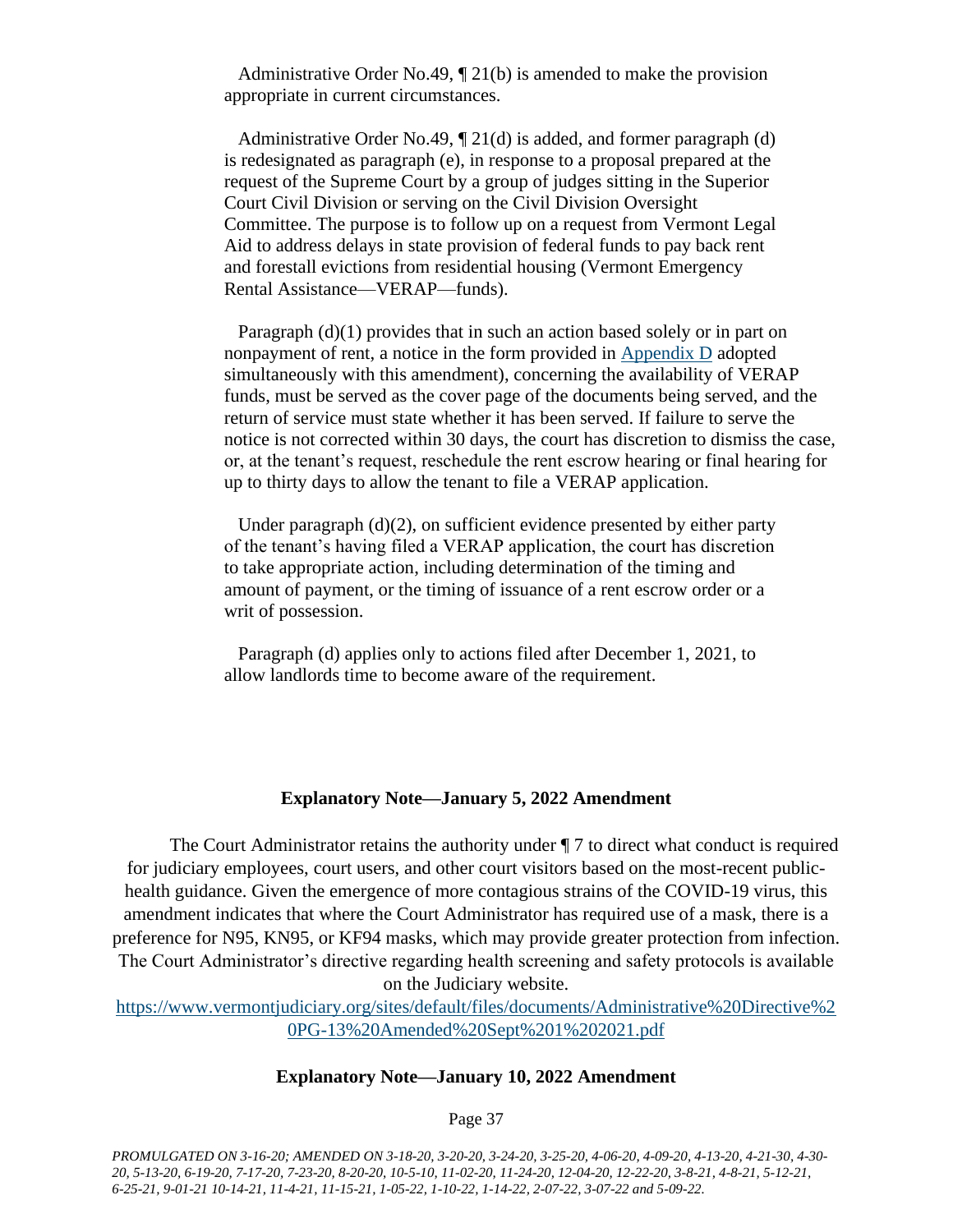Administrative Order No.49, ¶ 21(b) is amended to make the provision appropriate in current circumstances.

Administrative Order No.49, ¶ 21(d) is added, and former paragraph (d) is redesignated as paragraph (e), in response to a proposal prepared at the request of the Supreme Court by a group of judges sitting in the Superior Court Civil Division or serving on the Civil Division Oversight Committee. The purpose is to follow up on a request from Vermont Legal Aid to address delays in state provision of federal funds to pay back rent and forestall evictions from residential housing (Vermont Emergency Rental Assistance—VERAP—funds).

Paragraph (d)(1) provides that in such an action based solely or in part on nonpayment of rent, a notice in the form provided in Appendix D adopted simultaneously with this amendment), concerning the availability of VERAP funds, must be served as the cover page of the documents being served, and the return of service must state whether it has been served. If failure to serve the notice is not corrected within 30 days, the court has discretion to dismiss the case, or, at the tenant's request, reschedule the rent escrow hearing or final hearing for up to thirty days to allow the tenant to file a VERAP application.

Under paragraph (d)(2), on sufficient evidence presented by either party of the tenant's having filed a VERAP application, the court has discretion to take appropriate action, including determination of the timing and amount of payment, or the timing of issuance of a rent escrow order or a writ of possession.

Paragraph (d) applies only to actions filed after December 1, 2021, to allow landlords time to become aware of the requirement.

**Explanatory Note—January 5, 2022 Amendment**

The Court Administrator retains the authority under ¶ 7 to direct what conduct is required for judiciary employees, court users, and other court visitors based on the most-recent public-health guidance. Given the emergence of more contagious strains of the COVID-19 virus, this amendment indicates that where the Court Administrator has required use of a mask, there is a preference for N95, KN95, or KF94 masks, which may provide greater protection from infection. The Court Administrator's directive regarding health screening and safety protocols is available on the Judiciary website. https://www.vermontjudiciary.org/sites/default/files/documents/Administrative%20Directive%20PG-13%20Amended%20Sept%201%202021.pdf

**Explanatory Note—January 10, 2022 Amendment**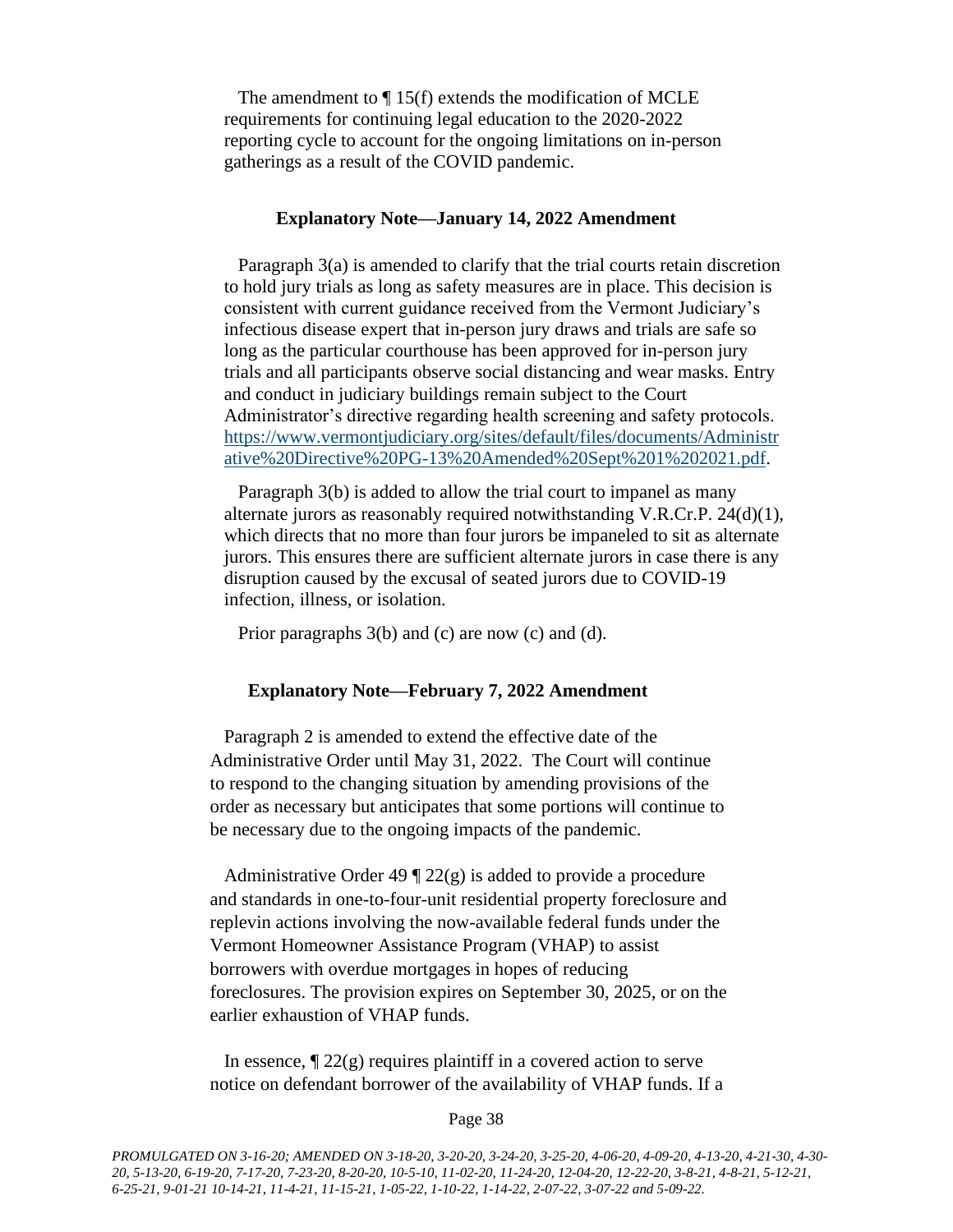The amendment to ¶ 15(f) extends the modification of MCLE requirements for continuing legal education to the 2020-2022 reporting cycle to account for the ongoing limitations on in-person gatherings as a result of the COVID pandemic.

**Explanatory Note—January 14, 2022 Amendment**

Paragraph 3(a) is amended to clarify that the trial courts retain discretion to hold jury trials as long as safety measures are in place. This decision is consistent with current guidance received from the Vermont Judiciary's infectious disease expert that in-person jury draws and trials are safe so long as the particular courthouse has been approved for in-person jury trials and all participants observe social distancing and wear masks. Entry and conduct in judiciary buildings remain subject to the Court Administrator's directive regarding health screening and safety protocols. [https://www.vermontjudiciary.org/sites/default/files/documents/Administrative%20Directive%20PG-13%20Amended%20Sept%201%202021.pdf](https://www.vermontjudiciary.org/sites/default/files/documents/Administrative%20Directive%20PG-13%20Amended%20Sept%201%202021.pdf).

Paragraph 3(b) is added to allow the trial court to impanel as many alternate jurors as reasonably required notwithstanding V.R.Cr.P. 24(d)(1), which directs that no more than four jurors be impaneled to sit as alternate jurors. This ensures there are sufficient alternate jurors in case there is any disruption caused by the excusal of seated jurors due to COVID-19 infection, illness, or isolation.

Prior paragraphs 3(b) and (c) are now (c) and (d).

**Explanatory Note—February 7, 2022 Amendment**

Paragraph 2 is amended to extend the effective date of the Administrative Order until May 31, 2022. The Court will continue to respond to the changing situation by amending provisions of the order as necessary but anticipates that some portions will continue to be necessary due to the ongoing impacts of the pandemic.

Administrative Order 49 ¶ 22(g) is added to provide a procedure and standards in one-to-four-unit residential property foreclosure and replevin actions involving the now-available federal funds under the Vermont Homeowner Assistance Program (VHAP) to assist borrowers with overdue mortgages in hopes of reducing foreclosures. The provision expires on September 30, 2025, or on the earlier exhaustion of VHAP funds.

In essence, ¶ 22(g) requires plaintiff in a covered action to serve notice on defendant borrower of the availability of VHAP funds. If a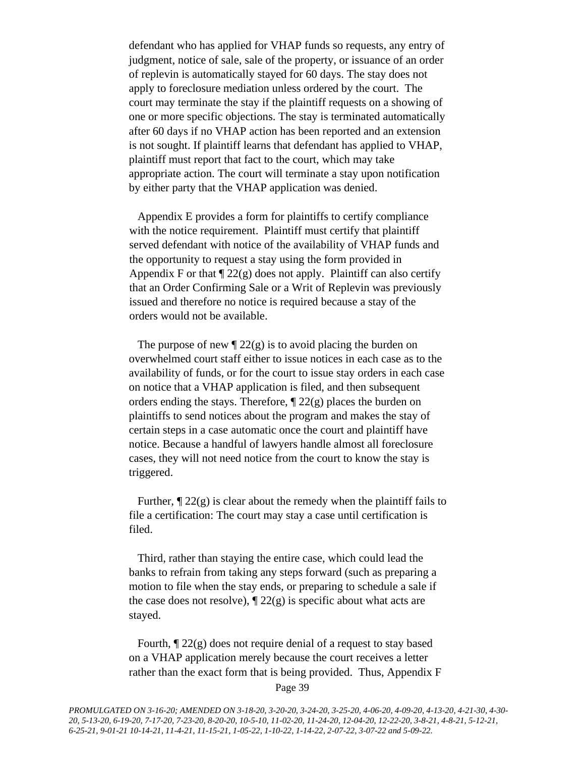defendant who has applied for VHAP funds so requests, any entry of judgment, notice of sale, sale of the property, or issuance of an order of replevin is automatically stayed for 60 days. The stay does not apply to foreclosure mediation unless ordered by the court. The court may terminate the stay if the plaintiff requests on a showing of one or more specific objections. The stay is terminated automatically after 60 days if no VHAP action has been reported and an extension is not sought. If plaintiff learns that defendant has applied to VHAP, plaintiff must report that fact to the court, which may take appropriate action. The court will terminate a stay upon notification by either party that the VHAP application was denied.

Appendix E provides a form for plaintiffs to certify compliance with the notice requirement. Plaintiff must certify that plaintiff served defendant with notice of the availability of VHAP funds and the opportunity to request a stay using the form provided in Appendix F or that ¶ 22(g) does not apply. Plaintiff can also certify that an Order Confirming Sale or a Writ of Replevin was previously issued and therefore no notice is required because a stay of the orders would not be available.

The purpose of new ¶ 22(g) is to avoid placing the burden on overwhelmed court staff either to issue notices in each case as to the availability of funds, or for the court to issue stay orders in each case on notice that a VHAP application is filed, and then subsequent orders ending the stays. Therefore, ¶ 22(g) places the burden on plaintiffs to send notices about the program and makes the stay of certain steps in a case automatic once the court and plaintiff have notice. Because a handful of lawyers handle almost all foreclosure cases, they will not need notice from the court to know the stay is triggered.

Further, ¶ 22(g) is clear about the remedy when the plaintiff fails to file a certification: The court may stay a case until certification is filed.

Third, rather than staying the entire case, which could lead the banks to refrain from taking any steps forward (such as preparing a motion to file when the stay ends, or preparing to schedule a sale if the case does not resolve), ¶ 22(g) is specific about what acts are stayed.

Fourth, ¶ 22(g) does not require denial of a request to stay based on a VHAP application merely because the court receives a letter rather than the exact form that is being provided. Thus, Appendix F

*PROMULGATED ON 3-16-20; AMENDED ON 3-18-20, 3-20-20, 3-24-20, 3-25-20, 4-06-20, 4-09-20, 4-13-20, 4-21-30, 4-30-20, 5-13-20, 6-19-20, 7-17-20, 7-23-20, 8-20-20, 10-5-10, 11-02-20, 11-24-20, 12-04-20, 12-22-20, 3-8-21, 4-8-21, 5-12-21, 6-25-21, 9-01-21 10-14-21, 11-4-21, 11-15-21, 1-05-22, 1-10-22, 1-14-22, 2-07-22, 3-07-22 and 5-09-22.*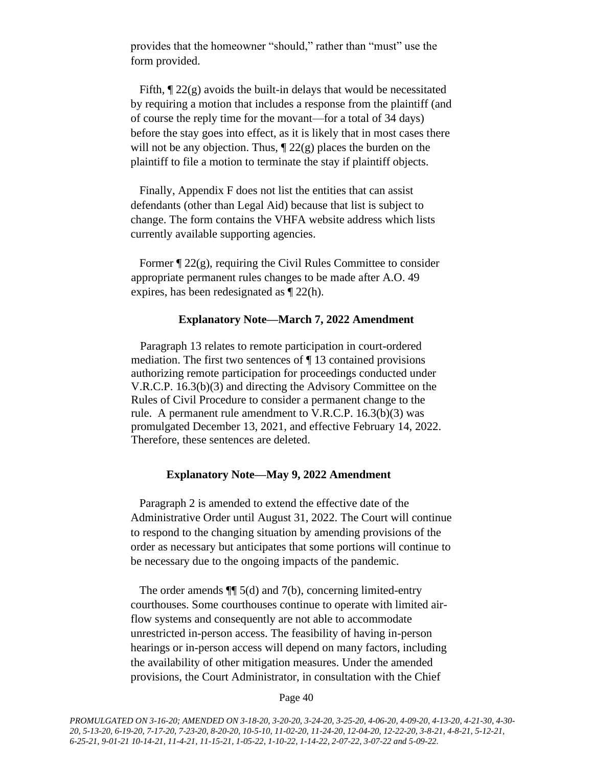provides that the homeowner "should," rather than "must" use the form provided.

Fifth, ¶ 22(g) avoids the built-in delays that would be necessitated by requiring a motion that includes a response from the plaintiff (and of course the reply time for the movant—for a total of 34 days) before the stay goes into effect, as it is likely that in most cases there will not be any objection. Thus, ¶ 22(g) places the burden on the plaintiff to file a motion to terminate the stay if plaintiff objects.

Finally, Appendix F does not list the entities that can assist defendants (other than Legal Aid) because that list is subject to change. The form contains the VHFA website address which lists currently available supporting agencies.

Former ¶ 22(g), requiring the Civil Rules Committee to consider appropriate permanent rules changes to be made after A.O. 49 expires, has been redesignated as ¶ 22(h).

**Explanatory Note—March 7, 2022 Amendment**

Paragraph 13 relates to remote participation in court-ordered mediation. The first two sentences of ¶ 13 contained provisions authorizing remote participation for proceedings conducted under V.R.C.P. 16.3(b)(3) and directing the Advisory Committee on the Rules of Civil Procedure to consider a permanent change to the rule. A permanent rule amendment to V.R.C.P. 16.3(b)(3) was promulgated December 13, 2021, and effective February 14, 2022. Therefore, these sentences are deleted.

**Explanatory Note—May 9, 2022 Amendment**

Paragraph 2 is amended to extend the effective date of the Administrative Order until August 31, 2022. The Court will continue to respond to the changing situation by amending provisions of the order as necessary but anticipates that some portions will continue to be necessary due to the ongoing impacts of the pandemic.

The order amends ¶¶ 5(d) and 7(b), concerning limited-entry courthouses. Some courthouses continue to operate with limited air-flow systems and consequently are not able to accommodate unrestricted in-person access. The feasibility of having in-person hearings or in-person access will depend on many factors, including the availability of other mitigation measures. Under the amended provisions, the Court Administrator, in consultation with the Chief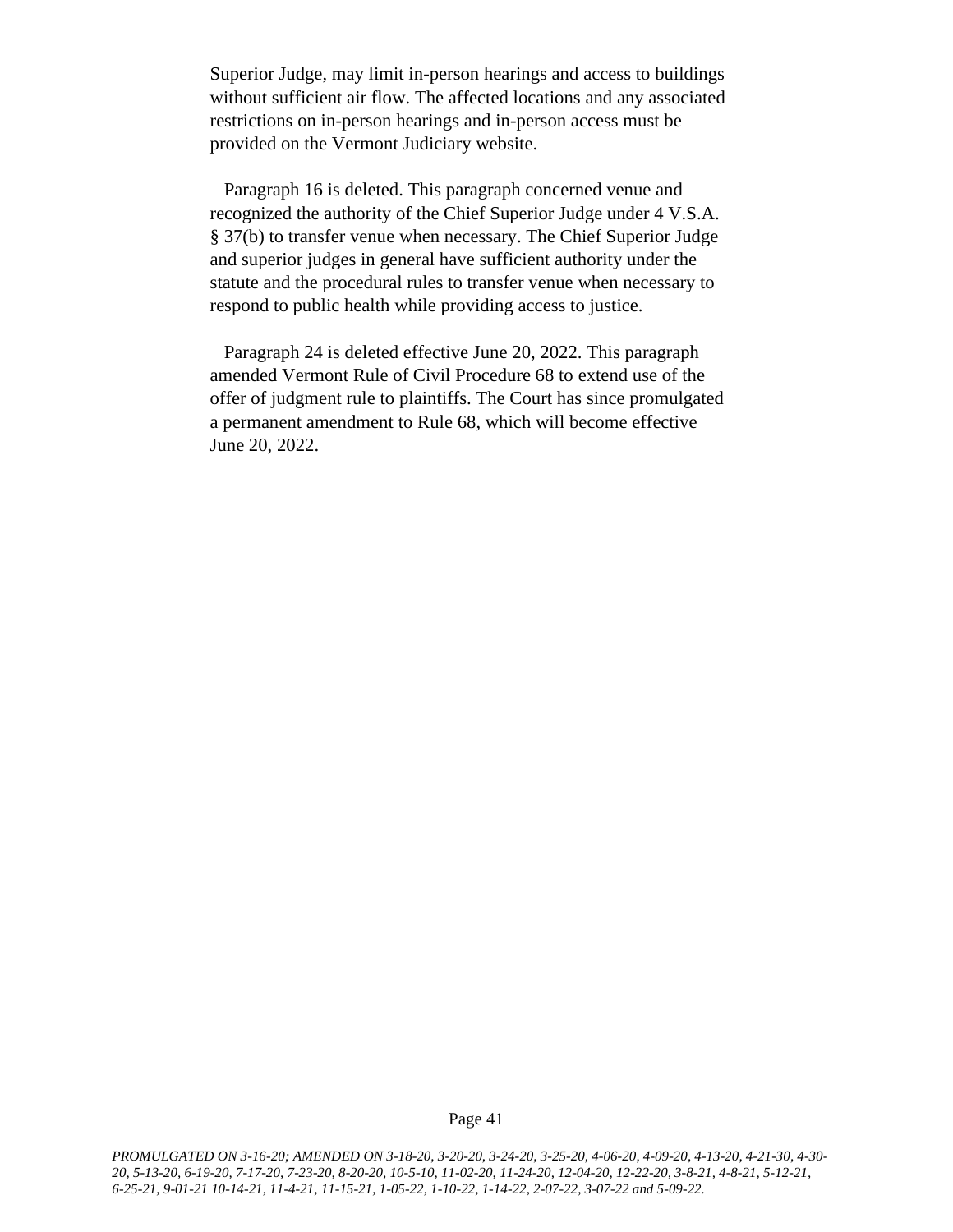Superior Judge, may limit in-person hearings and access to buildings without sufficient air flow. The affected locations and any associated restrictions on in-person hearings and in-person access must be provided on the Vermont Judiciary website.

Paragraph 16 is deleted. This paragraph concerned venue and recognized the authority of the Chief Superior Judge under 4 V.S.A. § 37(b) to transfer venue when necessary. The Chief Superior Judge and superior judges in general have sufficient authority under the statute and the procedural rules to transfer venue when necessary to respond to public health while providing access to justice.

Paragraph 24 is deleted effective June 20, 2022. This paragraph amended Vermont Rule of Civil Procedure 68 to extend use of the offer of judgment rule to plaintiffs. The Court has since promulgated a permanent amendment to Rule 68, which will become effective June 20, 2022.